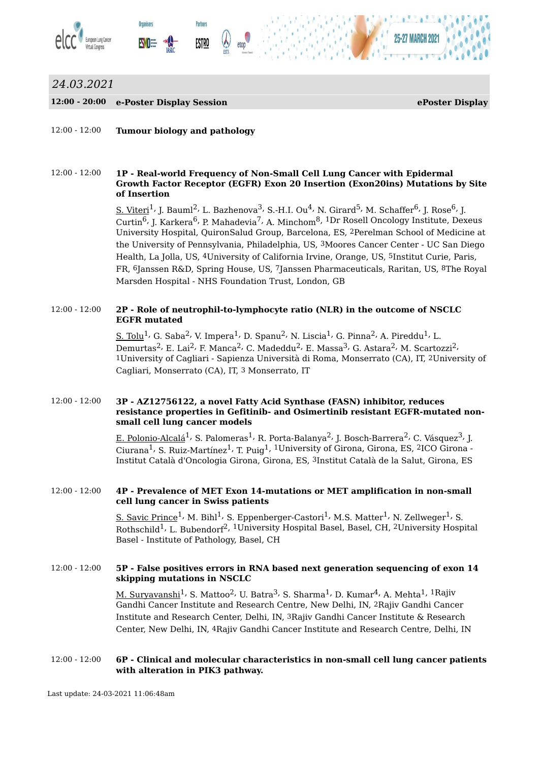*24.03.2021*

**12:00 - 20:00** **e-Poster Display Session** **ePoster Display**

12:00 - 12:00 **Tumour biology and pathology**

12:00 - 12:00 **1P - Real-world Frequency of Non-Small Cell Lung Cancer with Epidermal Growth Factor Receptor (EGFR) Exon 20 Insertion (Exon20ins) Mutations by Site of Insertion**

S. Viteri[1], J. Bauml[2], L. Bazhenova[3], S.-H.I. Ou[4], N. Girard[5], M. Schaffer[6], J. Rose[6], J. Curtin[6], J. Karkera[6], P. Mahadevia[7], A. Minchom[8], [1]Dr Rosell Oncology Institute, Dexeus University Hospital, QuironSalud Group, Barcelona, ES, [2]Perelman School of Medicine at the University of Pennsylvania, Philadelphia, US, [3]Moores Cancer Center - UC San Diego Health, La Jolla, US, [4]University of California Irvine, Orange, US, [5]Institut Curie, Paris, FR, [6]Janssen R&D, Spring House, US, [7]Janssen Pharmaceuticals, Raritan, US, [8]The Royal Marsden Hospital - NHS Foundation Trust, London, GB

12:00 - 12:00 **2P - Role of neutrophil-to-lymphocyte ratio (NLR) in the outcome of NSCLC EGFR mutated**

S. Tolu[1], G. Saba[2], V. Impera[1], D. Spanu[2], N. Liscia[1], G. Pinna[2], A. Pireddu[1], L. Demurtas[2], E. Lai[2], F. Manca[2], C. Madeddu[2], E. Massa[3], G. Astara[2], M. Scartozzi[2], [1]University of Cagliari - Sapienza Università di Roma, Monserrato (CA), IT, [2]University of Cagliari, Monserrato (CA), IT, [3] Monserrato, IT

12:00 - 12:00 **3P - AZ12756122, a novel Fatty Acid Synthase (FASN) inhibitor, reduces resistance properties in Gefitinib- and Osimertinib resistant EGFR-mutated non-small cell lung cancer models**

E. Polonio-Alcalá[1], S. Palomeras[1], R. Porta-Balanya[2], J. Bosch-Barrera[2], C. Vásquez[3], J. Ciurana[1], S. Ruiz-Martínez[1], T. Puig[1], [1]University of Girona, Girona, ES, [2]ICO Girona - Institut Català d'Oncologia Girona, Girona, ES, [3]Institut Català de la Salut, Girona, ES

12:00 - 12:00 **4P - Prevalence of MET Exon 14-mutations or MET amplification in non-small cell lung cancer in Swiss patients**

S. Savic Prince[1], M. Bihl[1], S. Eppenberger-Castori[1], M.S. Matter[1], N. Zellweger[1], S. Rothschild[1], L. Bubendorf[2], [1]University Hospital Basel, Basel, CH, [2]University Hospital Basel - Institute of Pathology, Basel, CH

12:00 - 12:00 **5P - False positives errors in RNA based next generation sequencing of exon 14 skipping mutations in NSCLC**

M. Suryavanshi[1], S. Mattoo[2], U. Batra[3], S. Sharma[1], D. Kumar[4], A. Mehta[1], [1]Rajiv Gandhi Cancer Institute and Research Centre, New Delhi, IN, [2]Rajiv Gandhi Cancer Institute and Research Center, Delhi, IN, [3]Rajiv Gandhi Cancer Institute & Research Center, New Delhi, IN, [4]Rajiv Gandhi Cancer Institute and Research Centre, Delhi, IN

12:00 - 12:00 **6P - Clinical and molecular characteristics in non-small cell lung cancer patients with alteration in PIK3 pathway.**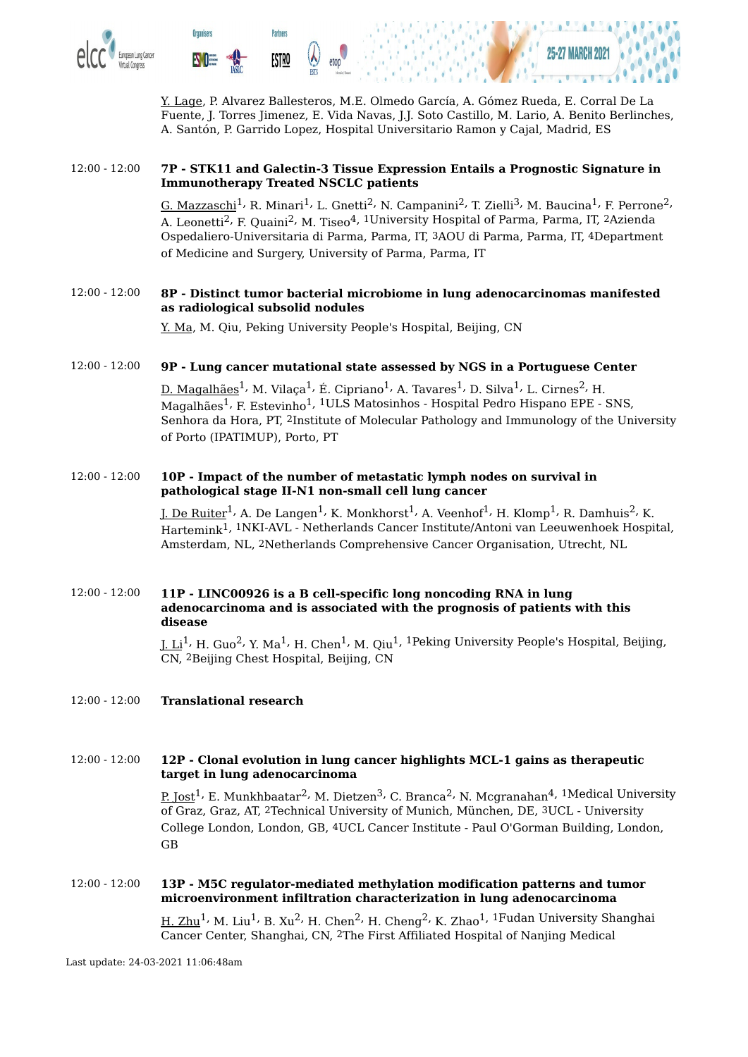Y. Lage, P. Alvarez Ballesteros, M.E. Olmedo García, A. Gómez Rueda, E. Corral De La Fuente, J. Torres Jimenez, E. Vida Navas, J.J. Soto Castillo, M. Lario, A. Benito Berlinches, A. Santón, P. Garrido Lopez, Hospital Universitario Ramon y Cajal, Madrid, ES

12:00 - 12:00

**7P - STK11 and Galectin-3 Tissue Expression Entails a Prognostic Signature in Immunotherapy Treated NSCLC patients**

G. Mazzaschi[1], R. Minari[1], L. Gnetti[2], N. Campanini[2], T. Zielli[3], M. Baucina[1], F. Perrone[2], A. Leonetti[2], F. Quaini[2], M. Tiseo[4], [1]University Hospital of Parma, Parma, IT, [2]Azienda Ospedaliero-Universitaria di Parma, Parma, IT, [3]AOU di Parma, Parma, IT, [4]Department of Medicine and Surgery, University of Parma, Parma, IT

12:00 - 12:00

**8P - Distinct tumor bacterial microbiome in lung adenocarcinomas manifested as radiological subsolid nodules**

Y. Ma, M. Qiu, Peking University People's Hospital, Beijing, CN

12:00 - 12:00

**9P - Lung cancer mutational state assessed by NGS in a Portuguese Center**

D. Magalhães[1], M. Vilaça[1], É. Cipriano[1], A. Tavares[1], D. Silva[1], L. Cirnes[2], H. Magalhães[1], F. Estevinho[1], [1]ULS Matosinhos - Hospital Pedro Hispano EPE - SNS, Senhora da Hora, PT, [2]Institute of Molecular Pathology and Immunology of the University of Porto (IPATIMUP), Porto, PT

12:00 - 12:00

**10P - Impact of the number of metastatic lymph nodes on survival in pathological stage II-N1 non-small cell lung cancer**

J. De Ruiter[1], A. De Langen[1], K. Monkhorst[1], A. Veenhof[1], H. Klomp[1], R. Damhuis[2], K. Hartemink[1], [1]NKI-AVL - Netherlands Cancer Institute/Antoni van Leeuwenhoek Hospital, Amsterdam, NL, [2]Netherlands Comprehensive Cancer Organisation, Utrecht, NL

12:00 - 12:00

**11P - LINC00926 is a B cell-specific long noncoding RNA in lung adenocarcinoma and is associated with the prognosis of patients with this disease**

J. Li[1], H. Guo[2], Y. Ma[1], H. Chen[1], M. Qiu[1], [1]Peking University People's Hospital, Beijing, CN, [2]Beijing Chest Hospital, Beijing, CN

12:00 - 12:00

**Translational research**

12:00 - 12:00

**12P - Clonal evolution in lung cancer highlights MCL-1 gains as therapeutic target in lung adenocarcinoma**

P. Jost[1], E. Munkhbaatar[2], M. Dietzen[3], C. Branca[2], N. Mcgranahan[4], [1]Medical University of Graz, Graz, AT, [2]Technical University of Munich, München, DE, [3]UCL - University College London, London, GB, [4]UCL Cancer Institute - Paul O'Gorman Building, London, GB

12:00 - 12:00

**13P - M5C regulator-mediated methylation modification patterns and tumor microenvironment infiltration characterization in lung adenocarcinoma**

H. Zhu[1], M. Liu[1], B. Xu[2], H. Chen[2], H. Cheng[2], K. Zhao[1], [1]Fudan University Shanghai Cancer Center, Shanghai, CN, [2]The First Affiliated Hospital of Nanjing Medical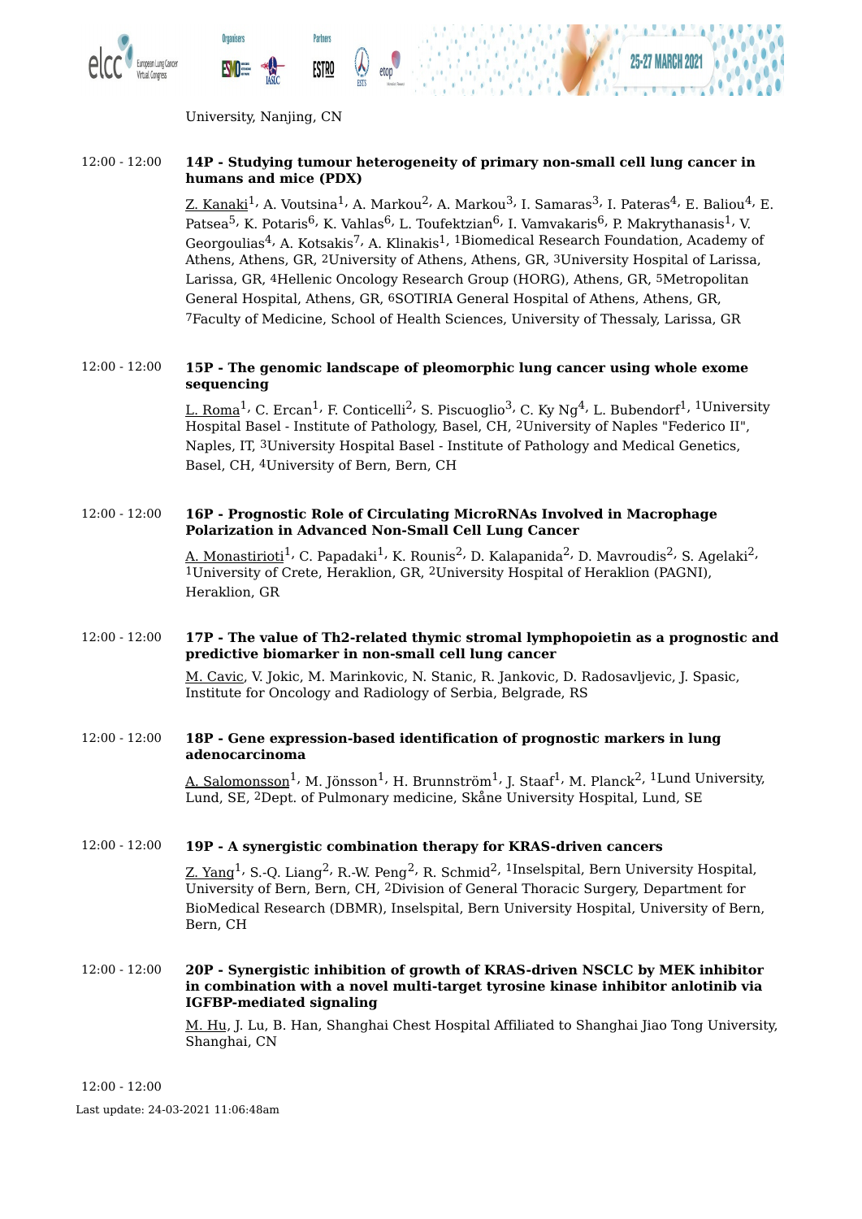University, Nanjing, CN

12:00 - 12:00 **14P - Studying tumour heterogeneity of primary non-small cell lung cancer in humans and mice (PDX)**

Z. Kanaki[1], A. Voutsina[1], A. Markou[2], A. Markou[3], I. Samaras[3], I. Pateras[4], E. Baliou[4], E. Patsea[5], K. Potaris[6], K. Vahlas[6], L. Toufektzian[6], I. Vamvakaris[6], P. Makrythanasis[1], V. Georgoulias[4], A. Kotsakis[7], A. Klinakis[1], [1]Biomedical Research Foundation, Academy of Athens, Athens, GR, [2]University of Athens, Athens, GR, [3]University Hospital of Larissa, Larissa, GR, [4]Hellenic Oncology Research Group (HORG), Athens, GR, [5]Metropolitan General Hospital, Athens, GR, [6]SOTIRIA General Hospital of Athens, Athens, GR, [7]Faculty of Medicine, School of Health Sciences, University of Thessaly, Larissa, GR

12:00 - 12:00 **15P - The genomic landscape of pleomorphic lung cancer using whole exome sequencing**

L. Roma[1], C. Ercan[1], F. Conticelli[2], S. Piscuoglio[3], C. Ky Ng[4], L. Bubendorf[1], [1]University Hospital Basel - Institute of Pathology, Basel, CH, [2]University of Naples "Federico II", Naples, IT, [3]University Hospital Basel - Institute of Pathology and Medical Genetics, Basel, CH, [4]University of Bern, Bern, CH

12:00 - 12:00 **16P - Prognostic Role of Circulating MicroRNAs Involved in Macrophage Polarization in Advanced Non-Small Cell Lung Cancer**

A. Monastirioti[1], C. Papadaki[1], K. Rounis[2], D. Kalapanida[2], D. Mavroudis[2], S. Agelaki[2], [1]University of Crete, Heraklion, GR, [2]University Hospital of Heraklion (PAGNI), Heraklion, GR

12:00 - 12:00 **17P - The value of Th2-related thymic stromal lymphopoietin as a prognostic and predictive biomarker in non-small cell lung cancer**

M. Cavic, V. Jokic, M. Marinkovic, N. Stanic, R. Jankovic, D. Radosavljevic, J. Spasic, Institute for Oncology and Radiology of Serbia, Belgrade, RS

12:00 - 12:00 **18P - Gene expression-based identification of prognostic markers in lung adenocarcinoma**

A. Salomonsson[1], M. Jönsson[1], H. Brunnström[1], J. Staaf[1], M. Planck[2], [1]Lund University, Lund, SE, [2]Dept. of Pulmonary medicine, Skåne University Hospital, Lund, SE

12:00 - 12:00 **19P - A synergistic combination therapy for KRAS-driven cancers**

Z. Yang[1], S.-Q. Liang[2], R.-W. Peng[2], R. Schmid[2], [1]Inselspital, Bern University Hospital, University of Bern, Bern, CH, [2]Division of General Thoracic Surgery, Department for BioMedical Research (DBMR), Inselspital, Bern University Hospital, University of Bern, Bern, CH

12:00 - 12:00 **20P - Synergistic inhibition of growth of KRAS-driven NSCLC by MEK inhibitor in combination with a novel multi-target tyrosine kinase inhibitor anlotinib via IGFBP-mediated signaling**

M. Hu, J. Lu, B. Han, Shanghai Chest Hospital Affiliated to Shanghai Jiao Tong University, Shanghai, CN

12:00 - 12:00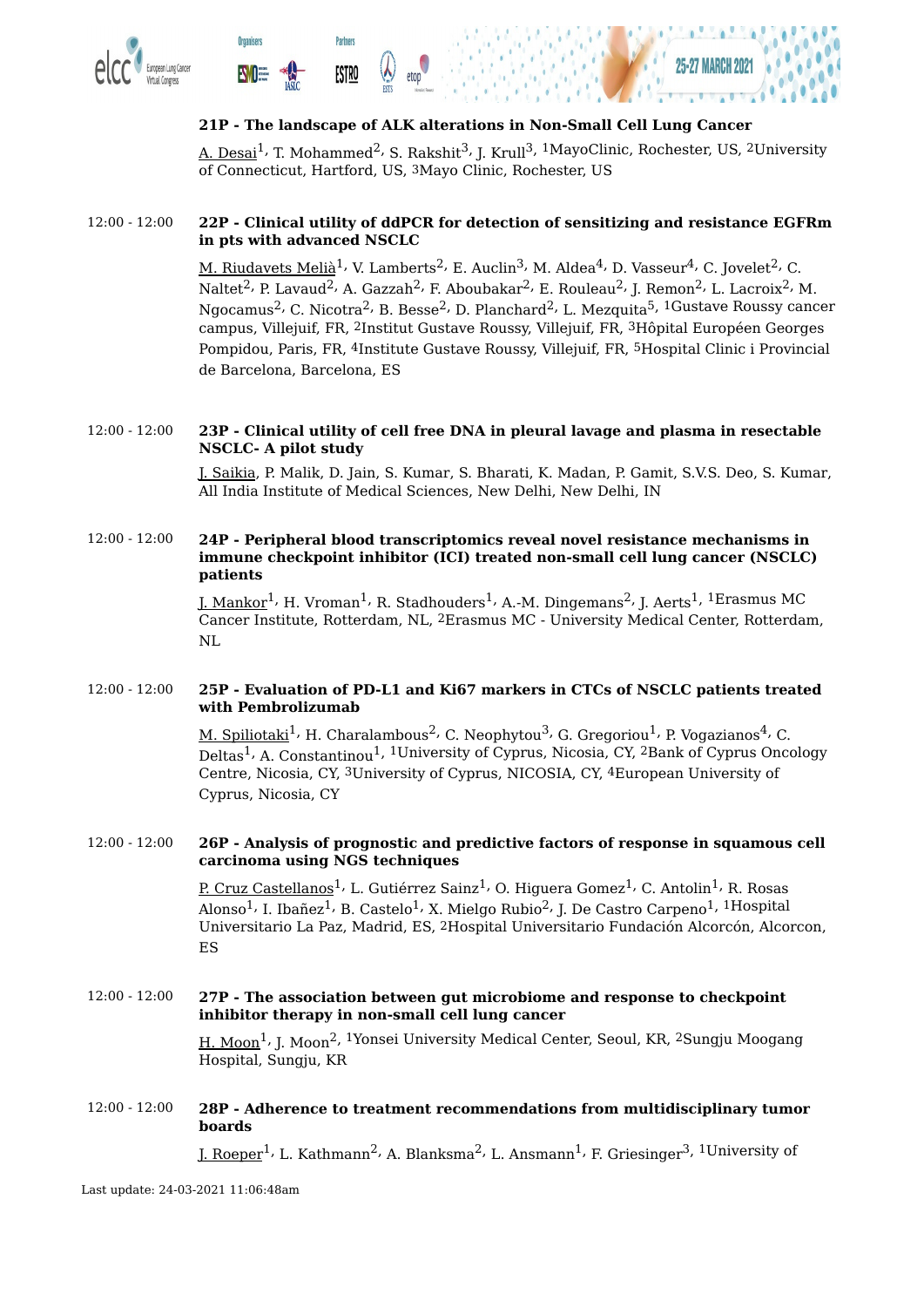**21P - The landscape of ALK alterations in Non-Small Cell Lung Cancer**

A. Desai[1], T. Mohammed[2], S. Rakshit[3], J. Krull[3], [1]MayoClinic, Rochester, US, [2]University of Connecticut, Hartford, US, [3]Mayo Clinic, Rochester, US

12:00 - 12:00 **22P - Clinical utility of ddPCR for detection of sensitizing and resistance EGFRm in pts with advanced NSCLC**

M. Riudavets Melià[1], V. Lamberts[2], E. Auclin[3], M. Aldea[4], D. Vasseur[4], C. Jovelet[2], C. Naltet[2], P. Lavaud[2], A. Gazzah[2], F. Aboubakar[2], E. Rouleau[2], J. Remon[2], L. Lacroix[2], M. Ngocamus[2], C. Nicotra[2], B. Besse[2], D. Planchard[2], L. Mezquita[5], [1]Gustave Roussy cancer campus, Villejuif, FR, [2]Institut Gustave Roussy, Villejuif, FR, [3]Hôpital Européen Georges Pompidou, Paris, FR, [4]Institute Gustave Roussy, Villejuif, FR, [5]Hospital Clinic i Provincial de Barcelona, Barcelona, ES

12:00 - 12:00 **23P - Clinical utility of cell free DNA in pleural lavage and plasma in resectable NSCLC- A pilot study**

J. Saikia, P. Malik, D. Jain, S. Kumar, S. Bharati, K. Madan, P. Gamit, S.V.S. Deo, S. Kumar, All India Institute of Medical Sciences, New Delhi, New Delhi, IN

12:00 - 12:00 **24P - Peripheral blood transcriptomics reveal novel resistance mechanisms in immune checkpoint inhibitor (ICI) treated non-small cell lung cancer (NSCLC) patients**

J. Mankor[1], H. Vroman[1], R. Stadhouders[1], A.-M. Dingemans[2], J. Aerts[1], [1]Erasmus MC Cancer Institute, Rotterdam, NL, [2]Erasmus MC - University Medical Center, Rotterdam, NL

12:00 - 12:00 **25P - Evaluation of PD-L1 and Ki67 markers in CTCs of NSCLC patients treated with Pembrolizumab**

M. Spiliotaki[1], H. Charalambous[2], C. Neophytou[3], G. Gregoriou[1], P. Vogazianos[4], C. Deltas[1], A. Constantinou[1], [1]University of Cyprus, Nicosia, CY, [2]Bank of Cyprus Oncology Centre, Nicosia, CY, [3]University of Cyprus, NICOSIA, CY, [4]European University of Cyprus, Nicosia, CY

12:00 - 12:00 **26P - Analysis of prognostic and predictive factors of response in squamous cell carcinoma using NGS techniques**

P. Cruz Castellanos[1], L. Gutiérrez Sainz[1], O. Higuera Gomez[1], C. Antolin[1], R. Rosas Alonso[1], I. Ibañez[1], B. Castelo[1], X. Mielgo Rubio[2], J. De Castro Carpeno[1], [1]Hospital Universitario La Paz, Madrid, ES, [2]Hospital Universitario Fundación Alcorcón, Alcorcon, ES

12:00 - 12:00 **27P - The association between gut microbiome and response to checkpoint inhibitor therapy in non-small cell lung cancer**

H. Moon[1], J. Moon[2], [1]Yonsei University Medical Center, Seoul, KR, [2]Sungju Moogang Hospital, Sungju, KR

12:00 - 12:00 **28P - Adherence to treatment recommendations from multidisciplinary tumor boards**

J. Roeper[1], L. Kathmann[2], A. Blanksma[2], L. Ansmann[1], F. Griesinger[3], [1]University of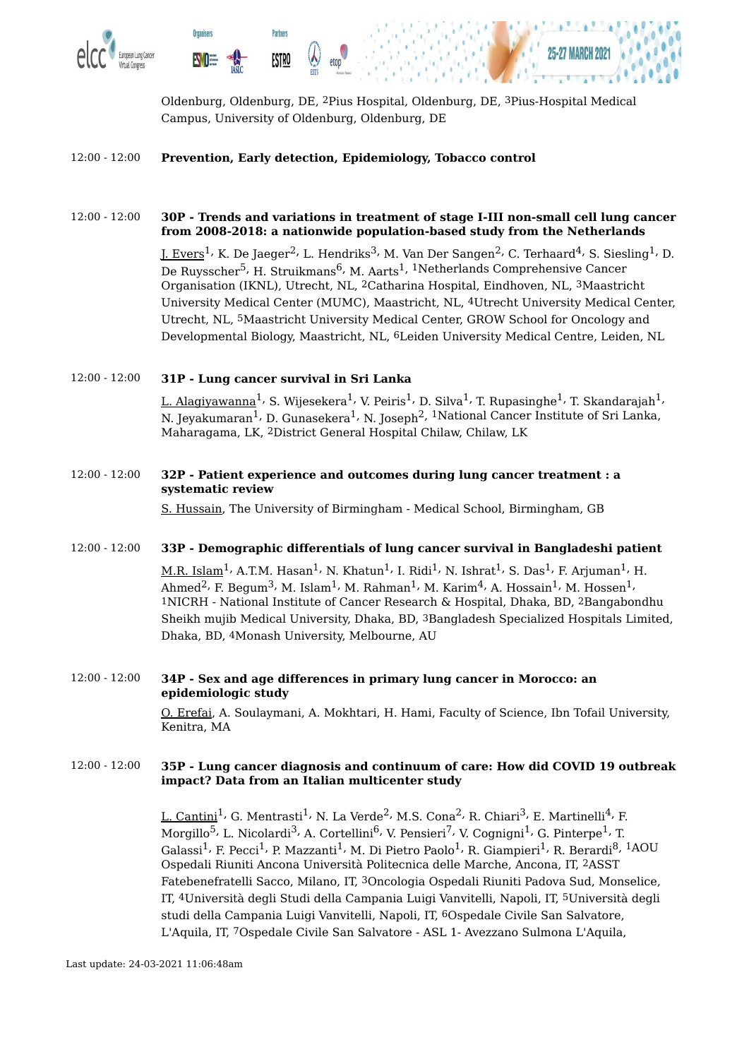Oldenburg, Oldenburg, DE, [2]Pius Hospital, Oldenburg, DE, [3]Pius-Hospital Medical Campus, University of Oldenburg, Oldenburg, DE

12:00 - 12:00 **Prevention, Early detection, Epidemiology, Tobacco control**

12:00 - 12:00 **30P - Trends and variations in treatment of stage I-III non-small cell lung cancer from 2008-2018: a nationwide population-based study from the Netherlands**

J. Evers[1], K. De Jaeger[2], L. Hendriks[3], M. Van Der Sangen[2], C. Terhaard[4], S. Siesling[1], D. De Ruysscher[5], H. Struikmans[6], M. Aarts[1], [1]Netherlands Comprehensive Cancer Organisation (IKNL), Utrecht, NL, [2]Catharina Hospital, Eindhoven, NL, [3]Maastricht University Medical Center (MUMC), Maastricht, NL, [4]Utrecht University Medical Center, Utrecht, NL, [5]Maastricht University Medical Center, GROW School for Oncology and Developmental Biology, Maastricht, NL, [6]Leiden University Medical Centre, Leiden, NL

12:00 - 12:00 **31P - Lung cancer survival in Sri Lanka**

L. Alagiyawanna[1], S. Wijesekera[1], V. Peiris[1], D. Silva[1], T. Rupasinghe[1], T. Skandarajah[1], N. Jeyakumaran[1], D. Gunasekera[1], N. Joseph[2], [1]National Cancer Institute of Sri Lanka, Maharagama, LK, [2]District General Hospital Chilaw, Chilaw, LK

12:00 - 12:00 **32P - Patient experience and outcomes during lung cancer treatment : a systematic review**

S. Hussain, The University of Birmingham - Medical School, Birmingham, GB

12:00 - 12:00 **33P - Demographic differentials of lung cancer survival in Bangladeshi patient**

M.R. Islam[1], A.T.M. Hasan[1], N. Khatun[1], I. Ridi[1], N. Ishrat[1], S. Das[1], F. Arjuman[1], H. Ahmed[2], F. Begum[3], M. Islam[1], M. Rahman[1], M. Karim[4], A. Hossain[1], M. Hossen[1], [1]NICRH - National Institute of Cancer Research & Hospital, Dhaka, BD, [2]Bangabondhu Sheikh mujib Medical University, Dhaka, BD, [3]Bangladesh Specialized Hospitals Limited, Dhaka, BD, [4]Monash University, Melbourne, AU

12:00 - 12:00 **34P - Sex and age differences in primary lung cancer in Morocco: an epidemiologic study**

O. Erefai, A. Soulaymani, A. Mokhtari, H. Hami, Faculty of Science, Ibn Tofail University, Kenitra, MA

12:00 - 12:00 **35P - Lung cancer diagnosis and continuum of care: How did COVID 19 outbreak impact? Data from an Italian multicenter study**

L. Cantini[1], G. Mentrasti[1], N. La Verde[2], M.S. Cona[2], R. Chiari[3], E. Martinelli[4], F. Morgillo[5], L. Nicolardi[3], A. Cortellini[6], V. Pensieri[7], V. Cognigni[1], G. Pinterpe[1], T. Galassi[1], F. Pecci[1], P. Mazzanti[1], M. Di Pietro Paolo[1], R. Giampieri[1], R. Berardi[8], [1]AOU Ospedali Riuniti Ancona Università Politecnica delle Marche, Ancona, IT, [2]ASST Fatebenefratelli Sacco, Milano, IT, [3]Oncologia Ospedali Riuniti Padova Sud, Monselice, IT, [4]Università degli Studi della Campania Luigi Vanvitelli, Napoli, IT, [5]Università degli studi della Campania Luigi Vanvitelli, Napoli, IT, [6]Ospedale Civile San Salvatore, L'Aquila, IT, [7]Ospedale Civile San Salvatore - ASL 1- Avezzano Sulmona L'Aquila,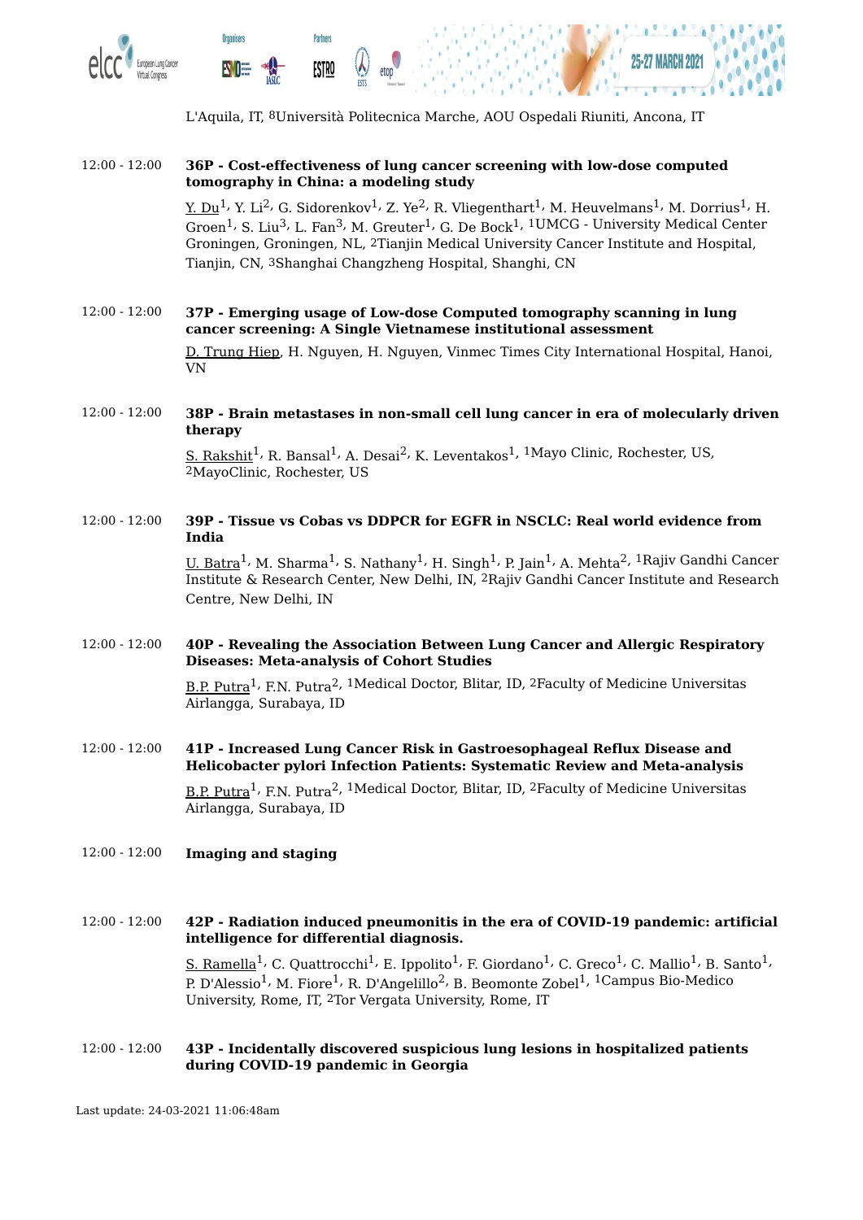L'Aquila, IT, [8]Università Politecnica Marche, AOU Ospedali Riuniti, Ancona, IT

12:00 - 12:00 **36P - Cost-effectiveness of lung cancer screening with low-dose computed tomography in China: a modeling study**

Y. Du[1], Y. Li[2], G. Sidorenkov[1], Z. Ye[2], R. Vliegenthart[1], M. Heuvelmans[1], M. Dorrius[1], H. Groen[1], S. Liu[3], L. Fan[3], M. Greuter[1], G. De Bock[1], [1]UMCG - University Medical Center Groningen, Groningen, NL, [2]Tianjin Medical University Cancer Institute and Hospital, Tianjin, CN, [3]Shanghai Changzheng Hospital, Shanghi, CN

12:00 - 12:00 **37P - Emerging usage of Low-dose Computed tomography scanning in lung cancer screening: A Single Vietnamese institutional assessment**

D. Trung Hiep, H. Nguyen, H. Nguyen, Vinmec Times City International Hospital, Hanoi, VN

12:00 - 12:00 **38P - Brain metastases in non-small cell lung cancer in era of molecularly driven therapy**

S. Rakshit[1], R. Bansal[1], A. Desai[2], K. Leventakos[1], [1]Mayo Clinic, Rochester, US, [2]MayoClinic, Rochester, US

12:00 - 12:00 **39P - Tissue vs Cobas vs DDPCR for EGFR in NSCLC: Real world evidence from India**

U. Batra[1], M. Sharma[1], S. Nathany[1], H. Singh[1], P. Jain[1], A. Mehta[2], [1]Rajiv Gandhi Cancer Institute & Research Center, New Delhi, IN, [2]Rajiv Gandhi Cancer Institute and Research Centre, New Delhi, IN

12:00 - 12:00 **40P - Revealing the Association Between Lung Cancer and Allergic Respiratory Diseases: Meta-analysis of Cohort Studies**

B.P. Putra[1], F.N. Putra[2], [1]Medical Doctor, Blitar, ID, [2]Faculty of Medicine Universitas Airlangga, Surabaya, ID

12:00 - 12:00 **41P - Increased Lung Cancer Risk in Gastroesophageal Reflux Disease and Helicobacter pylori Infection Patients: Systematic Review and Meta-analysis**

B.P. Putra[1], F.N. Putra[2], [1]Medical Doctor, Blitar, ID, [2]Faculty of Medicine Universitas Airlangga, Surabaya, ID

12:00 - 12:00 **Imaging and staging**

12:00 - 12:00 **42P - Radiation induced pneumonitis in the era of COVID-19 pandemic: artificial intelligence for differential diagnosis.**

S. Ramella[1], C. Quattrocchi[1], E. Ippolito[1], F. Giordano[1], C. Greco[1], C. Mallio[1], B. Santo[1], P. D'Alessio[1], M. Fiore[1], R. D'Angelillo[2], B. Beomonte Zobel[1], [1]Campus Bio-Medico University, Rome, IT, [2]Tor Vergata University, Rome, IT

12:00 - 12:00 **43P - Incidentally discovered suspicious lung lesions in hospitalized patients during COVID-19 pandemic in Georgia**

Last update: 24-03-2021 11:06:48am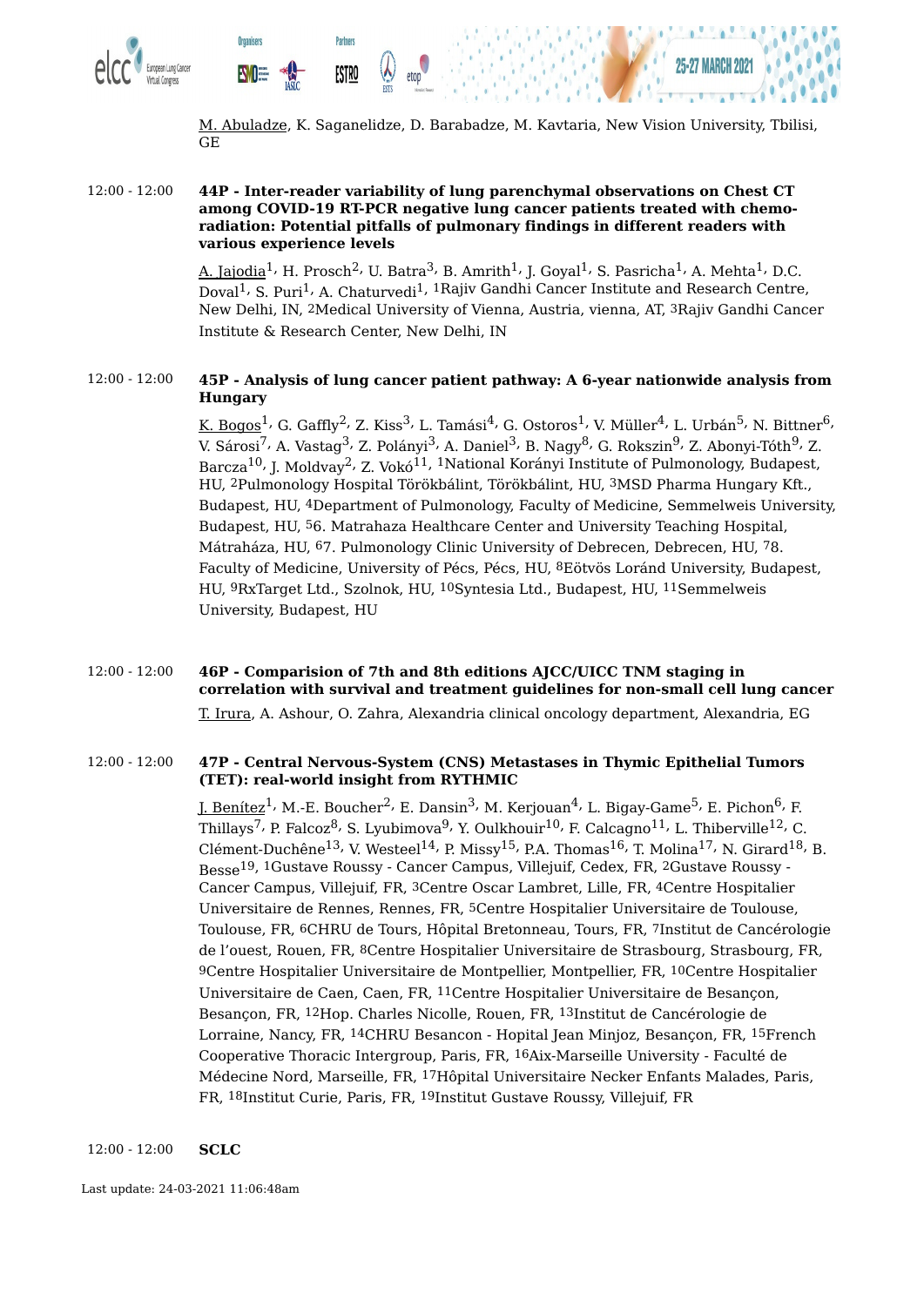M. Abuladze, K. Saganelidze, D. Barabadze, M. Kavtaria, New Vision University, Tbilisi, GE

12:00 - 12:00 **44P - Inter-reader variability of lung parenchymal observations on Chest CT among COVID-19 RT-PCR negative lung cancer patients treated with chemo-radiation: Potential pitfalls of pulmonary findings in different readers with various experience levels**

A. Jajodia[1], H. Prosch[2], U. Batra[3], B. Amrith[1], J. Goyal[1], S. Pasricha[1], A. Mehta[1], D.C. Doval[1], S. Puri[1], A. Chaturvedi[1], [1]Rajiv Gandhi Cancer Institute and Research Centre, New Delhi, IN, [2]Medical University of Vienna, Austria, vienna, AT, [3]Rajiv Gandhi Cancer Institute & Research Center, New Delhi, IN

12:00 - 12:00 **45P - Analysis of lung cancer patient pathway: A 6-year nationwide analysis from Hungary**

K. Bogos[1], G. Gaffly[2], Z. Kiss[3], L. Tamási[4], G. Ostoros[1], V. Müller[4], L. Urbán[5], N. Bittner[6], V. Sárosi[7], A. Vastag[3], Z. Polányi[3], A. Daniel[3], B. Nagy[8], G. Rokszin[9], Z. Abonyi-Tóth[9], Z. Barcza[10], J. Moldvay[2], Z. Vokó[11], [1]National Korányi Institute of Pulmonology, Budapest, HU, [2]Pulmonology Hospital Törökbálint, Törökbálint, HU, [3]MSD Pharma Hungary Kft., Budapest, HU, [4]Department of Pulmonology, Faculty of Medicine, Semmelweis University, Budapest, HU, [5]6. Matrahaza Healthcare Center and University Teaching Hospital, Mátraháza, HU, [6]7. Pulmonology Clinic University of Debrecen, Debrecen, HU, [7]8. Faculty of Medicine, University of Pécs, Pécs, HU, [8]Eötvös Loránd University, Budapest, HU, [9]RxTarget Ltd., Szolnok, HU, [10]Syntesia Ltd., Budapest, HU, [11]Semmelweis University, Budapest, HU

12:00 - 12:00 **46P - Comparision of 7th and 8th editions AJCC/UICC TNM staging in correlation with survival and treatment guidelines for non-small cell lung cancer**

T. Irura, A. Ashour, O. Zahra, Alexandria clinical oncology department, Alexandria, EG

12:00 - 12:00 **47P - Central Nervous-System (CNS) Metastases in Thymic Epithelial Tumors (TET): real-world insight from RYTHMIC**

J. Benítez[1], M.-E. Boucher[2], E. Dansin[3], M. Kerjouan[4], L. Bigay-Game[5], E. Pichon[6], F. Thillays[7], P. Falcoz[8], S. Lyubimova[9], Y. Oulkhouir[10], F. Calcagno[11], L. Thiberville[12], C. Clément-Duchêne[13], V. Westeel[14], P. Missy[15], P.A. Thomas[16], T. Molina[17], N. Girard[18], B. Besse[19], [1]Gustave Roussy - Cancer Campus, Villejuif, Cedex, FR, [2]Gustave Roussy - Cancer Campus, Villejuif, FR, [3]Centre Oscar Lambret, Lille, FR, [4]Centre Hospitalier Universitaire de Rennes, Rennes, FR, [5]Centre Hospitalier Universitaire de Toulouse, Toulouse, FR, [6]CHRU de Tours, Hôpital Bretonneau, Tours, FR, [7]Institut de Cancérologie de l'ouest, Rouen, FR, [8]Centre Hospitalier Universitaire de Strasbourg, Strasbourg, FR, [9]Centre Hospitalier Universitaire de Montpellier, Montpellier, FR, [10]Centre Hospitalier Universitaire de Caen, Caen, FR, [11]Centre Hospitalier Universitaire de Besançon, Besançon, FR, [12]Hop. Charles Nicolle, Rouen, FR, [13]Institut de Cancérologie de Lorraine, Nancy, FR, [14]CHRU Besancon - Hopital Jean Minjoz, Besançon, FR, [15]French Cooperative Thoracic Intergroup, Paris, FR, [16]Aix-Marseille University - Faculté de Médecine Nord, Marseille, FR, [17]Hôpital Universitaire Necker Enfants Malades, Paris, FR, [18]Institut Curie, Paris, FR, [19]Institut Gustave Roussy, Villejuif, FR

12:00 - 12:00 **SCLC**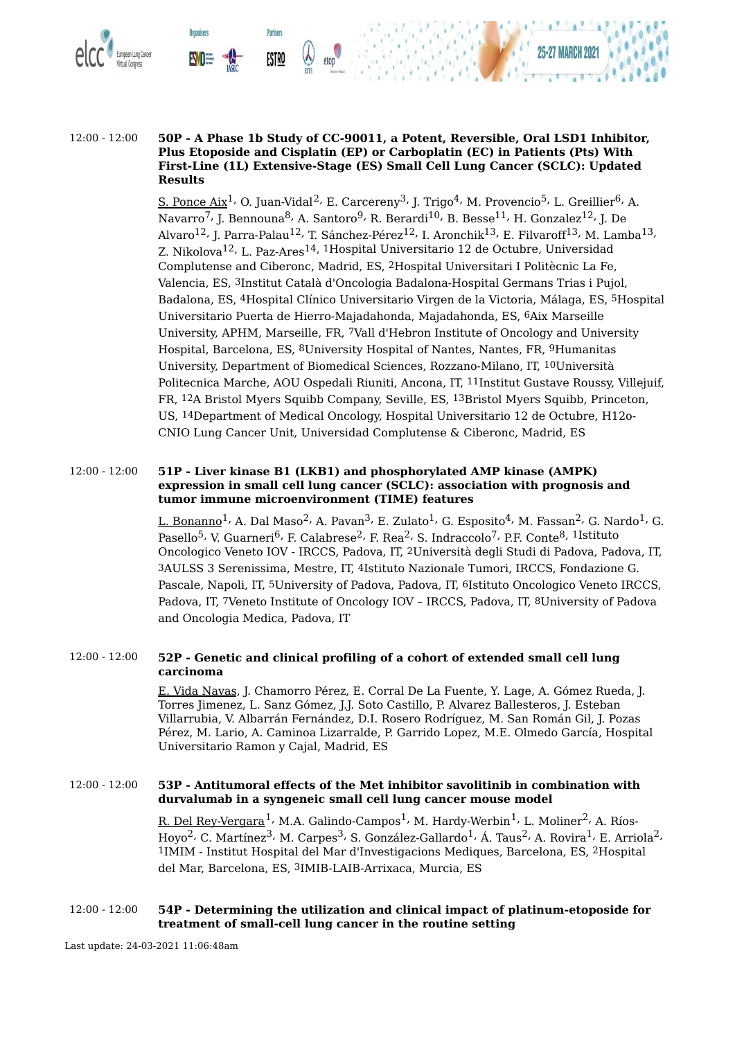12:00 - 12:00 **50P - A Phase 1b Study of CC-90011, a Potent, Reversible, Oral LSD1 Inhibitor, Plus Etoposide and Cisplatin (EP) or Carboplatin (EC) in Patients (Pts) With First-Line (1L) Extensive-Stage (ES) Small Cell Lung Cancer (SCLC): Updated Results**

S. Ponce Aix[1], O. Juan-Vidal[2], E. Carcereny[3], J. Trigo[4], M. Provencio[5], L. Greillier[6], A. Navarro[7], J. Bennouna[8], A. Santoro[9], R. Berardi[10], B. Besse[11], H. Gonzalez[12], J. De Alvaro[12], J. Parra-Palau[12], T. Sánchez-Pérez[12], I. Aronchik[13], E. Filvaroff[13], M. Lamba[13], Z. Nikolova[12], L. Paz-Ares[14], [1]Hospital Universitario 12 de Octubre, Universidad Complutense and Ciberonc, Madrid, ES, [2]Hospital Universitari I Politècnic La Fe, Valencia, ES, [3]Institut Català d'Oncologia Badalona-Hospital Germans Trias i Pujol, Badalona, ES, [4]Hospital Clínico Universitario Virgen de la Victoria, Málaga, ES, [5]Hospital Universitario Puerta de Hierro-Majadahonda, Majadahonda, ES, [6]Aix Marseille University, APHM, Marseille, FR, [7]Vall d'Hebron Institute of Oncology and University Hospital, Barcelona, ES, [8]University Hospital of Nantes, Nantes, FR, [9]Humanitas University, Department of Biomedical Sciences, Rozzano-Milano, IT, [10]Università Politecnica Marche, AOU Ospedali Riuniti, Ancona, IT, [11]Institut Gustave Roussy, Villejuif, FR, [12]A Bristol Myers Squibb Company, Seville, ES, [13]Bristol Myers Squibb, Princeton, US, [14]Department of Medical Oncology, Hospital Universitario 12 de Octubre, H12o-CNIO Lung Cancer Unit, Universidad Complutense & Ciberonc, Madrid, ES

12:00 - 12:00 **51P - Liver kinase B1 (LKB1) and phosphorylated AMP kinase (AMPK) expression in small cell lung cancer (SCLC): association with prognosis and tumor immune microenvironment (TIME) features**

L. Bonanno[1], A. Dal Maso[2], A. Pavan[3], E. Zulato[1], G. Esposito[4], M. Fassan[2], G. Nardo[1], G. Pasello[5], V. Guarneri[6], F. Calabrese[2], F. Rea[2], S. Indraccolo[7], P.F. Conte[8], [1]Istituto Oncologico Veneto IOV - IRCCS, Padova, IT, [2]Università degli Studi di Padova, Padova, IT, [3]AULSS 3 Serenissima, Mestre, IT, [4]Istituto Nazionale Tumori, IRCCS, Fondazione G. Pascale, Napoli, IT, [5]University of Padova, Padova, IT, [6]Istituto Oncologico Veneto IRCCS, Padova, IT, [7]Veneto Institute of Oncology IOV – IRCCS, Padova, IT, [8]University of Padova and Oncologia Medica, Padova, IT

12:00 - 12:00 **52P - Genetic and clinical profiling of a cohort of extended small cell lung carcinoma**

E. Vida Navas, J. Chamorro Pérez, E. Corral De La Fuente, Y. Lage, A. Gómez Rueda, J. Torres Jimenez, L. Sanz Gómez, J.J. Soto Castillo, P. Alvarez Ballesteros, J. Esteban Villarrubia, V. Albarrán Fernández, D.I. Rosero Rodríguez, M. San Román Gil, J. Pozas Pérez, M. Lario, A. Caminoa Lizarralde, P. Garrido Lopez, M.E. Olmedo García, Hospital Universitario Ramon y Cajal, Madrid, ES

12:00 - 12:00 **53P - Antitumoral effects of the Met inhibitor savolitinib in combination with durvalumab in a syngeneic small cell lung cancer mouse model**

R. Del Rey-Vergara[1], M.A. Galindo-Campos[1], M. Hardy-Werbin[1], L. Moliner[2], A. Ríos-Hoyo[2], C. Martínez[3], M. Carpes[3], S. González-Gallardo[1], Á. Taus[2], A. Rovira[1], E. Arriola[2], [1]IMIM - Institut Hospital del Mar d'Investigacions Mediques, Barcelona, ES, [2]Hospital del Mar, Barcelona, ES, [3]IMIB-LAIB-Arrixaca, Murcia, ES

12:00 - 12:00 **54P - Determining the utilization and clinical impact of platinum-etoposide for treatment of small-cell lung cancer in the routine setting**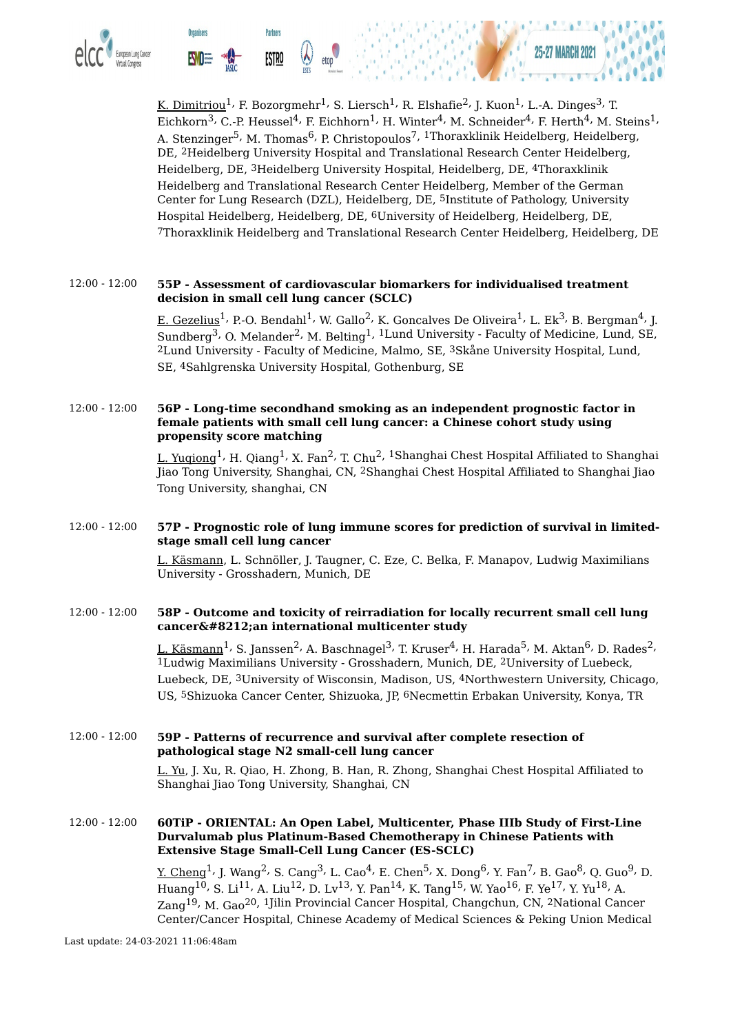K. Dimitriou[1], F. Bozorgmehr[1], S. Liersch[1], R. Elshafie[2], J. Kuon[1], L.-A. Dinges[3], T. Eichkorn[3], C.-P. Heussel[4], F. Eichhorn[1], H. Winter[4], M. Schneider[4], F. Herth[4], M. Steins[1], A. Stenzinger[5], M. Thomas[6], P. Christopoulos[7], [1]Thoraxklinik Heidelberg, Heidelberg, DE, [2]Heidelberg University Hospital and Translational Research Center Heidelberg, Heidelberg, DE, [3]Heidelberg University Hospital, Heidelberg, DE, [4]Thoraxklinik Heidelberg and Translational Research Center Heidelberg, Member of the German Center for Lung Research (DZL), Heidelberg, DE, [5]Institute of Pathology, University Hospital Heidelberg, Heidelberg, DE, [6]University of Heidelberg, Heidelberg, DE, [7]Thoraxklinik Heidelberg and Translational Research Center Heidelberg, Heidelberg, DE

12:00 - 12:00 **55P - Assessment of cardiovascular biomarkers for individualised treatment decision in small cell lung cancer (SCLC)**

E. Gezelius[1], P.-O. Bendahl[1], W. Gallo[2], K. Goncalves De Oliveira[1], L. Ek[3], B. Bergman[4], J. Sundberg[3], O. Melander[2], M. Belting[1], [1]Lund University - Faculty of Medicine, Lund, SE, [2]Lund University - Faculty of Medicine, Malmo, SE, [3]Skåne University Hospital, Lund, SE, [4]Sahlgrenska University Hospital, Gothenburg, SE

12:00 - 12:00 **56P - Long-time secondhand smoking as an independent prognostic factor in female patients with small cell lung cancer: a Chinese cohort study using propensity score matching**

L. Yuqiong[1], H. Qiang[1], X. Fan[2], T. Chu[2], [1]Shanghai Chest Hospital Affiliated to Shanghai Jiao Tong University, Shanghai, CN, [2]Shanghai Chest Hospital Affiliated to Shanghai Jiao Tong University, shanghai, CN

12:00 - 12:00 **57P - Prognostic role of lung immune scores for prediction of survival in limited-stage small cell lung cancer**

L. Käsmann, L. Schnöller, J. Taugner, C. Eze, C. Belka, F. Manapov, Ludwig Maximilians University - Grosshadern, Munich, DE

12:00 - 12:00 **58P - Outcome and toxicity of reirradiation for locally recurrent small cell lung cancer&#8212;an international multicenter study**

L. Käsmann[1], S. Janssen[2], A. Baschnagel[3], T. Kruser[4], H. Harada[5], M. Aktan[6], D. Rades[2], [1]Ludwig Maximilians University - Grosshadern, Munich, DE, [2]University of Luebeck, Luebeck, DE, [3]University of Wisconsin, Madison, US, [4]Northwestern University, Chicago, US, [5]Shizuoka Cancer Center, Shizuoka, JP, [6]Necmettin Erbakan University, Konya, TR

12:00 - 12:00 **59P - Patterns of recurrence and survival after complete resection of pathological stage N2 small-cell lung cancer**

L. Yu, J. Xu, R. Qiao, H. Zhong, B. Han, R. Zhong, Shanghai Chest Hospital Affiliated to Shanghai Jiao Tong University, Shanghai, CN

12:00 - 12:00 **60TiP - ORIENTAL: An Open Label, Multicenter, Phase IIIb Study of First-Line Durvalumab plus Platinum-Based Chemotherapy in Chinese Patients with Extensive Stage Small-Cell Lung Cancer (ES-SCLC)**

Y. Cheng[1], J. Wang[2], S. Cang[3], L. Cao[4], E. Chen[5], X. Dong[6], Y. Fan[7], B. Gao[8], Q. Guo[9], D. Huang[10], S. Li[11], A. Liu[12], D. Lv[13], Y. Pan[14], K. Tang[15], W. Yao[16], F. Ye[17], Y. Yu[18], A. Zang[19], M. Gao[20], [1]Jilin Provincial Cancer Hospital, Changchun, CN, [2]National Cancer Center/Cancer Hospital, Chinese Academy of Medical Sciences & Peking Union Medical

Last update: 24-03-2021 11:06:48am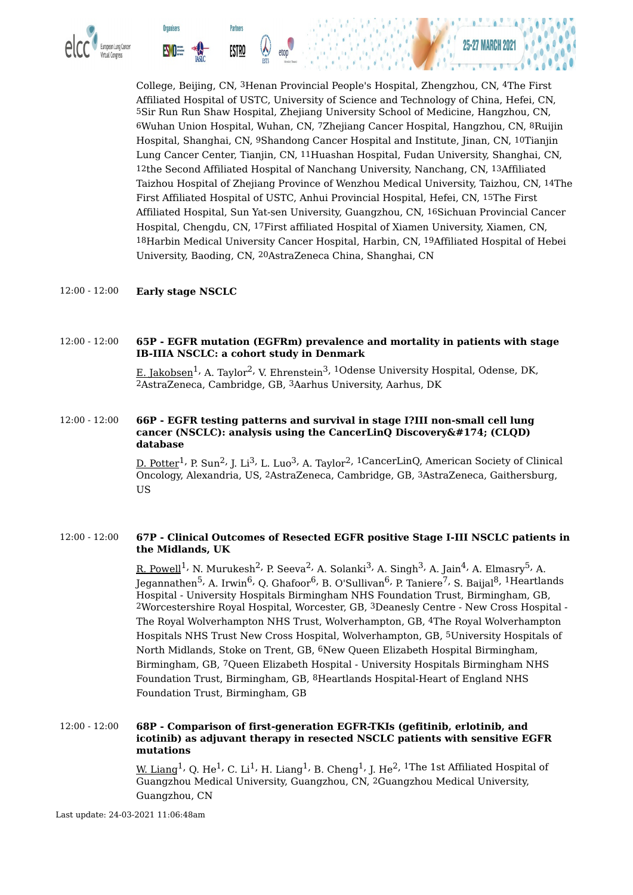College, Beijing, CN, [3]Henan Provincial People's Hospital, Zhengzhou, CN, [4]The First Affiliated Hospital of USTC, University of Science and Technology of China, Hefei, CN, [5]Sir Run Run Shaw Hospital, Zhejiang University School of Medicine, Hangzhou, CN, [6]Wuhan Union Hospital, Wuhan, CN, [7]Zhejiang Cancer Hospital, Hangzhou, CN, [8]Ruijin Hospital, Shanghai, CN, [9]Shandong Cancer Hospital and Institute, Jinan, CN, [10]Tianjin Lung Cancer Center, Tianjin, CN, [11]Huashan Hospital, Fudan University, Shanghai, CN, [12]the Second Affiliated Hospital of Nanchang University, Nanchang, CN, [13]Affiliated Taizhou Hospital of Zhejiang Province of Wenzhou Medical University, Taizhou, CN, [14]The First Affiliated Hospital of USTC, Anhui Provincial Hospital, Hefei, CN, [15]The First Affiliated Hospital, Sun Yat-sen University, Guangzhou, CN, [16]Sichuan Provincial Cancer Hospital, Chengdu, CN, [17]First affiliated Hospital of Xiamen University, Xiamen, CN, [18]Harbin Medical University Cancer Hospital, Harbin, CN, [19]Affiliated Hospital of Hebei University, Baoding, CN, [20]AstraZeneca China, Shanghai, CN

12:00 - 12:00 **Early stage NSCLC**

12:00 - 12:00 **65P - EGFR mutation (EGFRm) prevalence and mortality in patients with stage IB-IIIA NSCLC: a cohort study in Denmark**

E. Jakobsen[1], A. Taylor[2], V. Ehrenstein[3], [1]Odense University Hospital, Odense, DK, [2]AstraZeneca, Cambridge, GB, [3]Aarhus University, Aarhus, DK

12:00 - 12:00 **66P - EGFR testing patterns and survival in stage I?III non-small cell lung cancer (NSCLC): analysis using the CancerLinQ Discovery&#174; (CLQD) database**

D. Potter[1], P. Sun[2], J. Li[3], L. Luo[3], A. Taylor[2], [1]CancerLinQ, American Society of Clinical Oncology, Alexandria, US, [2]AstraZeneca, Cambridge, GB, [3]AstraZeneca, Gaithersburg, US

12:00 - 12:00 **67P - Clinical Outcomes of Resected EGFR positive Stage I-III NSCLC patients in the Midlands, UK**

R. Powell[1], N. Murukesh[2], P. Seeva[2], A. Solanki[3], A. Singh[3], A. Jain[4], A. Elmasry[5], A. Jegannathen[5], A. Irwin[6], Q. Ghafoor[6], B. O'Sullivan[6], P. Taniere[7], S. Baijal[8], [1]Heartlands Hospital - University Hospitals Birmingham NHS Foundation Trust, Birmingham, GB, [2]Worcestershire Royal Hospital, Worcester, GB, [3]Deanesly Centre - New Cross Hospital - The Royal Wolverhampton NHS Trust, Wolverhampton, GB, [4]The Royal Wolverhampton Hospitals NHS Trust New Cross Hospital, Wolverhampton, GB, [5]University Hospitals of North Midlands, Stoke on Trent, GB, [6]New Queen Elizabeth Hospital Birmingham, Birmingham, GB, [7]Queen Elizabeth Hospital - University Hospitals Birmingham NHS Foundation Trust, Birmingham, GB, [8]Heartlands Hospital-Heart of England NHS Foundation Trust, Birmingham, GB

12:00 - 12:00 **68P - Comparison of first-generation EGFR-TKIs (gefitinib, erlotinib, and icotinib) as adjuvant therapy in resected NSCLC patients with sensitive EGFR mutations**

W. Liang[1], Q. He[1], C. Li[1], H. Liang[1], B. Cheng[1], J. He[2], [1]The 1st Affiliated Hospital of Guangzhou Medical University, Guangzhou, CN, [2]Guangzhou Medical University, Guangzhou, CN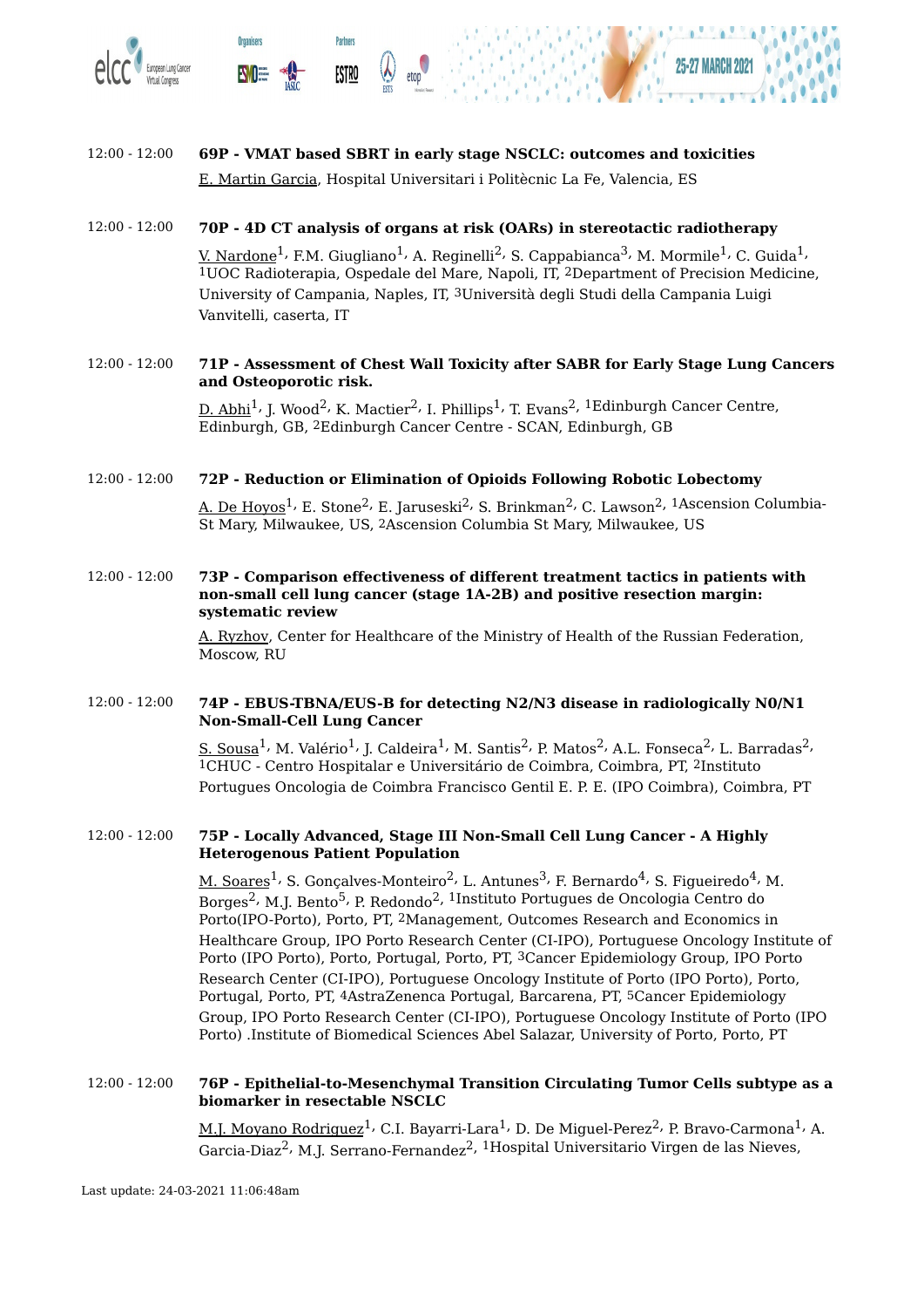12:00 - 12:00 **69P - VMAT based SBRT in early stage NSCLC: outcomes and toxicities**

E. Martin Garcia, Hospital Universitari i Politècnic La Fe, Valencia, ES

12:00 - 12:00 **70P - 4D CT analysis of organs at risk (OARs) in stereotactic radiotherapy**

V. Nardone[1], F.M. Giugliano[1], A. Reginelli[2], S. Cappabianca[3], M. Mormile[1], C. Guida[1], [1]UOC Radioterapia, Ospedale del Mare, Napoli, IT, [2]Department of Precision Medicine, University of Campania, Naples, IT, [3]Università degli Studi della Campania Luigi Vanvitelli, caserta, IT

12:00 - 12:00 **71P - Assessment of Chest Wall Toxicity after SABR for Early Stage Lung Cancers and Osteoporotic risk.**

D. Abhi[1], J. Wood[2], K. Mactier[2], I. Phillips[1], T. Evans[2], [1]Edinburgh Cancer Centre, Edinburgh, GB, [2]Edinburgh Cancer Centre - SCAN, Edinburgh, GB

12:00 - 12:00 **72P - Reduction or Elimination of Opioids Following Robotic Lobectomy**

A. De Hoyos[1], E. Stone[2], E. Jaruseski[2], S. Brinkman[2], C. Lawson[2], [1]Ascension Columbia-St Mary, Milwaukee, US, [2]Ascension Columbia St Mary, Milwaukee, US

12:00 - 12:00 **73P - Comparison effectiveness of different treatment tactics in patients with non-small cell lung cancer (stage 1A-2B) and positive resection margin: systematic review**

A. Ryzhov, Center for Healthcare of the Ministry of Health of the Russian Federation, Moscow, RU

12:00 - 12:00 **74P - EBUS-TBNA/EUS-B for detecting N2/N3 disease in radiologically N0/N1 Non-Small-Cell Lung Cancer**

S. Sousa[1], M. Valério[1], J. Caldeira[1], M. Santis[2], P. Matos[2], A.L. Fonseca[2], L. Barradas[2], [1]CHUC - Centro Hospitalar e Universitário de Coimbra, Coimbra, PT, [2]Instituto Portugues Oncologia de Coimbra Francisco Gentil E. P. E. (IPO Coimbra), Coimbra, PT

12:00 - 12:00 **75P - Locally Advanced, Stage III Non-Small Cell Lung Cancer - A Highly Heterogenous Patient Population**

M. Soares[1], S. Gonçalves-Monteiro[2], L. Antunes[3], F. Bernardo[4], S. Figueiredo[4], M. Borges[2], M.J. Bento[5], P. Redondo[2], [1]Instituto Portugues de Oncologia Centro do Porto(IPO-Porto), Porto, PT, [2]Management, Outcomes Research and Economics in Healthcare Group, IPO Porto Research Center (CI-IPO), Portuguese Oncology Institute of Porto (IPO Porto), Porto, Portugal, Porto, PT, [3]Cancer Epidemiology Group, IPO Porto Research Center (CI-IPO), Portuguese Oncology Institute of Porto (IPO Porto), Porto, Portugal, Porto, PT, [4]AstraZenenca Portugal, Barcarena, PT, [5]Cancer Epidemiology Group, IPO Porto Research Center (CI-IPO), Portuguese Oncology Institute of Porto (IPO Porto) .Institute of Biomedical Sciences Abel Salazar, University of Porto, Porto, PT

12:00 - 12:00 **76P - Epithelial-to-Mesenchymal Transition Circulating Tumor Cells subtype as a biomarker in resectable NSCLC**

M.J. Moyano Rodriguez[1], C.I. Bayarri-Lara[1], D. De Miguel-Perez[2], P. Bravo-Carmona[1], A. Garcia-Diaz[2], M.J. Serrano-Fernandez[2], [1]Hospital Universitario Virgen de las Nieves,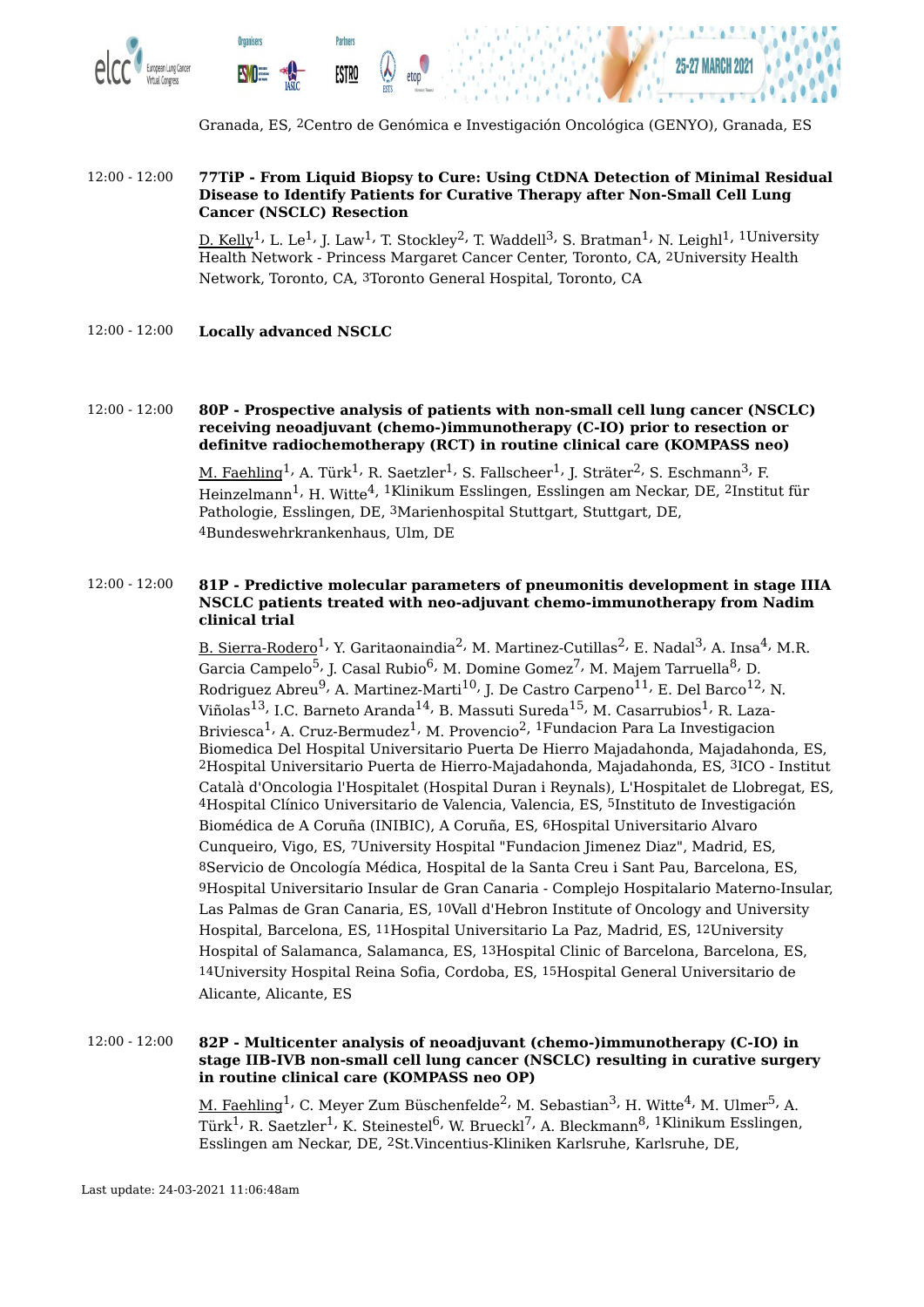Granada, ES, [2]Centro de Genómica e Investigación Oncológica (GENYO), Granada, ES

12:00 - 12:00 **77TiP - From Liquid Biopsy to Cure: Using CtDNA Detection of Minimal Residual Disease to Identify Patients for Curative Therapy after Non-Small Cell Lung Cancer (NSCLC) Resection**

D. Kelly[1], L. Le[1], J. Law[1], T. Stockley[2], T. Waddell[3], S. Bratman[1], N. Leighl[1], [1]University Health Network - Princess Margaret Cancer Center, Toronto, CA, [2]University Health Network, Toronto, CA, [3]Toronto General Hospital, Toronto, CA

12:00 - 12:00 **Locally advanced NSCLC**

12:00 - 12:00 **80P - Prospective analysis of patients with non-small cell lung cancer (NSCLC) receiving neoadjuvant (chemo-)immunotherapy (C-IO) prior to resection or definitve radiochemotherapy (RCT) in routine clinical care (KOMPASS neo)**

M. Faehling[1], A. Türk[1], R. Saetzler[1], S. Fallscheer[1], J. Sträter[2], S. Eschmann[3], F. Heinzelmann[1], H. Witte[4], [1]Klinikum Esslingen, Esslingen am Neckar, DE, [2]Institut für Pathologie, Esslingen, DE, [3]Marienhospital Stuttgart, Stuttgart, DE, [4]Bundeswehrkrankenhaus, Ulm, DE

12:00 - 12:00 **81P - Predictive molecular parameters of pneumonitis development in stage IIIA NSCLC patients treated with neo-adjuvant chemo-immunotherapy from Nadim clinical trial**

B. Sierra-Rodero[1], Y. Garitaonaindia[2], M. Martinez-Cutillas[2], E. Nadal[3], A. Insa[4], M.R. Garcia Campelo[5], J. Casal Rubio[6], M. Domine Gomez[7], M. Majem Tarruella[8], D. Rodriguez Abreu[9], A. Martinez-Marti[10], J. De Castro Carpeno[11], E. Del Barco[12], N. Viñolas[13], I.C. Barneto Aranda[14], B. Massuti Sureda[15], M. Casarrubios[1], R. Laza-Briviesca[1], A. Cruz-Bermudez[1], M. Provencio[2], [1]Fundacion Para La Investigacion Biomedica Del Hospital Universitario Puerta De Hierro Majadahonda, Majadahonda, ES, [2]Hospital Universitario Puerta de Hierro-Majadahonda, Majadahonda, ES, [3]ICO - Institut Català d'Oncologia l'Hospitalet (Hospital Duran i Reynals), L'Hospitalet de Llobregat, ES, [4]Hospital Clínico Universitario de Valencia, Valencia, ES, [5]Instituto de Investigación Biomédica de A Coruña (INIBIC), A Coruña, ES, [6]Hospital Universitario Alvaro Cunqueiro, Vigo, ES, [7]University Hospital "Fundacion Jimenez Diaz", Madrid, ES, [8]Servicio de Oncología Médica, Hospital de la Santa Creu i Sant Pau, Barcelona, ES, [9]Hospital Universitario Insular de Gran Canaria - Complejo Hospitalario Materno-Insular, Las Palmas de Gran Canaria, ES, [10]Vall d'Hebron Institute of Oncology and University Hospital, Barcelona, ES, [11]Hospital Universitario La Paz, Madrid, ES, [12]University Hospital of Salamanca, Salamanca, ES, [13]Hospital Clinic of Barcelona, Barcelona, ES, [14]University Hospital Reina Sofia, Cordoba, ES, [15]Hospital General Universitario de Alicante, Alicante, ES

12:00 - 12:00 **82P - Multicenter analysis of neoadjuvant (chemo-)immunotherapy (C-IO) in stage IIB-IVB non-small cell lung cancer (NSCLC) resulting in curative surgery in routine clinical care (KOMPASS neo OP)**

M. Faehling[1], C. Meyer Zum Büschenfelde[2], M. Sebastian[3], H. Witte[4], M. Ulmer[5], A. Türk[1], R. Saetzler[1], K. Steinestel[6], W. Brueckl[7], A. Bleckmann[8], [1]Klinikum Esslingen, Esslingen am Neckar, DE, [2]St.Vincentius-Kliniken Karlsruhe, Karlsruhe, DE,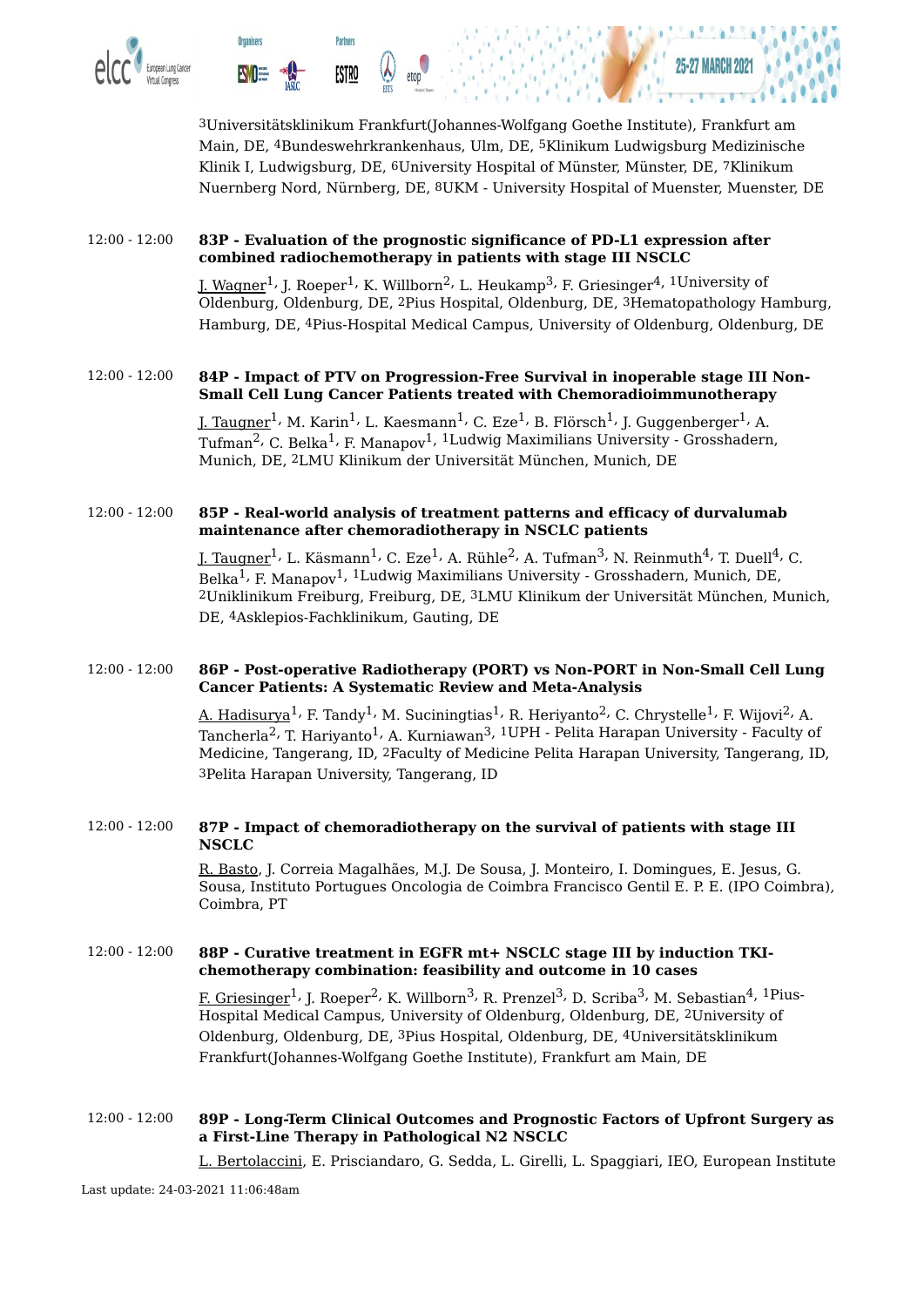[3]Universitätsklinikum Frankfurt(Johannes-Wolfgang Goethe Institute), Frankfurt am Main, DE, [4]Bundeswehrkrankenhaus, Ulm, DE, [5]Klinikum Ludwigsburg Medizinische Klinik I, Ludwigsburg, DE, [6]University Hospital of Münster, Münster, DE, [7]Klinikum Nuernberg Nord, Nürnberg, DE, [8]UKM - University Hospital of Muenster, Muenster, DE

12:00 - 12:00 **83P - Evaluation of the prognostic significance of PD-L1 expression after combined radiochemotherapy in patients with stage III NSCLC**

J. Wagner[1], J. Roeper[1], K. Willborn[2], L. Heukamp[3], F. Griesinger[4], [1]University of Oldenburg, Oldenburg, DE, [2]Pius Hospital, Oldenburg, DE, [3]Hematopathology Hamburg, Hamburg, DE, [4]Pius-Hospital Medical Campus, University of Oldenburg, Oldenburg, DE

12:00 - 12:00 **84P - Impact of PTV on Progression-Free Survival in inoperable stage III Non-Small Cell Lung Cancer Patients treated with Chemoradioimmunotherapy**

J. Taugner[1], M. Karin[1], L. Kaesmann[1], C. Eze[1], B. Flörsch[1], J. Guggenberger[1], A. Tufman[2], C. Belka[1], F. Manapov[1], [1]Ludwig Maximilians University - Grosshadern, Munich, DE, [2]LMU Klinikum der Universität München, Munich, DE

12:00 - 12:00 **85P - Real-world analysis of treatment patterns and efficacy of durvalumab maintenance after chemoradiotherapy in NSCLC patients**

J. Taugner[1], L. Käsmann[1], C. Eze[1], A. Rühle[2], A. Tufman[3], N. Reinmuth[4], T. Duell[4], C. Belka[1], F. Manapov[1], [1]Ludwig Maximilians University - Grosshadern, Munich, DE, [2]Uniklinikum Freiburg, Freiburg, DE, [3]LMU Klinikum der Universität München, Munich, DE, [4]Asklepios-Fachklinikum, Gauting, DE

12:00 - 12:00 **86P - Post-operative Radiotherapy (PORT) vs Non-PORT in Non-Small Cell Lung Cancer Patients: A Systematic Review and Meta-Analysis**

A. Hadisurya[1], F. Tandy[1], M. Suciningtias[1], R. Heriyanto[2], C. Chrystelle[1], F. Wijovi[2], A. Tancherla[2], T. Hariyanto[1], A. Kurniawan[3], [1]UPH - Pelita Harapan University - Faculty of Medicine, Tangerang, ID, [2]Faculty of Medicine Pelita Harapan University, Tangerang, ID, [3]Pelita Harapan University, Tangerang, ID

12:00 - 12:00 **87P - Impact of chemoradiotherapy on the survival of patients with stage III NSCLC**

R. Basto, J. Correia Magalhães, M.J. De Sousa, J. Monteiro, I. Domingues, E. Jesus, G. Sousa, Instituto Portugues Oncologia de Coimbra Francisco Gentil E. P. E. (IPO Coimbra), Coimbra, PT

12:00 - 12:00 **88P - Curative treatment in EGFR mt+ NSCLC stage III by induction TKI-chemotherapy combination: feasibility and outcome in 10 cases**

F. Griesinger[1], J. Roeper[2], K. Willborn[3], R. Prenzel[3], D. Scriba[3], M. Sebastian[4], [1]Pius-Hospital Medical Campus, University of Oldenburg, Oldenburg, DE, [2]University of Oldenburg, Oldenburg, DE, [3]Pius Hospital, Oldenburg, DE, [4]Universitätsklinikum Frankfurt(Johannes-Wolfgang Goethe Institute), Frankfurt am Main, DE

12:00 - 12:00 **89P - Long-Term Clinical Outcomes and Prognostic Factors of Upfront Surgery as a First-Line Therapy in Pathological N2 NSCLC**

L. Bertolaccini, E. Prisciandaro, G. Sedda, L. Girelli, L. Spaggiari, IEO, European Institute

Last update: 24-03-2021 11:06:48am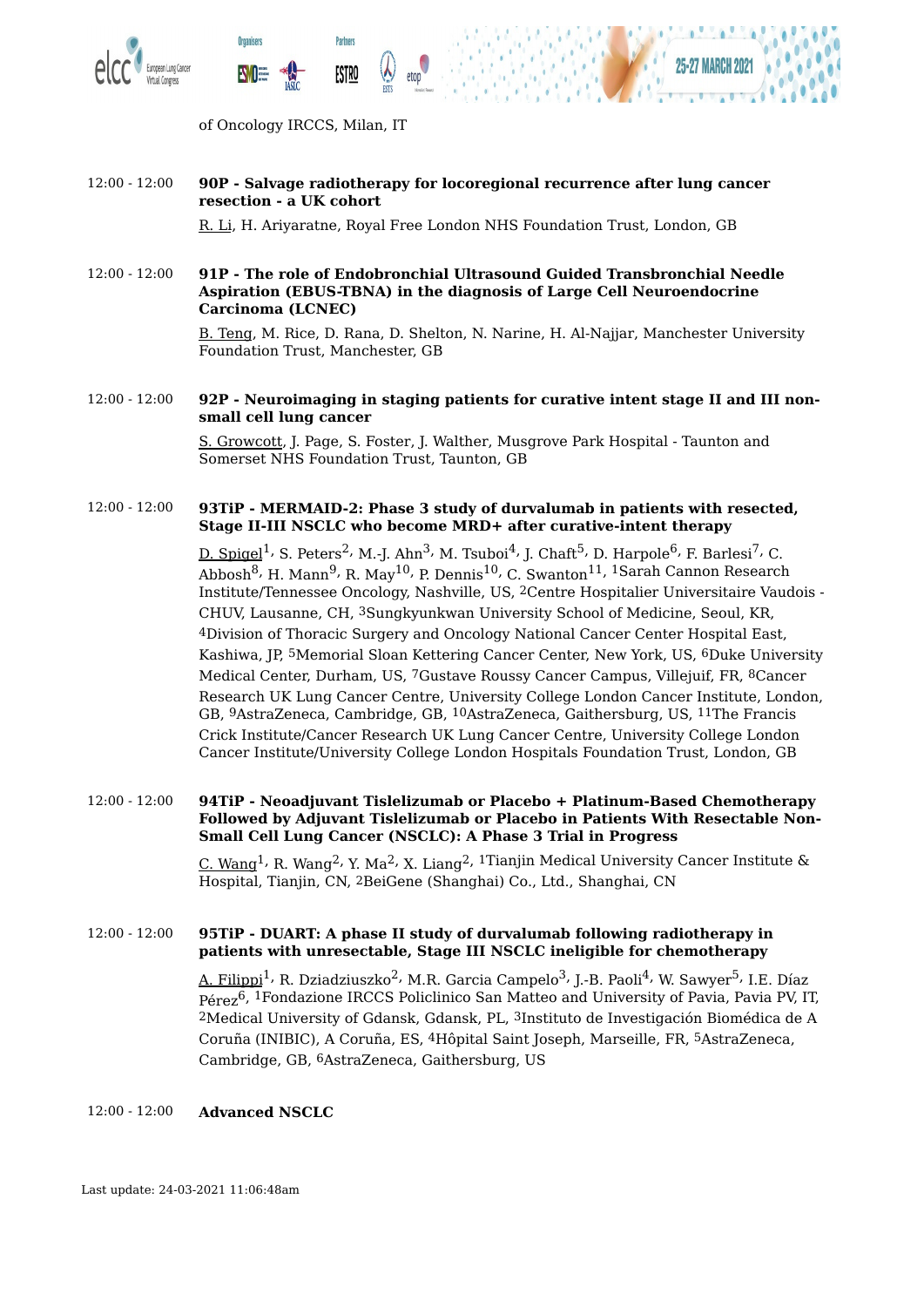of Oncology IRCCS, Milan, IT

12:00 - 12:00 **90P - Salvage radiotherapy for locoregional recurrence after lung cancer resection - a UK cohort**

R. Li, H. Ariyaratne, Royal Free London NHS Foundation Trust, London, GB

12:00 - 12:00 **91P - The role of Endobronchial Ultrasound Guided Transbronchial Needle Aspiration (EBUS-TBNA) in the diagnosis of Large Cell Neuroendocrine Carcinoma (LCNEC)**

B. Teng, M. Rice, D. Rana, D. Shelton, N. Narine, H. Al-Najjar, Manchester University Foundation Trust, Manchester, GB

12:00 - 12:00 **92P - Neuroimaging in staging patients for curative intent stage II and III non-small cell lung cancer**

S. Growcott, J. Page, S. Foster, J. Walther, Musgrove Park Hospital - Taunton and Somerset NHS Foundation Trust, Taunton, GB

12:00 - 12:00 **93TiP - MERMAID-2: Phase 3 study of durvalumab in patients with resected, Stage II-III NSCLC who become MRD+ after curative-intent therapy**

D. Spigel[1], S. Peters[2], M.-J. Ahn[3], M. Tsuboi[4], J. Chaft[5], D. Harpole[6], F. Barlesi[7], C. Abbosh[8], H. Mann[9], R. May[10], P. Dennis[10], C. Swanton[11], [1]Sarah Cannon Research Institute/Tennessee Oncology, Nashville, US, [2]Centre Hospitalier Universitaire Vaudois - CHUV, Lausanne, CH, [3]Sungkyunkwan University School of Medicine, Seoul, KR, [4]Division of Thoracic Surgery and Oncology National Cancer Center Hospital East, Kashiwa, JP, [5]Memorial Sloan Kettering Cancer Center, New York, US, [6]Duke University Medical Center, Durham, US, [7]Gustave Roussy Cancer Campus, Villejuif, FR, [8]Cancer Research UK Lung Cancer Centre, University College London Cancer Institute, London, GB, [9]AstraZeneca, Cambridge, GB, [10]AstraZeneca, Gaithersburg, US, [11]The Francis Crick Institute/Cancer Research UK Lung Cancer Centre, University College London Cancer Institute/University College London Hospitals Foundation Trust, London, GB

12:00 - 12:00 **94TiP - Neoadjuvant Tislelizumab or Placebo + Platinum-Based Chemotherapy Followed by Adjuvant Tislelizumab or Placebo in Patients With Resectable Non-Small Cell Lung Cancer (NSCLC): A Phase 3 Trial in Progress**

C. Wang[1], R. Wang[2], Y. Ma[2], X. Liang[2], [1]Tianjin Medical University Cancer Institute & Hospital, Tianjin, CN, [2]BeiGene (Shanghai) Co., Ltd., Shanghai, CN

12:00 - 12:00 **95TiP - DUART: A phase II study of durvalumab following radiotherapy in patients with unresectable, Stage III NSCLC ineligible for chemotherapy**

A. Filippi[1], R. Dziadziuszko[2], M.R. Garcia Campelo[3], J.-B. Paoli[4], W. Sawyer[5], I.E. Díaz Pérez[6], [1]Fondazione IRCCS Policlinico San Matteo and University of Pavia, Pavia PV, IT, [2]Medical University of Gdansk, Gdansk, PL, [3]Instituto de Investigación Biomédica de A Coruña (INIBIC), A Coruña, ES, [4]Hôpital Saint Joseph, Marseille, FR, [5]AstraZeneca, Cambridge, GB, [6]AstraZeneca, Gaithersburg, US

12:00 - 12:00 **Advanced NSCLC**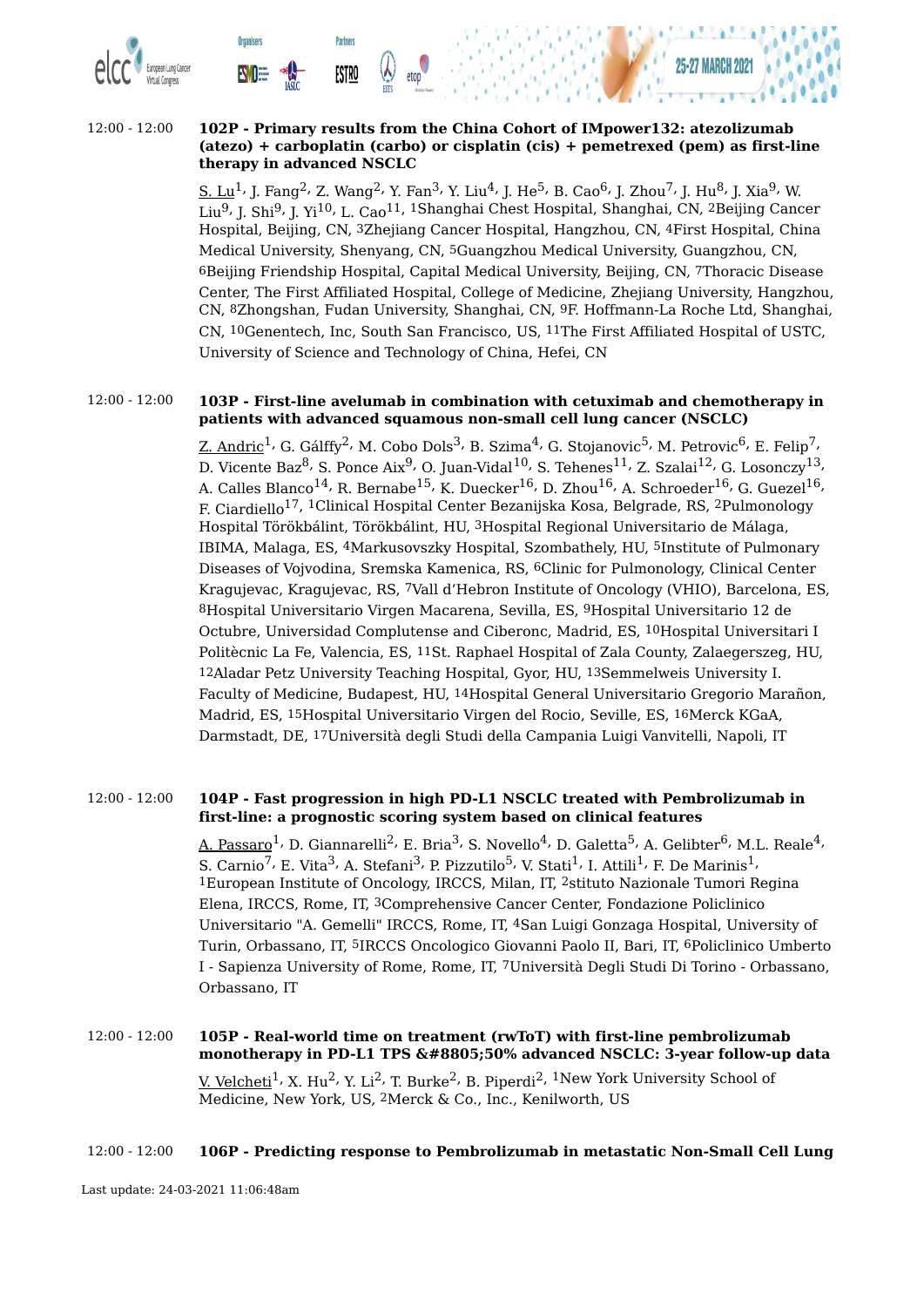12:00 - 12:00 **102P - Primary results from the China Cohort of IMpower132: atezolizumab (atezo) + carboplatin (carbo) or cisplatin (cis) + pemetrexed (pem) as first-line therapy in advanced NSCLC**

S. Lu[1], J. Fang[2], Z. Wang[2], Y. Fan[3], Y. Liu[4], J. He[5], B. Cao[6], J. Zhou[7], J. Hu[8], J. Xia[9], W. Liu[9], J. Shi[9], J. Yi[10], L. Cao[11], [1]Shanghai Chest Hospital, Shanghai, CN, [2]Beijing Cancer Hospital, Beijing, CN, [3]Zhejiang Cancer Hospital, Hangzhou, CN, [4]First Hospital, China Medical University, Shenyang, CN, [5]Guangzhou Medical University, Guangzhou, CN, [6]Beijing Friendship Hospital, Capital Medical University, Beijing, CN, [7]Thoracic Disease Center, The First Affiliated Hospital, College of Medicine, Zhejiang University, Hangzhou, CN, [8]Zhongshan, Fudan University, Shanghai, CN, [9]F. Hoffmann-La Roche Ltd, Shanghai, CN, [10]Genentech, Inc, South San Francisco, US, [11]The First Affiliated Hospital of USTC, University of Science and Technology of China, Hefei, CN

12:00 - 12:00 **103P - First-line avelumab in combination with cetuximab and chemotherapy in patients with advanced squamous non-small cell lung cancer (NSCLC)**

Z. Andric[1], G. Gálffy[2], M. Cobo Dols[3], B. Szima[4], G. Stojanovic[5], M. Petrovic[6], E. Felip[7], D. Vicente Baz[8], S. Ponce Aix[9], O. Juan-Vidal[10], S. Tehenes[11], Z. Szalai[12], G. Losonczy[13], A. Calles Blanco[14], R. Bernabe[15], K. Duecker[16], D. Zhou[16], A. Schroeder[16], G. Guezel[16], F. Ciardiello[17], [1]Clinical Hospital Center Bezanijska Kosa, Belgrade, RS, [2]Pulmonology Hospital Törökbálint, Törökbálint, HU, [3]Hospital Regional Universitario de Málaga, IBIMA, Malaga, ES, [4]Markusovszky Hospital, Szombathely, HU, [5]Institute of Pulmonary Diseases of Vojvodina, Sremska Kamenica, RS, [6]Clinic for Pulmonology, Clinical Center Kragujevac, Kragujevac, RS, [7]Vall d'Hebron Institute of Oncology (VHIO), Barcelona, ES, [8]Hospital Universitario Virgen Macarena, Sevilla, ES, [9]Hospital Universitario 12 de Octubre, Universidad Complutense and Ciberonc, Madrid, ES, [10]Hospital Universitari I Politècnic La Fe, Valencia, ES, [11]St. Raphael Hospital of Zala County, Zalaegerszeg, HU, [12]Aladar Petz University Teaching Hospital, Gyor, HU, [13]Semmelweis University I. Faculty of Medicine, Budapest, HU, [14]Hospital General Universitario Gregorio Marañon, Madrid, ES, [15]Hospital Universitario Virgen del Rocio, Seville, ES, [16]Merck KGaA, Darmstadt, DE, [17]Università degli Studi della Campania Luigi Vanvitelli, Napoli, IT

12:00 - 12:00 **104P - Fast progression in high PD-L1 NSCLC treated with Pembrolizumab in first-line: a prognostic scoring system based on clinical features**

A. Passaro[1], D. Giannarelli[2], E. Bria[3], S. Novello[4], D. Galetta[5], A. Gelibter[6], M.L. Reale[4], S. Carnio[7], E. Vita[3], A. Stefani[3], P. Pizzutilo[5], V. Stati[1], I. Attili[1], F. De Marinis[1], [1]European Institute of Oncology, IRCCS, Milan, IT, [2]stituto Nazionale Tumori Regina Elena, IRCCS, Rome, IT, [3]Comprehensive Cancer Center, Fondazione Policlinico Universitario "A. Gemelli" IRCCS, Rome, IT, [4]San Luigi Gonzaga Hospital, University of Turin, Orbassano, IT, [5]IRCCS Oncologico Giovanni Paolo II, Bari, IT, [6]Policlinico Umberto I - Sapienza University of Rome, Rome, IT, [7]Università Degli Studi Di Torino - Orbassano, Orbassano, IT

12:00 - 12:00 **105P - Real-world time on treatment (rwToT) with first-line pembrolizumab monotherapy in PD-L1 TPS &#8805;50% advanced NSCLC: 3-year follow-up data**

V. Velcheti[1], X. Hu[2], Y. Li[2], T. Burke[2], B. Piperdi[2], [1]New York University School of Medicine, New York, US, [2]Merck & Co., Inc., Kenilworth, US

12:00 - 12:00 **106P - Predicting response to Pembrolizumab in metastatic Non-Small Cell Lung**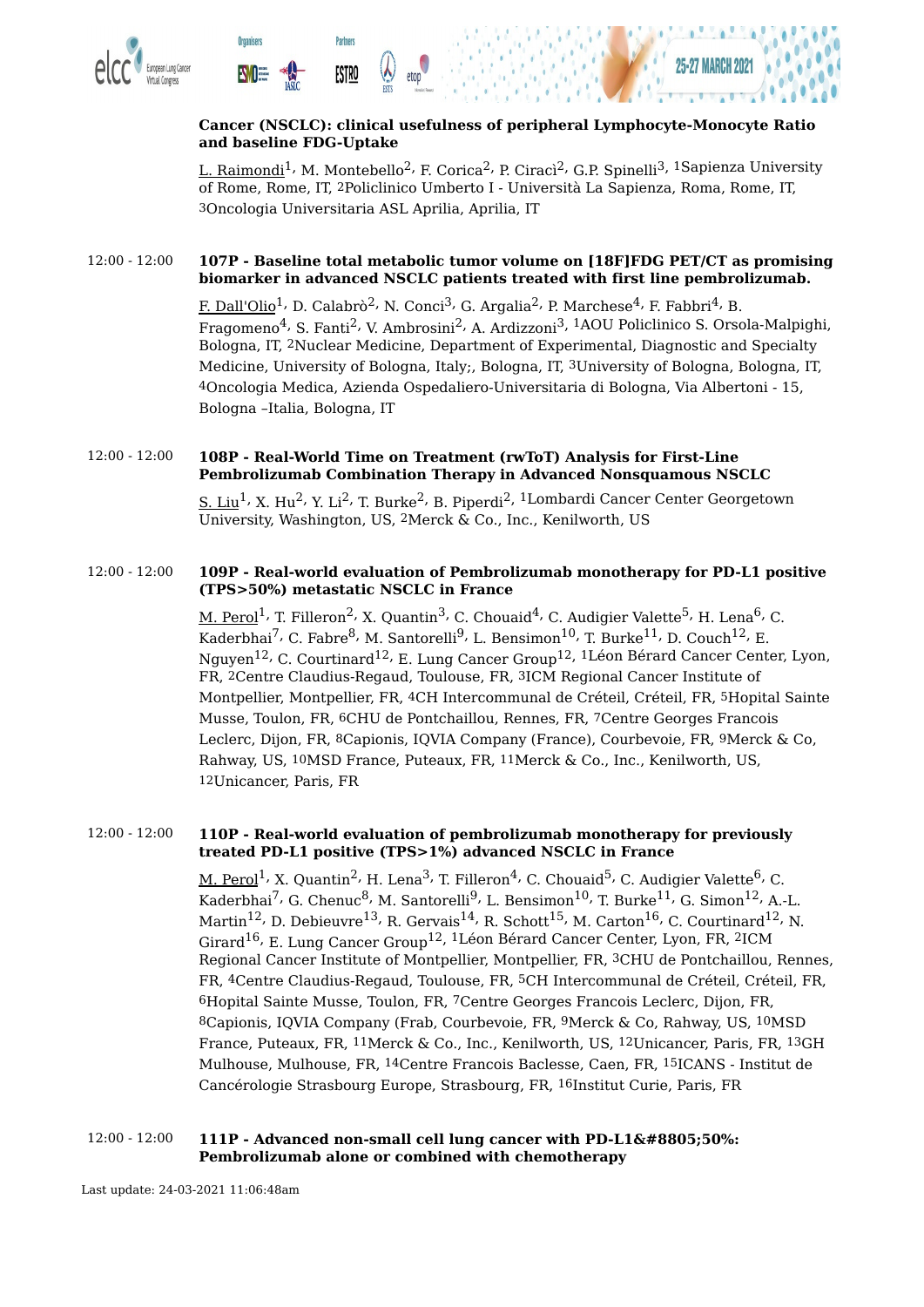**Cancer (NSCLC): clinical usefulness of peripheral Lymphocyte-Monocyte Ratio and baseline FDG-Uptake**

L. Raimondi[1], M. Montebello[2], F. Corica[2], P. Ciracì[2], G.P. Spinelli[3], [1]Sapienza University of Rome, Rome, IT, [2]Policlinico Umberto I - Università La Sapienza, Roma, Rome, IT, [3]Oncologia Universitaria ASL Aprilia, Aprilia, IT

12:00 - 12:00 **107P - Baseline total metabolic tumor volume on [18F]FDG PET/CT as promising biomarker in advanced NSCLC patients treated with first line pembrolizumab.**

F. Dall'Olio[1], D. Calabrò[2], N. Conci[3], G. Argalia[2], P. Marchese[4], F. Fabbri[4], B. Fragomeno[4], S. Fanti[2], V. Ambrosini[2], A. Ardizzoni[3], [1]AOU Policlinico S. Orsola-Malpighi, Bologna, IT, [2]Nuclear Medicine, Department of Experimental, Diagnostic and Specialty Medicine, University of Bologna, Italy;, Bologna, IT, [3]University of Bologna, Bologna, IT, [4]Oncologia Medica, Azienda Ospedaliero-Universitaria di Bologna, Via Albertoni - 15, Bologna –Italia, Bologna, IT

12:00 - 12:00 **108P - Real-World Time on Treatment (rwToT) Analysis for First-Line Pembrolizumab Combination Therapy in Advanced Nonsquamous NSCLC**

S. Liu[1], X. Hu[2], Y. Li[2], T. Burke[2], B. Piperdi[2], [1]Lombardi Cancer Center Georgetown University, Washington, US, [2]Merck & Co., Inc., Kenilworth, US

12:00 - 12:00 **109P - Real-world evaluation of Pembrolizumab monotherapy for PD-L1 positive (TPS>50%) metastatic NSCLC in France**

M. Perol[1], T. Filleron[2], X. Quantin[3], C. Chouaid[4], C. Audigier Valette[5], H. Lena[6], C. Kaderbhai[7], C. Fabre[8], M. Santorelli[9], L. Bensimon[10], T. Burke[11], D. Couch[12], E. Nguyen[12], C. Courtinard[12], E. Lung Cancer Group[12], [1]Léon Bérard Cancer Center, Lyon, FR, [2]Centre Claudius-Regaud, Toulouse, FR, [3]ICM Regional Cancer Institute of Montpellier, Montpellier, FR, [4]CH Intercommunal de Créteil, Créteil, FR, [5]Hopital Sainte Musse, Toulon, FR, [6]CHU de Pontchaillou, Rennes, FR, [7]Centre Georges Francois Leclerc, Dijon, FR, [8]Capionis, IQVIA Company (France), Courbevoie, FR, [9]Merck & Co, Rahway, US, [10]MSD France, Puteaux, FR, [11]Merck & Co., Inc., Kenilworth, US, [12]Unicancer, Paris, FR

12:00 - 12:00 **110P - Real-world evaluation of pembrolizumab monotherapy for previously treated PD-L1 positive (TPS>1%) advanced NSCLC in France**

M. Perol[1], X. Quantin[2], H. Lena[3], T. Filleron[4], C. Chouaid[5], C. Audigier Valette[6], C. Kaderbhai[7], G. Chenuc[8], M. Santorelli[9], L. Bensimon[10], T. Burke[11], G. Simon[12], A.-L. Martin[12], D. Debieuvre[13], R. Gervais[14], R. Schott[15], M. Carton[16], C. Courtinard[12], N. Girard[16], E. Lung Cancer Group[12], [1]Léon Bérard Cancer Center, Lyon, FR, [2]ICM Regional Cancer Institute of Montpellier, Montpellier, FR, [3]CHU de Pontchaillou, Rennes, FR, [4]Centre Claudius-Regaud, Toulouse, FR, [5]CH Intercommunal de Créteil, Créteil, FR, [6]Hopital Sainte Musse, Toulon, FR, [7]Centre Georges Francois Leclerc, Dijon, FR, [8]Capionis, IQVIA Company (Frab, Courbevoie, FR, [9]Merck & Co, Rahway, US, [10]MSD France, Puteaux, FR, [11]Merck & Co., Inc., Kenilworth, US, [12]Unicancer, Paris, FR, [13]GH Mulhouse, Mulhouse, FR, [14]Centre Francois Baclesse, Caen, FR, [15]ICANS - Institut de Cancérologie Strasbourg Europe, Strasbourg, FR, [16]Institut Curie, Paris, FR

12:00 - 12:00 **111P - Advanced non-small cell lung cancer with PD-L1&#8805;50%: Pembrolizumab alone or combined with chemotherapy**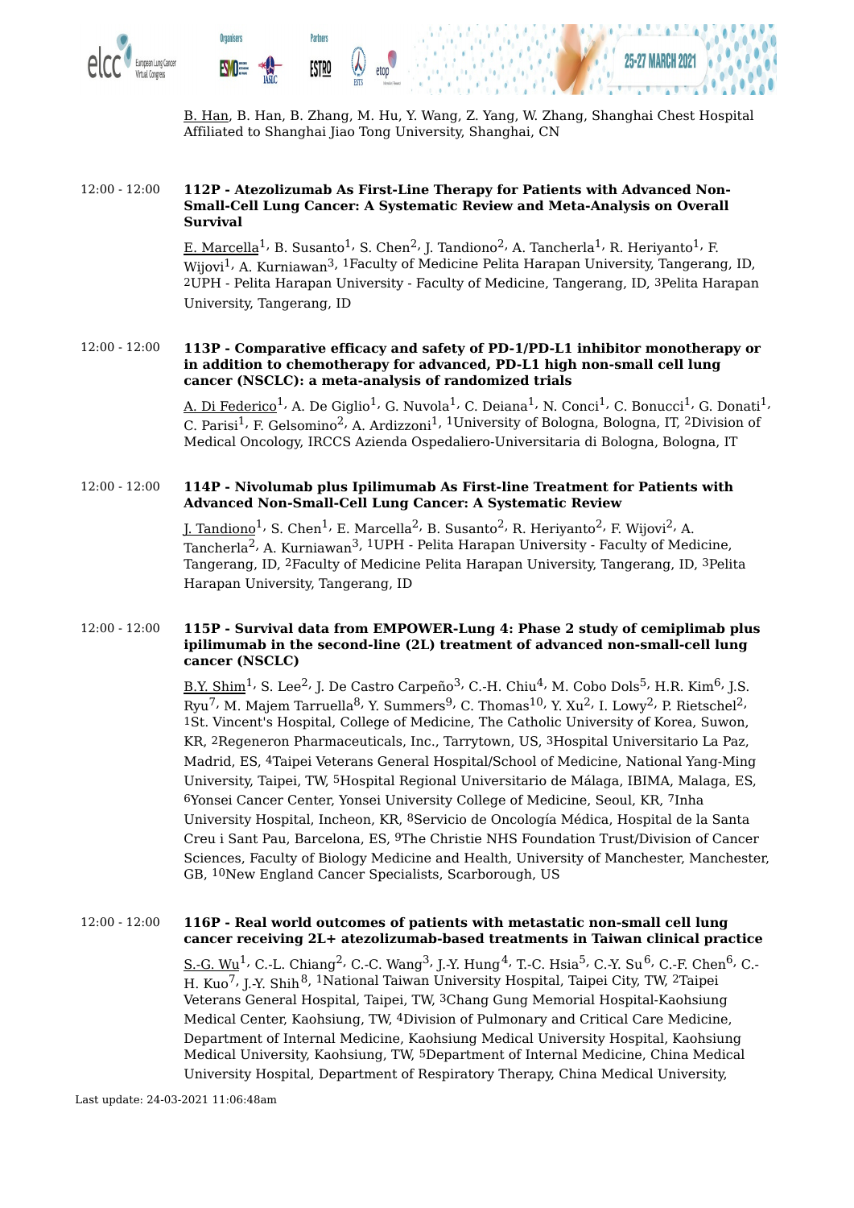B. Han, B. Han, B. Zhang, M. Hu, Y. Wang, Z. Yang, W. Zhang, Shanghai Chest Hospital Affiliated to Shanghai Jiao Tong University, Shanghai, CN

12:00 - 12:00 **112P - Atezolizumab As First-Line Therapy for Patients with Advanced Non-Small-Cell Lung Cancer: A Systematic Review and Meta-Analysis on Overall Survival**

E. Marcella[1], B. Susanto[1], S. Chen[2], J. Tandiono[2], A. Tancherla[1], R. Heriyanto[1], F. Wijovi[1], A. Kurniawan[3], [1]Faculty of Medicine Pelita Harapan University, Tangerang, ID, [2]UPH - Pelita Harapan University - Faculty of Medicine, Tangerang, ID, [3]Pelita Harapan University, Tangerang, ID

12:00 - 12:00 **113P - Comparative efficacy and safety of PD-1/PD-L1 inhibitor monotherapy or in addition to chemotherapy for advanced, PD-L1 high non-small cell lung cancer (NSCLC): a meta-analysis of randomized trials**

A. Di Federico[1], A. De Giglio[1], G. Nuvola[1], C. Deiana[1], N. Conci[1], C. Bonucci[1], G. Donati[1], C. Parisi[1], F. Gelsomino[2], A. Ardizzoni[1], [1]University of Bologna, Bologna, IT, [2]Division of Medical Oncology, IRCCS Azienda Ospedaliero-Universitaria di Bologna, Bologna, IT

12:00 - 12:00 **114P - Nivolumab plus Ipilimumab As First-line Treatment for Patients with Advanced Non-Small-Cell Lung Cancer: A Systematic Review**

J. Tandiono[1], S. Chen[1], E. Marcella[2], B. Susanto[2], R. Heriyanto[2], F. Wijovi[2], A. Tancherla[2], A. Kurniawan[3], [1]UPH - Pelita Harapan University - Faculty of Medicine, Tangerang, ID, [2]Faculty of Medicine Pelita Harapan University, Tangerang, ID, [3]Pelita Harapan University, Tangerang, ID

12:00 - 12:00 **115P - Survival data from EMPOWER-Lung 4: Phase 2 study of cemiplimab plus ipilimumab in the second-line (2L) treatment of advanced non-small-cell lung cancer (NSCLC)**

B.Y. Shim[1], S. Lee[2], J. De Castro Carpeño[3], C.-H. Chiu[4], M. Cobo Dols[5], H.R. Kim[6], J.S. Ryu[7], M. Majem Tarruella[8], Y. Summers[9], C. Thomas[10], Y. Xu[2], I. Lowy[2], P. Rietschel[2], [1]St. Vincent's Hospital, College of Medicine, The Catholic University of Korea, Suwon, KR, [2]Regeneron Pharmaceuticals, Inc., Tarrytown, US, [3]Hospital Universitario La Paz, Madrid, ES, [4]Taipei Veterans General Hospital/School of Medicine, National Yang-Ming University, Taipei, TW, [5]Hospital Regional Universitario de Málaga, IBIMA, Malaga, ES, [6]Yonsei Cancer Center, Yonsei University College of Medicine, Seoul, KR, [7]Inha University Hospital, Incheon, KR, [8]Servicio de Oncología Médica, Hospital de la Santa Creu i Sant Pau, Barcelona, ES, [9]The Christie NHS Foundation Trust/Division of Cancer Sciences, Faculty of Biology Medicine and Health, University of Manchester, Manchester, GB, [10]New England Cancer Specialists, Scarborough, US

12:00 - 12:00 **116P - Real world outcomes of patients with metastatic non-small cell lung cancer receiving 2L+ atezolizumab-based treatments in Taiwan clinical practice**

S.-G. Wu[1], C.-L. Chiang[2], C.-C. Wang[3], J.-Y. Hung[4], T.-C. Hsia[5], C.-Y. Su[6], C.-F. Chen[6], C.-H. Kuo[7], J.-Y. Shih[8], [1]National Taiwan University Hospital, Taipei City, TW, [2]Taipei Veterans General Hospital, Taipei, TW, [3]Chang Gung Memorial Hospital-Kaohsiung Medical Center, Kaohsiung, TW, [4]Division of Pulmonary and Critical Care Medicine, Department of Internal Medicine, Kaohsiung Medical University Hospital, Kaohsiung Medical University, Kaohsiung, TW, [5]Department of Internal Medicine, China Medical University Hospital, Department of Respiratory Therapy, China Medical University,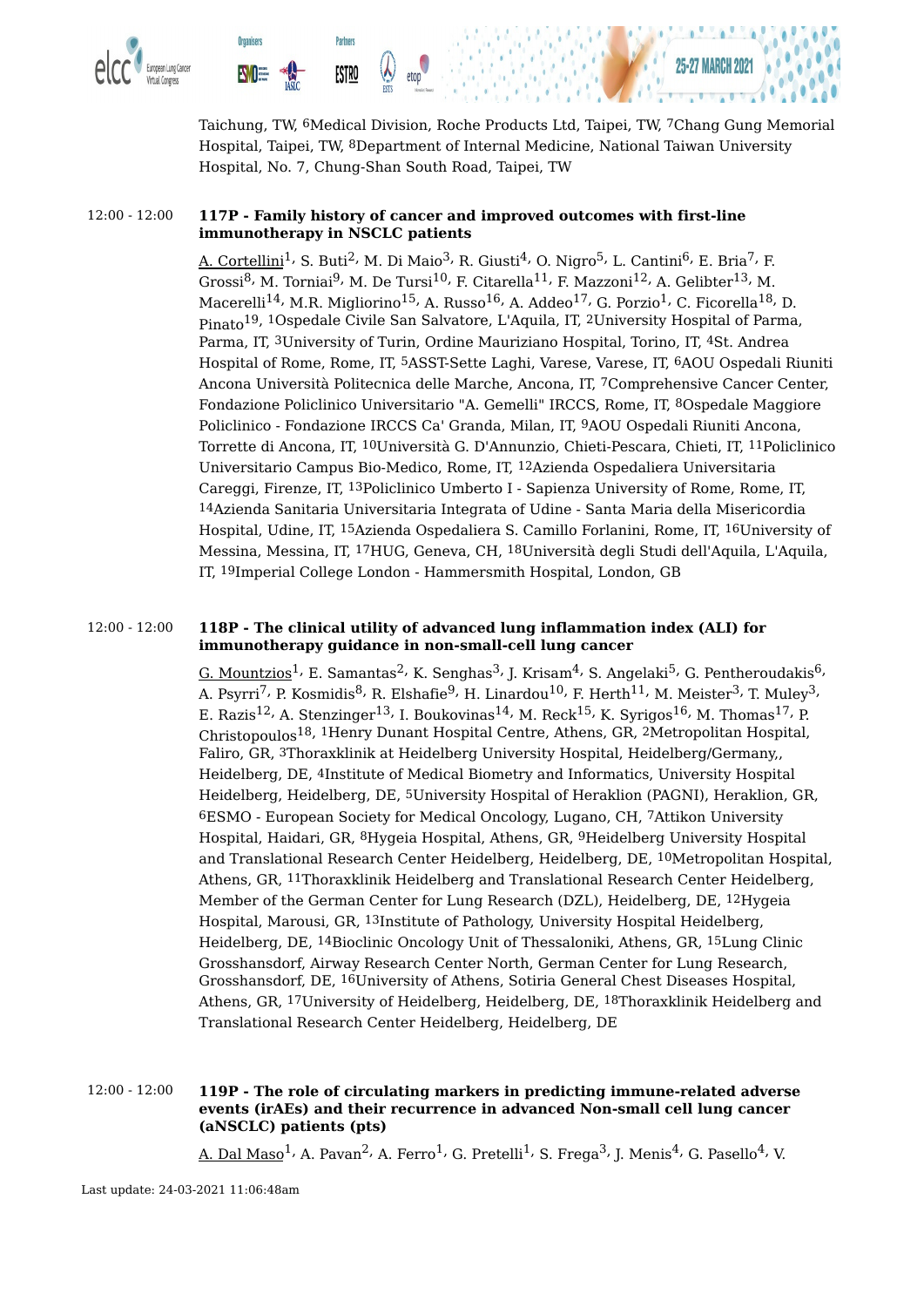Taichung, TW, [6]Medical Division, Roche Products Ltd, Taipei, TW, [7]Chang Gung Memorial Hospital, Taipei, TW, [8]Department of Internal Medicine, National Taiwan University Hospital, No. 7, Chung-Shan South Road, Taipei, TW

12:00 - 12:00 **117P - Family history of cancer and improved outcomes with first-line immunotherapy in NSCLC patients**

A. Cortellini[1], S. Buti[2], M. Di Maio[3], R. Giusti[4], O. Nigro[5], L. Cantini[6], E. Bria[7], F. Grossi[8], M. Torniai[9], M. De Tursi[10], F. Citarella[11], F. Mazzoni[12], A. Gelibter[13], M. Macerelli[14], M.R. Migliorino[15], A. Russo[16], A. Addeo[17], G. Porzio[1], C. Ficorella[18], D. Pinato[19], [1]Ospedale Civile San Salvatore, L'Aquila, IT, [2]University Hospital of Parma, Parma, IT, [3]University of Turin, Ordine Mauriziano Hospital, Torino, IT, [4]St. Andrea Hospital of Rome, Rome, IT, [5]ASST-Sette Laghi, Varese, Varese, IT, [6]AOU Ospedali Riuniti Ancona Università Politecnica delle Marche, Ancona, IT, [7]Comprehensive Cancer Center, Fondazione Policlinico Universitario "A. Gemelli" IRCCS, Rome, IT, [8]Ospedale Maggiore Policlinico - Fondazione IRCCS Ca' Granda, Milan, IT, [9]AOU Ospedali Riuniti Ancona, Torrette di Ancona, IT, [10]Università G. D'Annunzio, Chieti-Pescara, Chieti, IT, [11]Policlinico Universitario Campus Bio-Medico, Rome, IT, [12]Azienda Ospedaliera Universitaria Careggi, Firenze, IT, [13]Policlinico Umberto I - Sapienza University of Rome, Rome, IT, [14]Azienda Sanitaria Universitaria Integrata of Udine - Santa Maria della Misericordia Hospital, Udine, IT, [15]Azienda Ospedaliera S. Camillo Forlanini, Rome, IT, [16]University of Messina, Messina, IT, [17]HUG, Geneva, CH, [18]Università degli Studi dell'Aquila, L'Aquila, IT, [19]Imperial College London - Hammersmith Hospital, London, GB

12:00 - 12:00 **118P - The clinical utility of advanced lung inflammation index (ALI) for immunotherapy guidance in non-small-cell lung cancer**

G. Mountzios[1], E. Samantas[2], K. Senghas[3], J. Krisam[4], S. Angelaki[5], G. Pentheroudakis[6], A. Psyrri[7], P. Kosmidis[8], R. Elshafie[9], H. Linardou[10], F. Herth[11], M. Meister[3], T. Muley[3], E. Razis[12], A. Stenzinger[13], I. Boukovinas[14], M. Reck[15], K. Syrigos[16], M. Thomas[17], P. Christopoulos[18], [1]Henry Dunant Hospital Centre, Athens, GR, [2]Metropolitan Hospital, Faliro, GR, [3]Thoraxklinik at Heidelberg University Hospital, Heidelberg/Germany,, Heidelberg, DE, [4]Institute of Medical Biometry and Informatics, University Hospital Heidelberg, Heidelberg, DE, [5]University Hospital of Heraklion (PAGNI), Heraklion, GR, [6]ESMO - European Society for Medical Oncology, Lugano, CH, [7]Attikon University Hospital, Haidari, GR, [8]Hygeia Hospital, Athens, GR, [9]Heidelberg University Hospital and Translational Research Center Heidelberg, Heidelberg, DE, [10]Metropolitan Hospital, Athens, GR, [11]Thoraxklinik Heidelberg and Translational Research Center Heidelberg, Member of the German Center for Lung Research (DZL), Heidelberg, DE, [12]Hygeia Hospital, Marousi, GR, [13]Institute of Pathology, University Hospital Heidelberg, Heidelberg, DE, [14]Bioclinic Oncology Unit of Thessaloniki, Athens, GR, [15]Lung Clinic Grosshansdorf, Airway Research Center North, German Center for Lung Research, Grosshansdorf, DE, [16]University of Athens, Sotiria General Chest Diseases Hospital, Athens, GR, [17]University of Heidelberg, Heidelberg, DE, [18]Thoraxklinik Heidelberg and Translational Research Center Heidelberg, Heidelberg, DE

12:00 - 12:00 **119P - The role of circulating markers in predicting immune-related adverse events (irAEs) and their recurrence in advanced Non-small cell lung cancer (aNSCLC) patients (pts)**

A. Dal Maso[1], A. Pavan[2], A. Ferro[1], G. Pretelli[1], S. Frega[3], J. Menis[4], G. Pasello[4], V.

Last update: 24-03-2021 11:06:48am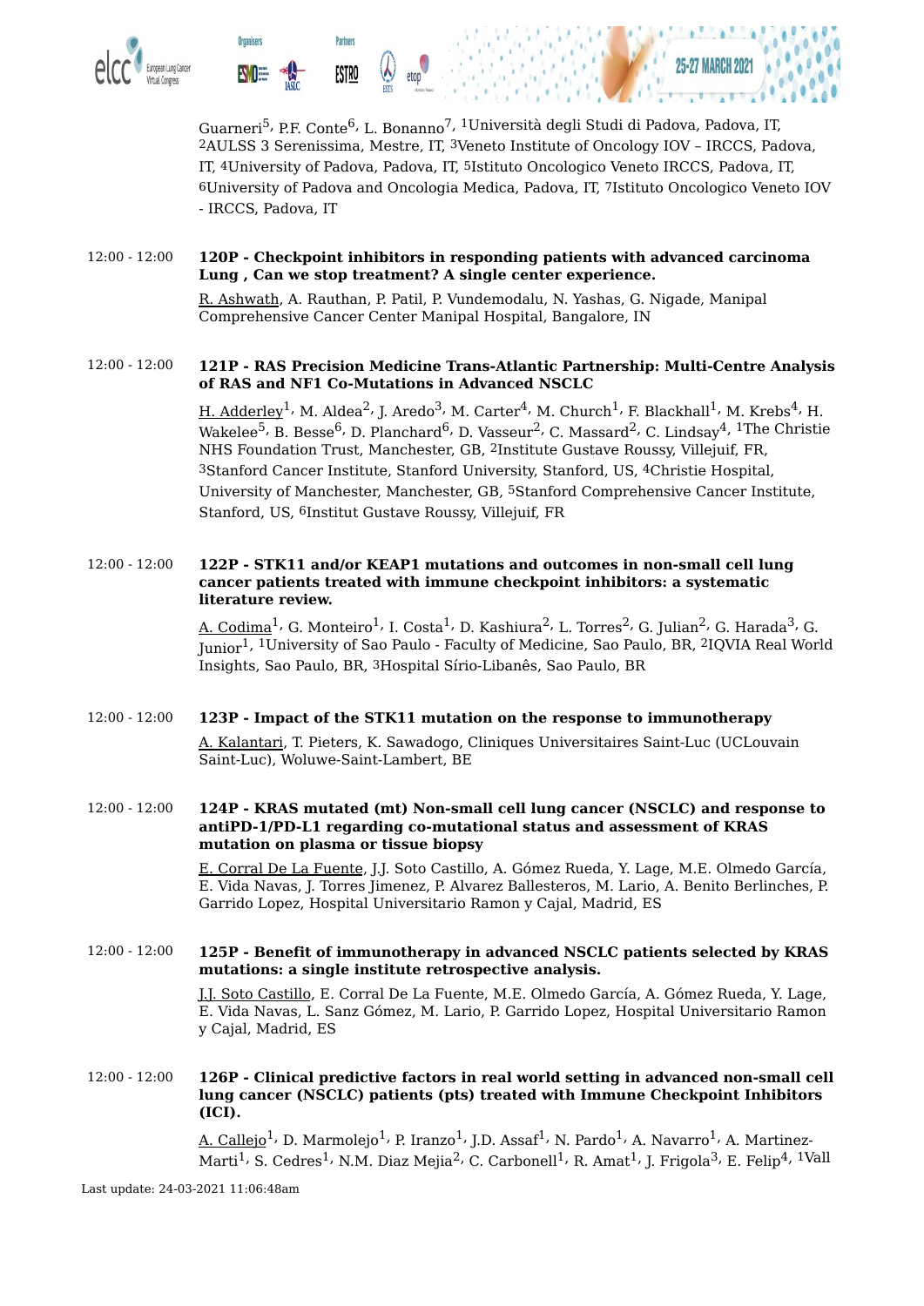Guarneri[5], P.F. Conte[6], L. Bonanno[7], [1]Università degli Studi di Padova, Padova, IT, [2]AULSS 3 Serenissima, Mestre, IT, [3]Veneto Institute of Oncology IOV – IRCCS, Padova, IT, [4]University of Padova, Padova, IT, [5]Istituto Oncologico Veneto IRCCS, Padova, IT, [6]University of Padova and Oncologia Medica, Padova, IT, [7]Istituto Oncologico Veneto IOV - IRCCS, Padova, IT

12:00 - 12:00 **120P - Checkpoint inhibitors in responding patients with advanced carcinoma Lung , Can we stop treatment? A single center experience.**

R. Ashwath, A. Rauthan, P. Patil, P. Vundemodalu, N. Yashas, G. Nigade, Manipal Comprehensive Cancer Center Manipal Hospital, Bangalore, IN

12:00 - 12:00 **121P - RAS Precision Medicine Trans-Atlantic Partnership: Multi-Centre Analysis of RAS and NF1 Co-Mutations in Advanced NSCLC**

H. Adderley[1], M. Aldea[2], J. Aredo[3], M. Carter[4], M. Church[1], F. Blackhall[1], M. Krebs[4], H. Wakelee[5], B. Besse[6], D. Planchard[6], D. Vasseur[2], C. Massard[2], C. Lindsay[4], [1]The Christie NHS Foundation Trust, Manchester, GB, [2]Institute Gustave Roussy, Villejuif, FR, [3]Stanford Cancer Institute, Stanford University, Stanford, US, [4]Christie Hospital, University of Manchester, Manchester, GB, [5]Stanford Comprehensive Cancer Institute, Stanford, US, [6]Institut Gustave Roussy, Villejuif, FR

12:00 - 12:00 **122P - STK11 and/or KEAP1 mutations and outcomes in non-small cell lung cancer patients treated with immune checkpoint inhibitors: a systematic literature review.**

A. Codima[1], G. Monteiro[1], I. Costa[1], D. Kashiura[2], L. Torres[2], G. Julian[2], G. Harada[3], G. Junior[1], [1]University of Sao Paulo - Faculty of Medicine, Sao Paulo, BR, [2]IQVIA Real World Insights, Sao Paulo, BR, [3]Hospital Sírio-Libanês, Sao Paulo, BR

12:00 - 12:00 **123P - Impact of the STK11 mutation on the response to immunotherapy**

A. Kalantari, T. Pieters, K. Sawadogo, Cliniques Universitaires Saint-Luc (UCLouvain Saint-Luc), Woluwe-Saint-Lambert, BE

12:00 - 12:00 **124P - KRAS mutated (mt) Non-small cell lung cancer (NSCLC) and response to antiPD-1/PD-L1 regarding co-mutational status and assessment of KRAS mutation on plasma or tissue biopsy**

E. Corral De La Fuente, J.J. Soto Castillo, A. Gómez Rueda, Y. Lage, M.E. Olmedo García, E. Vida Navas, J. Torres Jimenez, P. Alvarez Ballesteros, M. Lario, A. Benito Berlinches, P. Garrido Lopez, Hospital Universitario Ramon y Cajal, Madrid, ES

12:00 - 12:00 **125P - Benefit of immunotherapy in advanced NSCLC patients selected by KRAS mutations: a single institute retrospective analysis.**

J.J. Soto Castillo, E. Corral De La Fuente, M.E. Olmedo García, A. Gómez Rueda, Y. Lage, E. Vida Navas, L. Sanz Gómez, M. Lario, P. Garrido Lopez, Hospital Universitario Ramon y Cajal, Madrid, ES

12:00 - 12:00 **126P - Clinical predictive factors in real world setting in advanced non-small cell lung cancer (NSCLC) patients (pts) treated with Immune Checkpoint Inhibitors (ICI).**

A. Callejo[1], D. Marmolejo[1], P. Iranzo[1], J.D. Assaf[1], N. Pardo[1], A. Navarro[1], A. Martinez-Marti[1], S. Cedres[1], N.M. Diaz Mejia[2], C. Carbonell[1], R. Amat[1], J. Frigola[3], E. Felip[4], [1]Vall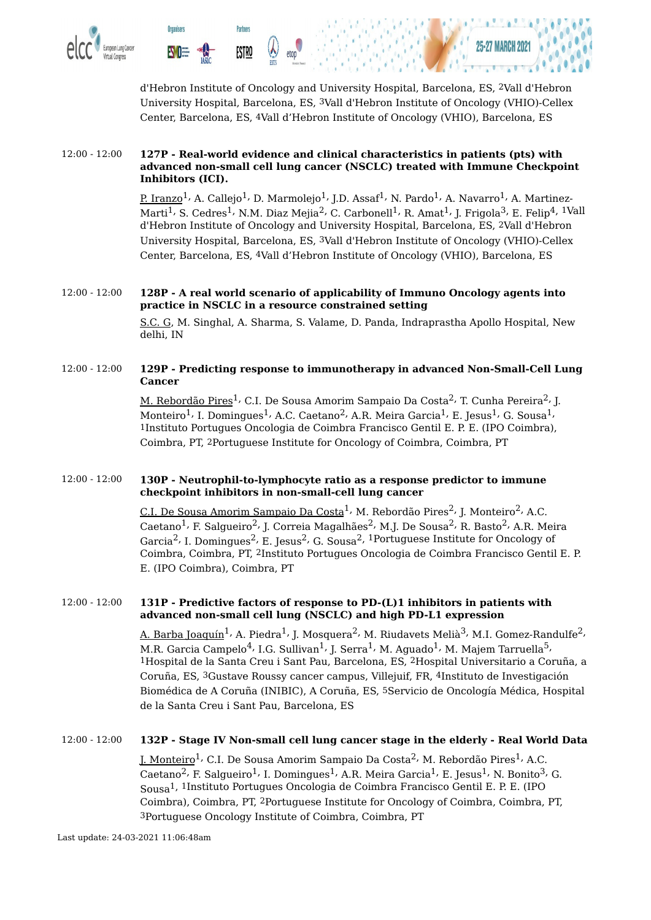d'Hebron Institute of Oncology and University Hospital, Barcelona, ES, [2]Vall d'Hebron University Hospital, Barcelona, ES, [3]Vall d'Hebron Institute of Oncology (VHIO)-Cellex Center, Barcelona, ES, [4]Vall d'Hebron Institute of Oncology (VHIO), Barcelona, ES

12:00 - 12:00 **127P - Real-world evidence and clinical characteristics in patients (pts) with advanced non-small cell lung cancer (NSCLC) treated with Immune Checkpoint Inhibitors (ICI).**

P. Iranzo[1], A. Callejo[1], D. Marmolejo[1], J.D. Assaf[1], N. Pardo[1], A. Navarro[1], A. Martinez-Marti[1], S. Cedres[1], N.M. Diaz Mejia[2], C. Carbonell[1], R. Amat[1], J. Frigola[3], E. Felip[4], [1]Vall d'Hebron Institute of Oncology and University Hospital, Barcelona, ES, [2]Vall d'Hebron University Hospital, Barcelona, ES, [3]Vall d'Hebron Institute of Oncology (VHIO)-Cellex Center, Barcelona, ES, [4]Vall d'Hebron Institute of Oncology (VHIO), Barcelona, ES

12:00 - 12:00 **128P - A real world scenario of applicability of Immuno Oncology agents into practice in NSCLC in a resource constrained setting**

S.C. G, M. Singhal, A. Sharma, S. Valame, D. Panda, Indraprastha Apollo Hospital, New delhi, IN

12:00 - 12:00 **129P - Predicting response to immunotherapy in advanced Non-Small-Cell Lung Cancer**

M. Rebordão Pires[1], C.I. De Sousa Amorim Sampaio Da Costa[2], T. Cunha Pereira[2], J. Monteiro[1], I. Domingues[1], A.C. Caetano[2], A.R. Meira Garcia[1], E. Jesus[1], G. Sousa[1], [1]Instituto Portugues Oncologia de Coimbra Francisco Gentil E. P. E. (IPO Coimbra), Coimbra, PT, [2]Portuguese Institute for Oncology of Coimbra, Coimbra, PT

12:00 - 12:00 **130P - Neutrophil-to-lymphocyte ratio as a response predictor to immune checkpoint inhibitors in non-small-cell lung cancer**

C.I. De Sousa Amorim Sampaio Da Costa[1], M. Rebordão Pires[2], J. Monteiro[2], A.C. Caetano[1], F. Salgueiro[2], J. Correia Magalhães[2], M.J. De Sousa[2], R. Basto[2], A.R. Meira Garcia[2], I. Domingues[2], E. Jesus[2], G. Sousa[2], [1]Portuguese Institute for Oncology of Coimbra, Coimbra, PT, [2]Instituto Portugues Oncologia de Coimbra Francisco Gentil E. P. E. (IPO Coimbra), Coimbra, PT

12:00 - 12:00 **131P - Predictive factors of response to PD-(L)1 inhibitors in patients with advanced non-small cell lung (NSCLC) and high PD-L1 expression**

A. Barba Joaquín[1], A. Piedra[1], J. Mosquera[2], M. Riudavets Melià[3], M.I. Gomez-Randulfe[2], M.R. Garcia Campelo[4], I.G. Sullivan[1], J. Serra[1], M. Aguado[1], M. Majem Tarruella[5], [1]Hospital de la Santa Creu i Sant Pau, Barcelona, ES, [2]Hospital Universitario a Coruña, a Coruña, ES, [3]Gustave Roussy cancer campus, Villejuif, FR, [4]Instituto de Investigación Biomédica de A Coruña (INIBIC), A Coruña, ES, [5]Servicio de Oncología Médica, Hospital de la Santa Creu i Sant Pau, Barcelona, ES

12:00 - 12:00 **132P - Stage IV Non-small cell lung cancer stage in the elderly - Real World Data**

J. Monteiro[1], C.I. De Sousa Amorim Sampaio Da Costa[2], M. Rebordão Pires[1], A.C. Caetano[2], F. Salgueiro[1], I. Domingues[1], A.R. Meira Garcia[1], E. Jesus[1], N. Bonito[3], G. Sousa[1], [1]Instituto Portugues Oncologia de Coimbra Francisco Gentil E. P. E. (IPO Coimbra), Coimbra, PT, [2]Portuguese Institute for Oncology of Coimbra, Coimbra, PT, [3]Portuguese Oncology Institute of Coimbra, Coimbra, PT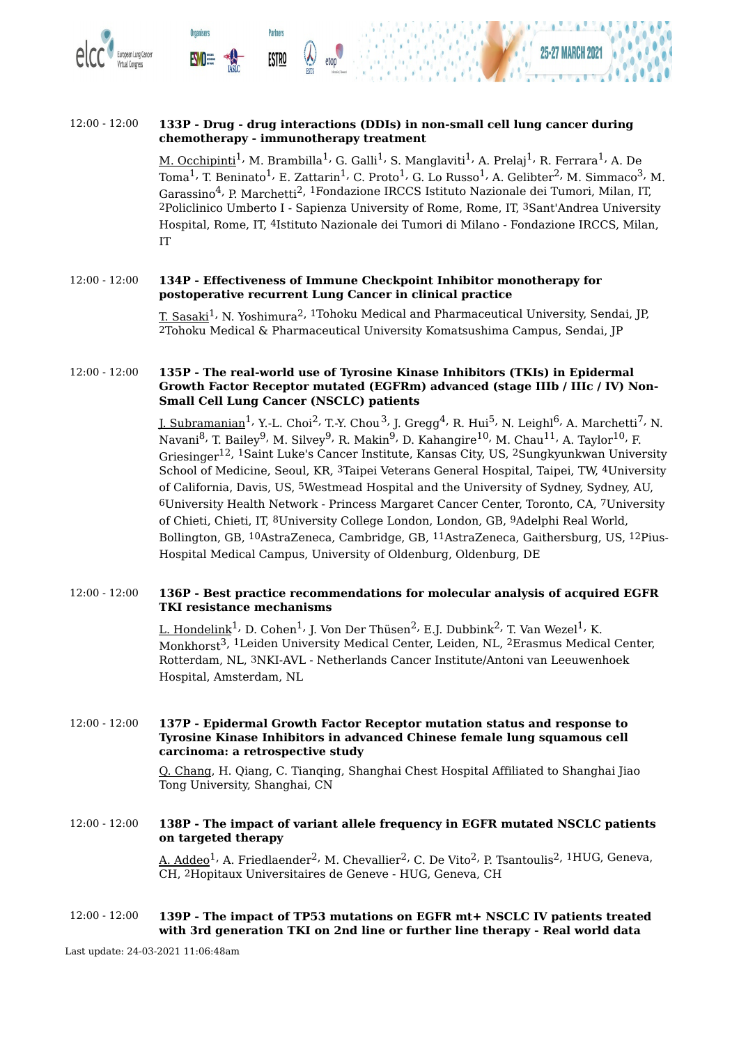12:00 - 12:00 **133P - Drug - drug interactions (DDIs) in non-small cell lung cancer during chemotherapy - immunotherapy treatment**

M. Occhipinti[1], M. Brambilla[1], G. Galli[1], S. Manglaviti[1], A. Prelaj[1], R. Ferrara[1], A. De Toma[1], T. Beninato[1], E. Zattarin[1], C. Proto[1], G. Lo Russo[1], A. Gelibter[2], M. Simmaco[3], M. Garassino[4], P. Marchetti[2], [1]Fondazione IRCCS Istituto Nazionale dei Tumori, Milan, IT, [2]Policlinico Umberto I - Sapienza University of Rome, Rome, IT, [3]Sant'Andrea University Hospital, Rome, IT, [4]Istituto Nazionale dei Tumori di Milano - Fondazione IRCCS, Milan, IT

12:00 - 12:00 **134P - Effectiveness of Immune Checkpoint Inhibitor monotherapy for postoperative recurrent Lung Cancer in clinical practice**

T. Sasaki[1], N. Yoshimura[2], [1]Tohoku Medical and Pharmaceutical University, Sendai, JP, [2]Tohoku Medical & Pharmaceutical University Komatsushima Campus, Sendai, JP

12:00 - 12:00 **135P - The real-world use of Tyrosine Kinase Inhibitors (TKIs) in Epidermal Growth Factor Receptor mutated (EGFRm) advanced (stage IIIb / IIIc / IV) Non-Small Cell Lung Cancer (NSCLC) patients**

J. Subramanian[1], Y.-L. Choi[2], T.-Y. Chou[3], J. Gregg[4], R. Hui[5], N. Leighl[6], A. Marchetti[7], N. Navani[8], T. Bailey[9], M. Silvey[9], R. Makin[9], D. Kahangire[10], M. Chau[11], A. Taylor[10], F. Griesinger[12], [1]Saint Luke's Cancer Institute, Kansas City, US, [2]Sungkyunkwan University School of Medicine, Seoul, KR, [3]Taipei Veterans General Hospital, Taipei, TW, [4]University of California, Davis, US, [5]Westmead Hospital and the University of Sydney, Sydney, AU, [6]University Health Network - Princess Margaret Cancer Center, Toronto, CA, [7]University of Chieti, Chieti, IT, [8]University College London, London, GB, [9]Adelphi Real World, Bollington, GB, [10]AstraZeneca, Cambridge, GB, [11]AstraZeneca, Gaithersburg, US, [12]Pius-Hospital Medical Campus, University of Oldenburg, Oldenburg, DE

12:00 - 12:00 **136P - Best practice recommendations for molecular analysis of acquired EGFR TKI resistance mechanisms**

L. Hondelink[1], D. Cohen[1], J. Von Der Thüsen[2], E.J. Dubbink[2], T. Van Wezel[1], K. Monkhorst[3], [1]Leiden University Medical Center, Leiden, NL, [2]Erasmus Medical Center, Rotterdam, NL, [3]NKI-AVL - Netherlands Cancer Institute/Antoni van Leeuwenhoek Hospital, Amsterdam, NL

12:00 - 12:00 **137P - Epidermal Growth Factor Receptor mutation status and response to Tyrosine Kinase Inhibitors in advanced Chinese female lung squamous cell carcinoma: a retrospective study**

Q. Chang, H. Qiang, C. Tianqing, Shanghai Chest Hospital Affiliated to Shanghai Jiao Tong University, Shanghai, CN

12:00 - 12:00 **138P - The impact of variant allele frequency in EGFR mutated NSCLC patients on targeted therapy**

A. Addeo[1], A. Friedlaender[2], M. Chevallier[2], C. De Vito[2], P. Tsantoulis[2], [1]HUG, Geneva, CH, [2]Hopitaux Universitaires de Geneve - HUG, Geneva, CH

12:00 - 12:00 **139P - The impact of TP53 mutations on EGFR mt+ NSCLC IV patients treated with 3rd generation TKI on 2nd line or further line therapy - Real world data**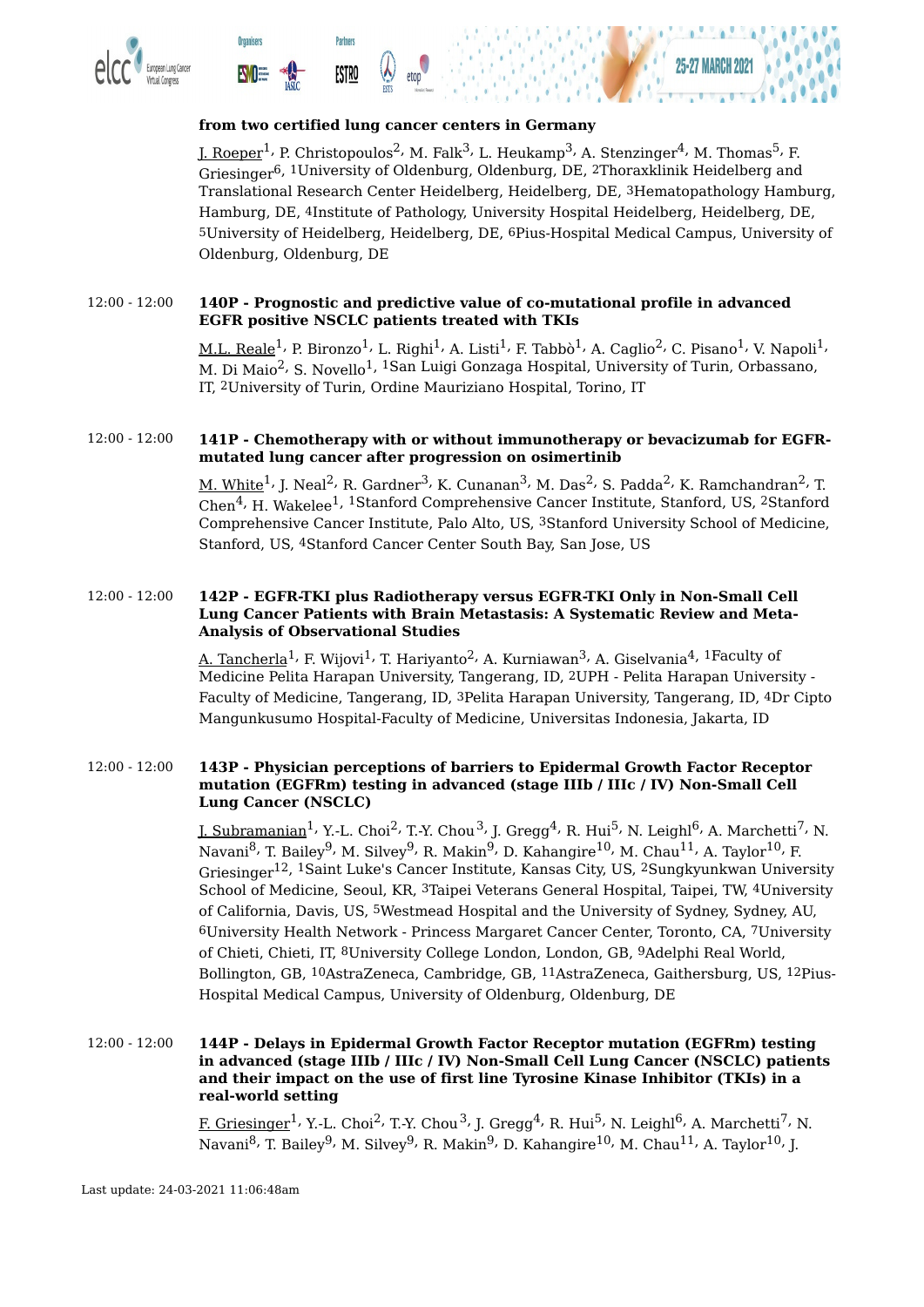**from two certified lung cancer centers in Germany**

J. Roeper[1], P. Christopoulos[2], M. Falk[3], L. Heukamp[3], A. Stenzinger[4], M. Thomas[5], F. Griesinger[6], [1]University of Oldenburg, Oldenburg, DE, [2]Thoraxklinik Heidelberg and Translational Research Center Heidelberg, Heidelberg, DE, [3]Hematopathology Hamburg, Hamburg, DE, [4]Institute of Pathology, University Hospital Heidelberg, Heidelberg, DE, [5]University of Heidelberg, Heidelberg, DE, [6]Pius-Hospital Medical Campus, University of Oldenburg, Oldenburg, DE

12:00 - 12:00 **140P - Prognostic and predictive value of co-mutational profile in advanced EGFR positive NSCLC patients treated with TKIs**

M.L. Reale[1], P. Bironzo[1], L. Righi[1], A. Listì[1], F. Tabbò[1], A. Caglio[2], C. Pisano[1], V. Napoli[1], M. Di Maio[2], S. Novello[1], [1]San Luigi Gonzaga Hospital, University of Turin, Orbassano, IT, [2]University of Turin, Ordine Mauriziano Hospital, Torino, IT

12:00 - 12:00 **141P - Chemotherapy with or without immunotherapy or bevacizumab for EGFR-mutated lung cancer after progression on osimertinib**

M. White[1], J. Neal[2], R. Gardner[3], K. Cunanan[3], M. Das[2], S. Padda[2], K. Ramchandran[2], T. Chen[4], H. Wakelee[1], [1]Stanford Comprehensive Cancer Institute, Stanford, US, [2]Stanford Comprehensive Cancer Institute, Palo Alto, US, [3]Stanford University School of Medicine, Stanford, US, [4]Stanford Cancer Center South Bay, San Jose, US

12:00 - 12:00 **142P - EGFR-TKI plus Radiotherapy versus EGFR-TKI Only in Non-Small Cell Lung Cancer Patients with Brain Metastasis: A Systematic Review and Meta-Analysis of Observational Studies**

A. Tancherla[1], F. Wijovi[1], T. Hariyanto[2], A. Kurniawan[3], A. Giselvania[4], [1]Faculty of Medicine Pelita Harapan University, Tangerang, ID, [2]UPH - Pelita Harapan University - Faculty of Medicine, Tangerang, ID, [3]Pelita Harapan University, Tangerang, ID, [4]Dr Cipto Mangunkusumo Hospital-Faculty of Medicine, Universitas Indonesia, Jakarta, ID

12:00 - 12:00 **143P - Physician perceptions of barriers to Epidermal Growth Factor Receptor mutation (EGFRm) testing in advanced (stage IIIb / IIIc / IV) Non-Small Cell Lung Cancer (NSCLC)**

J. Subramanian[1], Y.-L. Choi[2], T.-Y. Chou[3], J. Gregg[4], R. Hui[5], N. Leighl[6], A. Marchetti[7], N. Navani[8], T. Bailey[9], M. Silvey[9], R. Makin[9], D. Kahangire[10], M. Chau[11], A. Taylor[10], F. Griesinger[12], [1]Saint Luke's Cancer Institute, Kansas City, US, [2]Sungkyunkwan University School of Medicine, Seoul, KR, [3]Taipei Veterans General Hospital, Taipei, TW, [4]University of California, Davis, US, [5]Westmead Hospital and the University of Sydney, Sydney, AU, [6]University Health Network - Princess Margaret Cancer Center, Toronto, CA, [7]University of Chieti, Chieti, IT, [8]University College London, London, GB, [9]Adelphi Real World, Bollington, GB, [10]AstraZeneca, Cambridge, GB, [11]AstraZeneca, Gaithersburg, US, [12]Pius-Hospital Medical Campus, University of Oldenburg, Oldenburg, DE

12:00 - 12:00 **144P - Delays in Epidermal Growth Factor Receptor mutation (EGFRm) testing in advanced (stage IIIb / IIIc / IV) Non-Small Cell Lung Cancer (NSCLC) patients and their impact on the use of first line Tyrosine Kinase Inhibitor (TKIs) in a real-world setting**

F. Griesinger[1], Y.-L. Choi[2], T.-Y. Chou[3], J. Gregg[4], R. Hui[5], N. Leighl[6], A. Marchetti[7], N. Navani[8], T. Bailey[9], M. Silvey[9], R. Makin[9], D. Kahangire[10], M. Chau[11], A. Taylor[10], J.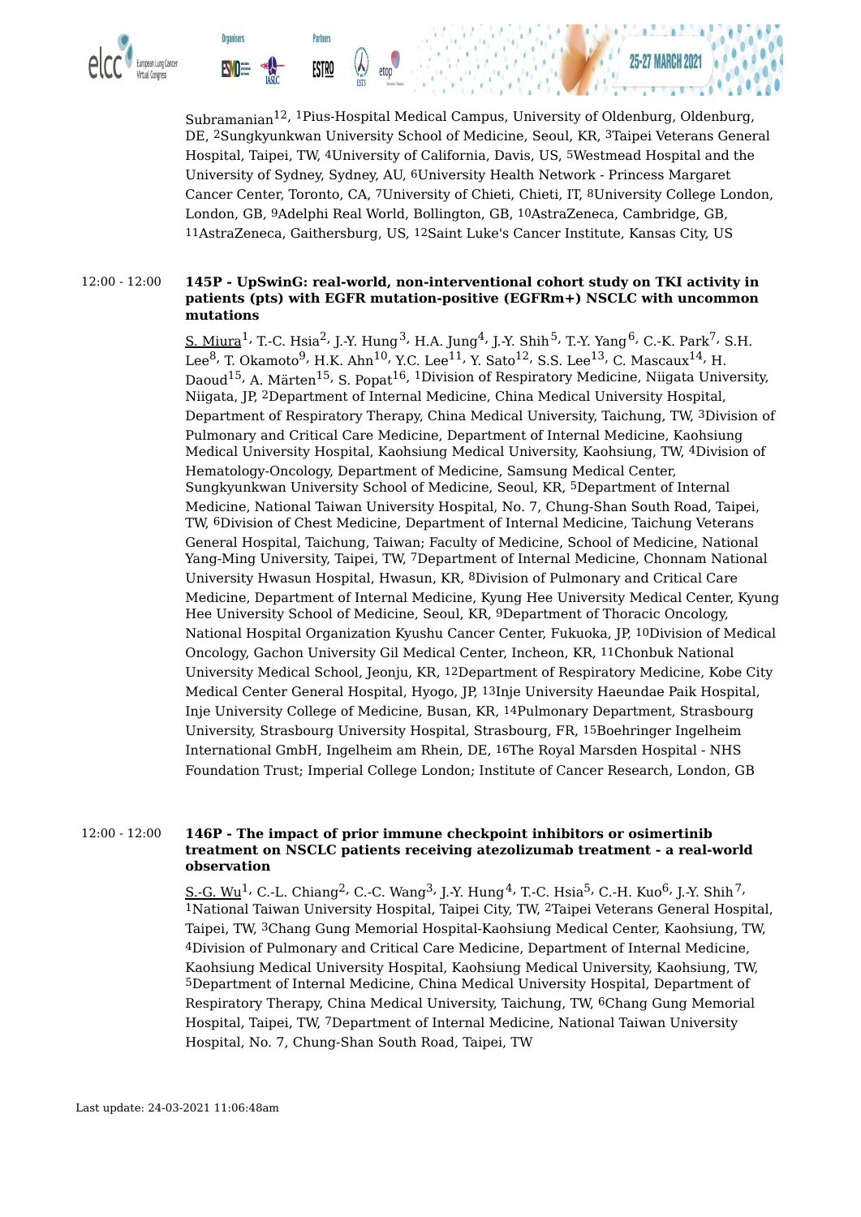Subramanian[12], [1]Pius-Hospital Medical Campus, University of Oldenburg, Oldenburg, DE, [2]Sungkyunkwan University School of Medicine, Seoul, KR, [3]Taipei Veterans General Hospital, Taipei, TW, [4]University of California, Davis, US, [5]Westmead Hospital and the University of Sydney, Sydney, AU, [6]University Health Network - Princess Margaret Cancer Center, Toronto, CA, [7]University of Chieti, Chieti, IT, [8]University College London, London, GB, [9]Adelphi Real World, Bollington, GB, [10]AstraZeneca, Cambridge, GB, [11]AstraZeneca, Gaithersburg, US, [12]Saint Luke's Cancer Institute, Kansas City, US

12:00 - 12:00 **145P - UpSwinG: real-world, non-interventional cohort study on TKI activity in patients (pts) with EGFR mutation-positive (EGFRm+) NSCLC with uncommon mutations**

S. Miura[1], T.-C. Hsia[2], J.-Y. Hung[3], H.A. Jung[4], J.-Y. Shih[5], T.-Y. Yang[6], C.-K. Park[7], S.H. Lee[8], T. Okamoto[9], H.K. Ahn[10], Y.C. Lee[11], Y. Sato[12], S.S. Lee[13], C. Mascaux[14], H. Daoud[15], A. Märten[15], S. Popat[16], [1]Division of Respiratory Medicine, Niigata University, Niigata, JP, [2]Department of Internal Medicine, China Medical University Hospital, Department of Respiratory Therapy, China Medical University, Taichung, TW, [3]Division of Pulmonary and Critical Care Medicine, Department of Internal Medicine, Kaohsiung Medical University Hospital, Kaohsiung Medical University, Kaohsiung, TW, [4]Division of Hematology-Oncology, Department of Medicine, Samsung Medical Center, Sungkyunkwan University School of Medicine, Seoul, KR, [5]Department of Internal Medicine, National Taiwan University Hospital, No. 7, Chung-Shan South Road, Taipei, TW, [6]Division of Chest Medicine, Department of Internal Medicine, Taichung Veterans General Hospital, Taichung, Taiwan; Faculty of Medicine, School of Medicine, National Yang-Ming University, Taipei, TW, [7]Department of Internal Medicine, Chonnam National University Hwasun Hospital, Hwasun, KR, [8]Division of Pulmonary and Critical Care Medicine, Department of Internal Medicine, Kyung Hee University Medical Center, Kyung Hee University School of Medicine, Seoul, KR, [9]Department of Thoracic Oncology, National Hospital Organization Kyushu Cancer Center, Fukuoka, JP, [10]Division of Medical Oncology, Gachon University Gil Medical Center, Incheon, KR, [11]Chonbuk National University Medical School, Jeonju, KR, [12]Department of Respiratory Medicine, Kobe City Medical Center General Hospital, Hyogo, JP, [13]Inje University Haeundae Paik Hospital, Inje University College of Medicine, Busan, KR, [14]Pulmonary Department, Strasbourg University, Strasbourg University Hospital, Strasbourg, FR, [15]Boehringer Ingelheim International GmbH, Ingelheim am Rhein, DE, [16]The Royal Marsden Hospital - NHS Foundation Trust; Imperial College London; Institute of Cancer Research, London, GB

12:00 - 12:00 **146P - The impact of prior immune checkpoint inhibitors or osimertinib treatment on NSCLC patients receiving atezolizumab treatment - a real-world observation**

S.-G. Wu[1], C.-L. Chiang[2], C.-C. Wang[3], J.-Y. Hung[4], T.-C. Hsia[5], C.-H. Kuo[6], J.-Y. Shih[7], [1]National Taiwan University Hospital, Taipei City, TW, [2]Taipei Veterans General Hospital, Taipei, TW, [3]Chang Gung Memorial Hospital-Kaohsiung Medical Center, Kaohsiung, TW, [4]Division of Pulmonary and Critical Care Medicine, Department of Internal Medicine, Kaohsiung Medical University Hospital, Kaohsiung Medical University, Kaohsiung, TW, [5]Department of Internal Medicine, China Medical University Hospital, Department of Respiratory Therapy, China Medical University, Taichung, TW, [6]Chang Gung Memorial Hospital, Taipei, TW, [7]Department of Internal Medicine, National Taiwan University Hospital, No. 7, Chung-Shan South Road, Taipei, TW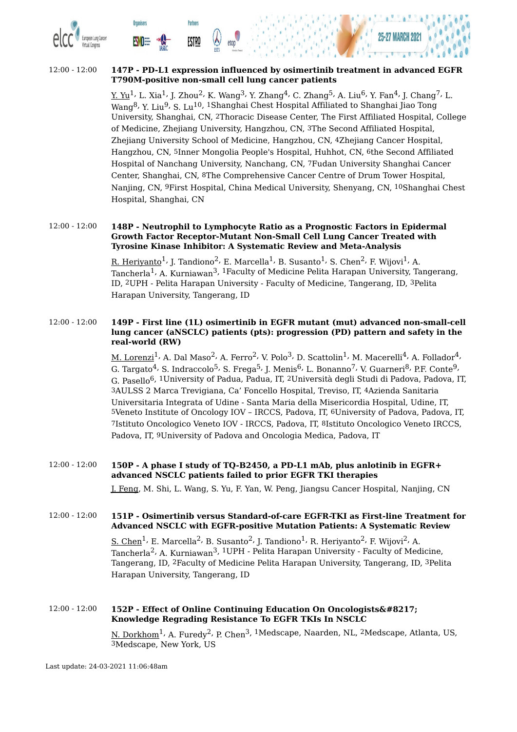12:00 - 12:00

**147P - PD-L1 expression influenced by osimertinib treatment in advanced EGFR T790M-positive non-small cell lung cancer patients**

Y. Yu[1], L. Xia[1], J. Zhou[2], K. Wang[3], Y. Zhang[4], C. Zhang[5], A. Liu[6], Y. Fan[4], J. Chang[7], L. Wang[8], Y. Liu[9], S. Lu[10], [1]Shanghai Chest Hospital Affiliated to Shanghai Jiao Tong University, Shanghai, CN, [2]Thoracic Disease Center, The First Affiliated Hospital, College of Medicine, Zhejiang University, Hangzhou, CN, [3]The Second Affiliated Hospital, Zhejiang University School of Medicine, Hangzhou, CN, [4]Zhejiang Cancer Hospital, Hangzhou, CN, [5]Inner Mongolia People's Hospital, Huhhot, CN, [6]the Second Affiliated Hospital of Nanchang University, Nanchang, CN, [7]Fudan University Shanghai Cancer Center, Shanghai, CN, [8]The Comprehensive Cancer Centre of Drum Tower Hospital, Nanjing, CN, [9]First Hospital, China Medical University, Shenyang, CN, [10]Shanghai Chest Hospital, Shanghai, CN

12:00 - 12:00

**148P - Neutrophil to Lymphocyte Ratio as a Prognostic Factors in Epidermal Growth Factor Receptor-Mutant Non-Small Cell Lung Cancer Treated with Tyrosine Kinase Inhibitor: A Systematic Review and Meta-Analysis**

R. Heriyanto[1], J. Tandiono[2], E. Marcella[1], B. Susanto[1], S. Chen[2], F. Wijovi[1], A. Tancherla[1], A. Kurniawan[3], [1]Faculty of Medicine Pelita Harapan University, Tangerang, ID, [2]UPH - Pelita Harapan University - Faculty of Medicine, Tangerang, ID, [3]Pelita Harapan University, Tangerang, ID

12:00 - 12:00

**149P - First line (1L) osimertinib in EGFR mutant (mut) advanced non-small-cell lung cancer (aNSCLC) patients (pts): progression (PD) pattern and safety in the real-world (RW)**

M. Lorenzi[1], A. Dal Maso[2], A. Ferro[2], V. Polo[3], D. Scattolin[1], M. Macerelli[4], A. Follador[4], G. Targato[4], S. Indraccolo[5], S. Frega[5], J. Menis[6], L. Bonanno[7], V. Guarneri[8], P.F. Conte[9], G. Pasello[6], [1]University of Padua, Padua, IT, [2]Università degli Studi di Padova, Padova, IT, [3]AULSS 2 Marca Trevigiana, Ca' Foncello Hospital, Treviso, IT, [4]Azienda Sanitaria Universitaria Integrata of Udine - Santa Maria della Misericordia Hospital, Udine, IT, [5]Veneto Institute of Oncology IOV – IRCCS, Padova, IT, [6]University of Padova, Padova, IT, [7]Istituto Oncologico Veneto IOV - IRCCS, Padova, IT, [8]Istituto Oncologico Veneto IRCCS, Padova, IT, [9]University of Padova and Oncologia Medica, Padova, IT

12:00 - 12:00

**150P - A phase I study of TQ-B2450, a PD-L1 mAb, plus anlotinib in EGFR+ advanced NSCLC patients failed to prior EGFR TKI therapies**

J. Feng, M. Shi, L. Wang, S. Yu, F. Yan, W. Peng, Jiangsu Cancer Hospital, Nanjing, CN

12:00 - 12:00

**151P - Osimertinib versus Standard-of-care EGFR-TKI as First-line Treatment for Advanced NSCLC with EGFR-positive Mutation Patients: A Systematic Review**

S. Chen[1], E. Marcella[2], B. Susanto[2], J. Tandiono[1], R. Heriyanto[2], F. Wijovi[2], A. Tancherla[2], A. Kurniawan[3], [1]UPH - Pelita Harapan University - Faculty of Medicine, Tangerang, ID, [2]Faculty of Medicine Pelita Harapan University, Tangerang, ID, [3]Pelita Harapan University, Tangerang, ID

12:00 - 12:00

**152P - Effect of Online Continuing Education On Oncologists&#8217; Knowledge Regrading Resistance To EGFR TKIs In NSCLC**

N. Dorkhom[1], A. Furedy[2], P. Chen[3], [1]Medscape, Naarden, NL, [2]Medscape, Atlanta, US, [3]Medscape, New York, US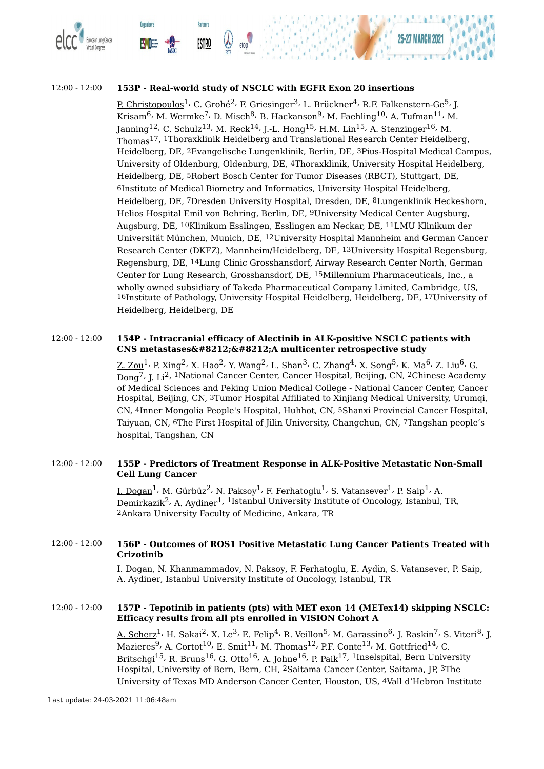12:00 - 12:00 **153P - Real-world study of NSCLC with EGFR Exon 20 insertions**

P. Christopoulos[1], C. Grohé[2], F. Griesinger[3], L. Brückner[4], R.F. Falkenstern-Ge[5], J. Krisam[6], M. Wermke[7], D. Misch[8], B. Hackanson[9], M. Faehling[10], A. Tufman[11], M. Janning[12], C. Schulz[13], M. Reck[14], J.-L. Hong[15], H.M. Lin[15], A. Stenzinger[16], M. Thomas[17], [1]Thoraxklinik Heidelberg and Translational Research Center Heidelberg, Heidelberg, DE, [2]Evangelische Lungenklinik, Berlin, DE, [3]Pius-Hospital Medical Campus, University of Oldenburg, Oldenburg, DE, [4]Thoraxklinik, University Hospital Heidelberg, Heidelberg, DE, [5]Robert Bosch Center for Tumor Diseases (RBCT), Stuttgart, DE, [6]Institute of Medical Biometry and Informatics, University Hospital Heidelberg, Heidelberg, DE, [7]Dresden University Hospital, Dresden, DE, [8]Lungenklinik Heckeshorn, Helios Hospital Emil von Behring, Berlin, DE, [9]University Medical Center Augsburg, Augsburg, DE, [10]Klinikum Esslingen, Esslingen am Neckar, DE, [11]LMU Klinikum der Universität München, Munich, DE, [12]University Hospital Mannheim and German Cancer Research Center (DKFZ), Mannheim/Heidelberg, DE, [13]University Hospital Regensburg, Regensburg, DE, [14]Lung Clinic Grosshansdorf, Airway Research Center North, German Center for Lung Research, Grosshansdorf, DE, [15]Millennium Pharmaceuticals, Inc., a wholly owned subsidiary of Takeda Pharmaceutical Company Limited, Cambridge, US, [16]Institute of Pathology, University Hospital Heidelberg, Heidelberg, DE, [17]University of Heidelberg, Heidelberg, DE

12:00 - 12:00 **154P - Intracranial efficacy of Alectinib in ALK-positive NSCLC patients with CNS metastases&#8212;&#8212;A multicenter retrospective study**

Z. Zou[1], P. Xing[2], X. Hao[2], Y. Wang[2], L. Shan[3], C. Zhang[4], X. Song[5], K. Ma[6], Z. Liu[6], G. Dong[7], J. Li[2], [1]National Cancer Center, Cancer Hospital, Beijing, CN, [2]Chinese Academy of Medical Sciences and Peking Union Medical College - National Cancer Center, Cancer Hospital, Beijing, CN, [3]Tumor Hospital Affiliated to Xinjiang Medical University, Urumqi, CN, [4]Inner Mongolia People's Hospital, Huhhot, CN, [5]Shanxi Provincial Cancer Hospital, Taiyuan, CN, [6]The First Hospital of Jilin University, Changchun, CN, [7]Tangshan people's hospital, Tangshan, CN

12:00 - 12:00 **155P - Predictors of Treatment Response in ALK-Positive Metastatic Non-Small Cell Lung Cancer**

I. Dogan[1], M. Gürbüz[2], N. Paksoy[1], F. Ferhatoglu[1], S. Vatansever[1], P. Saip[1], A. Demirkazik[2], A. Aydiner[1], [1]Istanbul University Institute of Oncology, Istanbul, TR, [2]Ankara University Faculty of Medicine, Ankara, TR

12:00 - 12:00 **156P - Outcomes of ROS1 Positive Metastatic Lung Cancer Patients Treated with Crizotinib**

I. Dogan, N. Khanmammadov, N. Paksoy, F. Ferhatoglu, E. Aydin, S. Vatansever, P. Saip, A. Aydiner, Istanbul University Institute of Oncology, Istanbul, TR

12:00 - 12:00 **157P - Tepotinib in patients (pts) with MET exon 14 (METex14) skipping NSCLC: Efficacy results from all pts enrolled in VISION Cohort A**

A. Scherz[1], H. Sakai[2], X. Le[3], E. Felip[4], R. Veillon[5], M. Garassino[6], J. Raskin[7], S. Viteri[8], J. Mazieres[9], A. Cortot[10], E. Smit[11], M. Thomas[12], P.F. Conte[13], M. Gottfried[14], C. Britschgi[15], R. Bruns[16], G. Otto[16], A. Johne[16], P. Paik[17], [1]Inselspital, Bern University Hospital, University of Bern, Bern, CH, [2]Saitama Cancer Center, Saitama, JP, [3]The University of Texas MD Anderson Cancer Center, Houston, US, [4]Vall d'Hebron Institute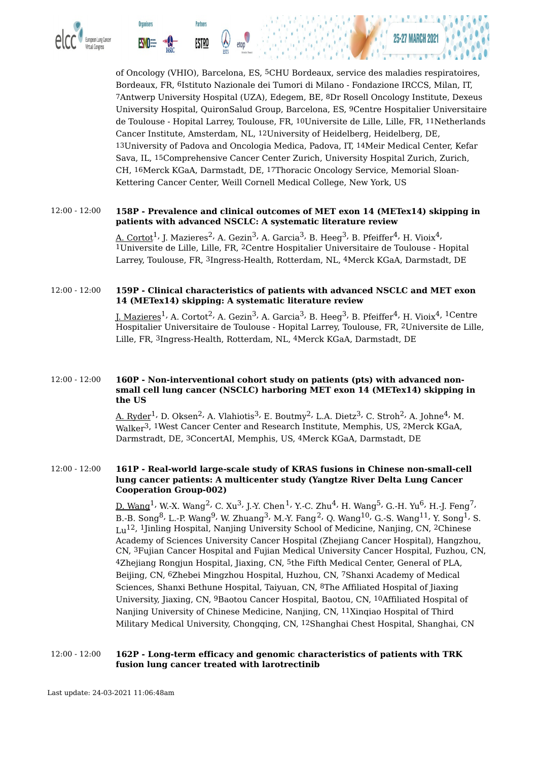of Oncology (VHIO), Barcelona, ES, [5]CHU Bordeaux, service des maladies respiratoires, Bordeaux, FR, [6]Istituto Nazionale dei Tumori di Milano - Fondazione IRCCS, Milan, IT, [7]Antwerp University Hospital (UZA), Edegem, BE, [8]Dr Rosell Oncology Institute, Dexeus University Hospital, QuironSalud Group, Barcelona, ES, [9]Centre Hospitalier Universitaire de Toulouse - Hopital Larrey, Toulouse, FR, [10]Universite de Lille, Lille, FR, [11]Netherlands Cancer Institute, Amsterdam, NL, [12]University of Heidelberg, Heidelberg, DE, [13]University of Padova and Oncologia Medica, Padova, IT, [14]Meir Medical Center, Kefar Sava, IL, [15]Comprehensive Cancer Center Zurich, University Hospital Zurich, Zurich, CH, [16]Merck KGaA, Darmstadt, DE, [17]Thoracic Oncology Service, Memorial Sloan-Kettering Cancer Center, Weill Cornell Medical College, New York, US

12:00 - 12:00 **158P - Prevalence and clinical outcomes of MET exon 14 (METex14) skipping in patients with advanced NSCLC: A systematic literature review**

A. Cortot[1], J. Mazieres[2], A. Gezin[3], A. Garcia[3], B. Heeg[3], B. Pfeiffer[4], H. Vioix[4], [1]Universite de Lille, Lille, FR, [2]Centre Hospitalier Universitaire de Toulouse - Hopital Larrey, Toulouse, FR, [3]Ingress-Health, Rotterdam, NL, [4]Merck KGaA, Darmstadt, DE

12:00 - 12:00 **159P - Clinical characteristics of patients with advanced NSCLC and MET exon 14 (METex14) skipping: A systematic literature review**

J. Mazieres[1], A. Cortot[2], A. Gezin[3], A. Garcia[3], B. Heeg[3], B. Pfeiffer[4], H. Vioix[4], [1]Centre Hospitalier Universitaire de Toulouse - Hopital Larrey, Toulouse, FR, [2]Universite de Lille, Lille, FR, [3]Ingress-Health, Rotterdam, NL, [4]Merck KGaA, Darmstadt, DE

12:00 - 12:00 **160P - Non-interventional cohort study on patients (pts) with advanced non-small cell lung cancer (NSCLC) harboring MET exon 14 (METex14) skipping in the US**

A. Ryder[1], D. Oksen[2], A. Vlahiotis[3], E. Boutmy[2], L.A. Dietz[3], C. Stroh[2], A. Johne[4], M. Walker[3], [1]West Cancer Center and Research Institute, Memphis, US, [2]Merck KGaA, Darmstradt, DE, [3]ConcertAI, Memphis, US, [4]Merck KGaA, Darmstadt, DE

12:00 - 12:00 **161P - Real-world large-scale study of KRAS fusions in Chinese non-small-cell lung cancer patients: A multicenter study (Yangtze River Delta Lung Cancer Cooperation Group-002)**

D. Wang[1], W.-X. Wang[2], C. Xu[3], J.-Y. Chen[1], Y.-C. Zhu[4], H. Wang[5], G.-H. Yu[6], H.-J. Feng[7], B.-B. Song[8], L.-P. Wang[9], W. Zhuang[3], M.-Y. Fang[2], Q. Wang[10], G.-S. Wang[11], Y. Song[1], S. Lu[12], [1]Jinling Hospital, Nanjing University School of Medicine, Nanjing, CN, [2]Chinese Academy of Sciences University Cancer Hospital (Zhejiang Cancer Hospital), Hangzhou, CN, [3]Fujian Cancer Hospital and Fujian Medical University Cancer Hospital, Fuzhou, CN, [4]Zhejiang Rongjun Hospital, Jiaxing, CN, [5]the Fifth Medical Center, General of PLA, Beijing, CN, [6]Zhebei Mingzhou Hospital, Huzhou, CN, [7]Shanxi Academy of Medical Sciences, Shanxi Bethune Hospital, Taiyuan, CN, [8]The Affiliated Hospital of Jiaxing University, Jiaxing, CN, [9]Baotou Cancer Hospital, Baotou, CN, [10]Affiliated Hospital of Nanjing University of Chinese Medicine, Nanjing, CN, [11]Xinqiao Hospital of Third Military Medical University, Chongqing, CN, [12]Shanghai Chest Hospital, Shanghai, CN

12:00 - 12:00 **162P - Long-term efficacy and genomic characteristics of patients with TRK fusion lung cancer treated with larotrectinib**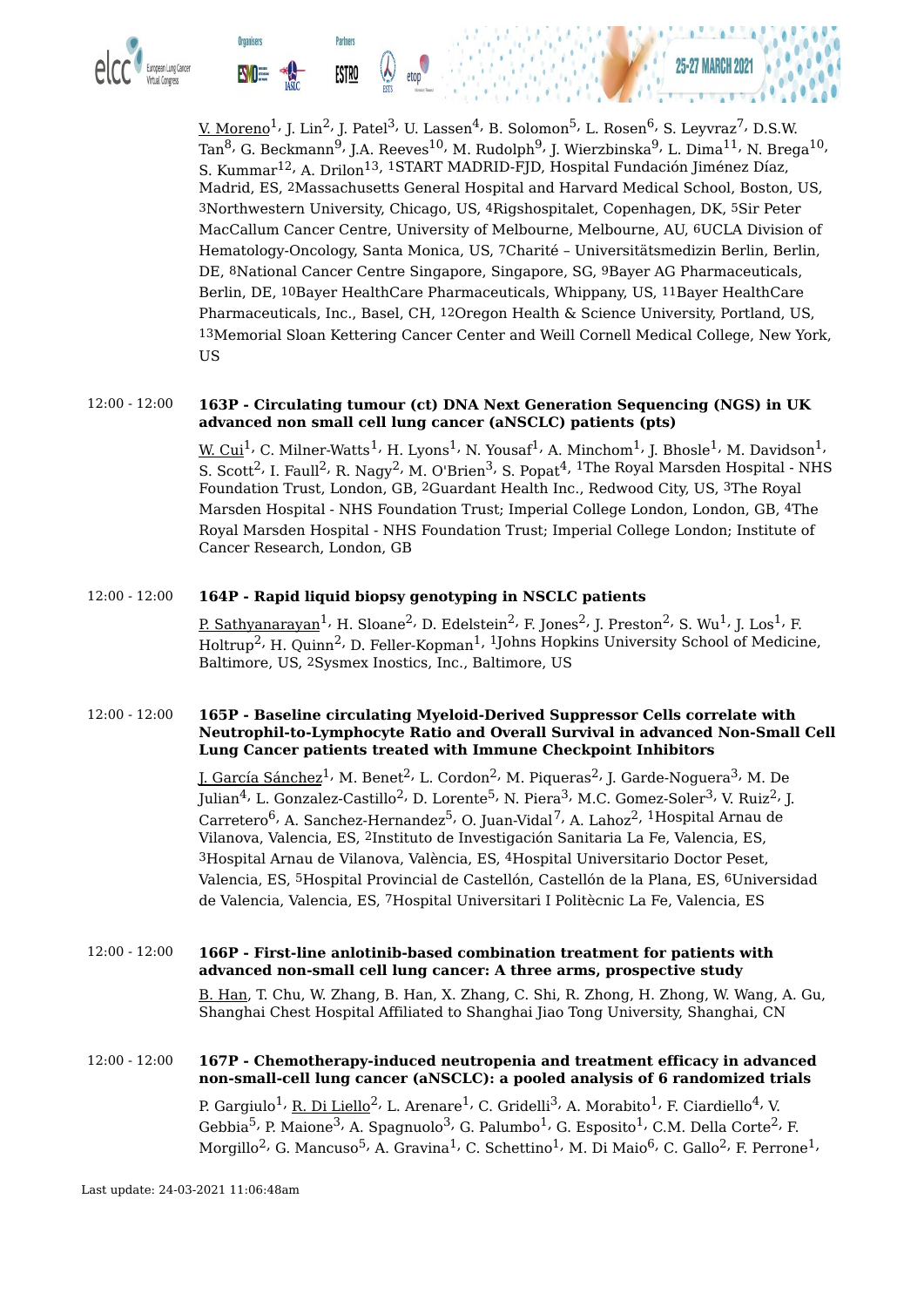V. Moreno[1], J. Lin[2], J. Patel[3], U. Lassen[4], B. Solomon[5], L. Rosen[6], S. Leyvraz[7], D.S.W. Tan[8], G. Beckmann[9], J.A. Reeves[10], M. Rudolph[9], J. Wierzbinska[9], L. Dima[11], N. Brega[10], S. Kummar[12], A. Drilon[13], 1START MADRID-FJD, Hospital Fundación Jiménez Díaz, Madrid, ES, 2Massachusetts General Hospital and Harvard Medical School, Boston, US, 3Northwestern University, Chicago, US, 4Rigshospitalet, Copenhagen, DK, 5Sir Peter MacCallum Cancer Centre, University of Melbourne, Melbourne, AU, 6UCLA Division of Hematology-Oncology, Santa Monica, US, 7Charité – Universitätsmedizin Berlin, Berlin, DE, 8National Cancer Centre Singapore, Singapore, SG, 9Bayer AG Pharmaceuticals, Berlin, DE, 10Bayer HealthCare Pharmaceuticals, Whippany, US, 11Bayer HealthCare Pharmaceuticals, Inc., Basel, CH, 12Oregon Health & Science University, Portland, US, 13Memorial Sloan Kettering Cancer Center and Weill Cornell Medical College, New York, US

12:00 - 12:00 **163P - Circulating tumour (ct) DNA Next Generation Sequencing (NGS) in UK advanced non small cell lung cancer (aNSCLC) patients (pts)**

W. Cui[1], C. Milner-Watts[1], H. Lyons[1], N. Yousaf[1], A. Minchom[1], J. Bhosle[1], M. Davidson[1], S. Scott[2], I. Faull[2], R. Nagy[2], M. O'Brien[3], S. Popat[4], 1The Royal Marsden Hospital - NHS Foundation Trust, London, GB, 2Guardant Health Inc., Redwood City, US, 3The Royal Marsden Hospital - NHS Foundation Trust; Imperial College London, London, GB, 4The Royal Marsden Hospital - NHS Foundation Trust; Imperial College London; Institute of Cancer Research, London, GB

12:00 - 12:00 **164P - Rapid liquid biopsy genotyping in NSCLC patients**

P. Sathyanarayan[1], H. Sloane[2], D. Edelstein[2], F. Jones[2], J. Preston[2], S. Wu[1], J. Los[1], F. Holtrup[2], H. Quinn[2], D. Feller-Kopman[1], 1Johns Hopkins University School of Medicine, Baltimore, US, 2Sysmex Inostics, Inc., Baltimore, US

12:00 - 12:00 **165P - Baseline circulating Myeloid-Derived Suppressor Cells correlate with Neutrophil-to-Lymphocyte Ratio and Overall Survival in advanced Non-Small Cell Lung Cancer patients treated with Immune Checkpoint Inhibitors**

J. García Sánchez[1], M. Benet[2], L. Cordon[2], M. Piqueras[2], J. Garde-Noguera[3], M. De Julian[4], L. Gonzalez-Castillo[2], D. Lorente[5], N. Piera[3], M.C. Gomez-Soler[3], V. Ruiz[2], J. Carretero[6], A. Sanchez-Hernandez[5], O. Juan-Vidal[7], A. Lahoz[2], 1Hospital Arnau de Vilanova, Valencia, ES, 2Instituto de Investigación Sanitaria La Fe, Valencia, ES, 3Hospital Arnau de Vilanova, València, ES, 4Hospital Universitario Doctor Peset, Valencia, ES, 5Hospital Provincial de Castellón, Castellón de la Plana, ES, 6Universidad de Valencia, Valencia, ES, 7Hospital Universitari I Politècnic La Fe, Valencia, ES

12:00 - 12:00 **166P - First-line anlotinib-based combination treatment for patients with advanced non-small cell lung cancer: A three arms, prospective study**

B. Han, T. Chu, W. Zhang, B. Han, X. Zhang, C. Shi, R. Zhong, H. Zhong, W. Wang, A. Gu, Shanghai Chest Hospital Affiliated to Shanghai Jiao Tong University, Shanghai, CN

12:00 - 12:00 **167P - Chemotherapy-induced neutropenia and treatment efficacy in advanced non-small-cell lung cancer (aNSCLC): a pooled analysis of 6 randomized trials**

P. Gargiulo[1], R. Di Liello[2], L. Arenare[1], C. Gridelli[3], A. Morabito[1], F. Ciardiello[4], V. Gebbia[5], P. Maione[3], A. Spagnuolo[3], G. Palumbo[1], G. Esposito[1], C.M. Della Corte[2], F. Morgillo[2], G. Mancuso[5], A. Gravina[1], C. Schettino[1], M. Di Maio[6], C. Gallo[2], F. Perrone[1],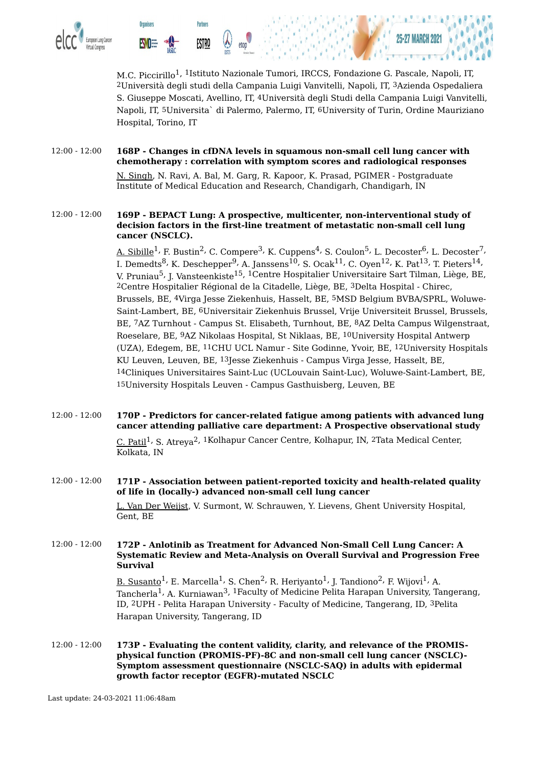M.C. Piccirillo[1], [1]Istituto Nazionale Tumori, IRCCS, Fondazione G. Pascale, Napoli, IT, [2]Università degli studi della Campania Luigi Vanvitelli, Napoli, IT, [3]Azienda Ospedaliera S. Giuseppe Moscati, Avellino, IT, [4]Università degli Studi della Campania Luigi Vanvitelli, Napoli, IT, [5]Universita` di Palermo, Palermo, IT, [6]University of Turin, Ordine Mauriziano Hospital, Torino, IT

12:00 - 12:00 **168P - Changes in cfDNA levels in squamous non-small cell lung cancer with chemotherapy : correlation with symptom scores and radiological responses**

N. Singh, N. Ravi, A. Bal, M. Garg, R. Kapoor, K. Prasad, PGIMER - Postgraduate Institute of Medical Education and Research, Chandigarh, Chandigarh, IN

12:00 - 12:00 **169P - BEPACT Lung: A prospective, multicenter, non-interventional study of decision factors in the first-line treatment of metastatic non-small cell lung cancer (NSCLC).**

A. Sibille[1], F. Bustin[2], C. Compere[3], K. Cuppens[4], S. Coulon[5], L. Decoster[6], L. Decoster[7], I. Demedts[8], K. Deschepper[9], A. Janssens[10], S. Ocak[11], C. Oyen[12], K. Pat[13], T. Pieters[14], V. Pruniau[5], J. Vansteenkiste[15], [1]Centre Hospitalier Universitaire Sart Tilman, Liège, BE, [2]Centre Hospitalier Régional de la Citadelle, Liège, BE, [3]Delta Hospital - Chirec, Brussels, BE, [4]Virga Jesse Ziekenhuis, Hasselt, BE, [5]MSD Belgium BVBA/SPRL, Woluwe-Saint-Lambert, BE, [6]Universitair Ziekenhuis Brussel, Vrije Universiteit Brussel, Brussels, BE, [7]AZ Turnhout - Campus St. Elisabeth, Turnhout, BE, [8]AZ Delta Campus Wilgenstraat, Roeselare, BE, [9]AZ Nikolaas Hospital, St Niklaas, BE, [10]University Hospital Antwerp (UZA), Edegem, BE, [11]CHU UCL Namur - Site Godinne, Yvoir, BE, [12]University Hospitals KU Leuven, Leuven, BE, [13]Jesse Ziekenhuis - Campus Virga Jesse, Hasselt, BE, [14]Cliniques Universitaires Saint-Luc (UCLouvain Saint-Luc), Woluwe-Saint-Lambert, BE, [15]University Hospitals Leuven - Campus Gasthuisberg, Leuven, BE

12:00 - 12:00 **170P - Predictors for cancer-related fatigue among patients with advanced lung cancer attending palliative care department: A Prospective observational study**

C. Patil[1], S. Atreya[2], [1]Kolhapur Cancer Centre, Kolhapur, IN, [2]Tata Medical Center, Kolkata, IN

12:00 - 12:00 **171P - Association between patient-reported toxicity and health-related quality of life in (locally-) advanced non-small cell lung cancer**

L. Van Der Weijst, V. Surmont, W. Schrauwen, Y. Lievens, Ghent University Hospital, Gent, BE

12:00 - 12:00 **172P - Anlotinib as Treatment for Advanced Non-Small Cell Lung Cancer: A Systematic Review and Meta-Analysis on Overall Survival and Progression Free Survival**

B. Susanto[1], E. Marcella[1], S. Chen[2], R. Heriyanto[1], J. Tandiono[2], F. Wijovi[1], A. Tancherla[1], A. Kurniawan[3], [1]Faculty of Medicine Pelita Harapan University, Tangerang, ID, [2]UPH - Pelita Harapan University - Faculty of Medicine, Tangerang, ID, [3]Pelita Harapan University, Tangerang, ID

12:00 - 12:00 **173P - Evaluating the content validity, clarity, and relevance of the PROMIS-physical function (PROMIS-PF)-8C and non-small cell lung cancer (NSCLC)-Symptom assessment questionnaire (NSCLC-SAQ) in adults with epidermal growth factor receptor (EGFR)-mutated NSCLC**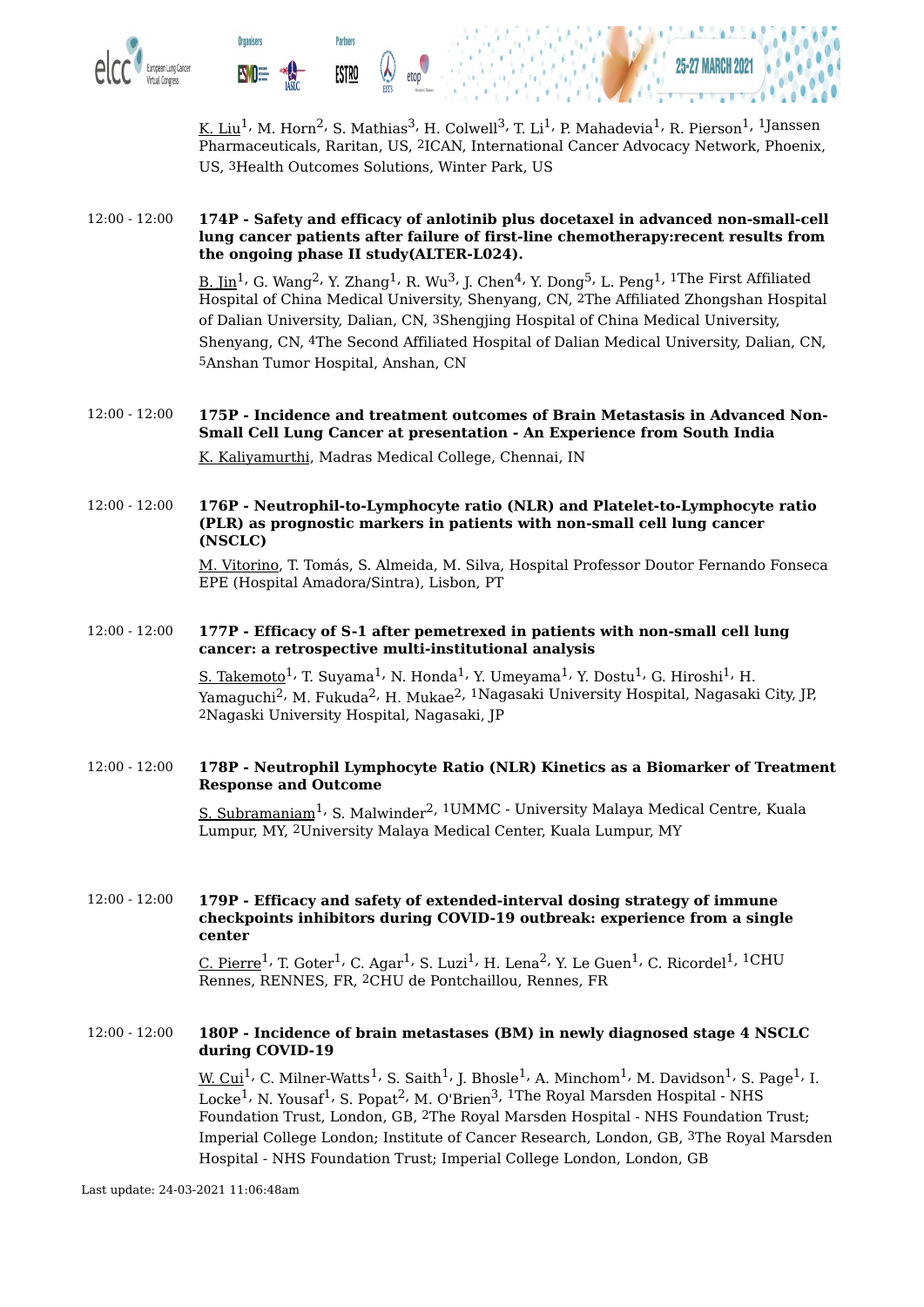K. Liu[1], M. Horn[2], S. Mathias[3], H. Colwell[3], T. Li[1], P. Mahadevia[1], R. Pierson[1], [1]Janssen Pharmaceuticals, Raritan, US, [2]ICAN, International Cancer Advocacy Network, Phoenix, US, [3]Health Outcomes Solutions, Winter Park, US

12:00 - 12:00

**174P - Safety and efficacy of anlotinib plus docetaxel in advanced non-small-cell lung cancer patients after failure of first-line chemotherapy:recent results from the ongoing phase II study(ALTER-L024).**

B. Jin[1], G. Wang[2], Y. Zhang[1], R. Wu[3], J. Chen[4], Y. Dong[5], L. Peng[1], [1]The First Affiliated Hospital of China Medical University, Shenyang, CN, [2]The Affiliated Zhongshan Hospital of Dalian University, Dalian, CN, [3]Shengjing Hospital of China Medical University, Shenyang, CN, [4]The Second Affiliated Hospital of Dalian Medical University, Dalian, CN, [5]Anshan Tumor Hospital, Anshan, CN

12:00 - 12:00

**175P - Incidence and treatment outcomes of Brain Metastasis in Advanced Non-Small Cell Lung Cancer at presentation - An Experience from South India**

K. Kaliyamurthi, Madras Medical College, Chennai, IN

12:00 - 12:00

**176P - Neutrophil-to-Lymphocyte ratio (NLR) and Platelet-to-Lymphocyte ratio (PLR) as prognostic markers in patients with non-small cell lung cancer (NSCLC)**

M. Vitorino, T. Tomás, S. Almeida, M. Silva, Hospital Professor Doutor Fernando Fonseca EPE (Hospital Amadora/Sintra), Lisbon, PT

12:00 - 12:00

**177P - Efficacy of S-1 after pemetrexed in patients with non-small cell lung cancer: a retrospective multi-institutional analysis**

S. Takemoto[1], T. Suyama[1], N. Honda[1], Y. Umeyama[1], Y. Dostu[1], G. Hiroshi[1], H. Yamaguchi[2], M. Fukuda[2], H. Mukae[2], [1]Nagasaki University Hospital, Nagasaki City, JP, [2]Nagaski University Hospital, Nagasaki, JP

12:00 - 12:00

**178P - Neutrophil Lymphocyte Ratio (NLR) Kinetics as a Biomarker of Treatment Response and Outcome**

S. Subramaniam[1], S. Malwinder[2], [1]UMMC - University Malaya Medical Centre, Kuala Lumpur, MY, [2]University Malaya Medical Center, Kuala Lumpur, MY

12:00 - 12:00

**179P - Efficacy and safety of extended-interval dosing strategy of immune checkpoints inhibitors during COVID-19 outbreak: experience from a single center**

C. Pierre[1], T. Goter[1], C. Agar[1], S. Luzi[1], H. Lena[2], Y. Le Guen[1], C. Ricordel[1], [1]CHU Rennes, RENNES, FR, [2]CHU de Pontchaillou, Rennes, FR

12:00 - 12:00

**180P - Incidence of brain metastases (BM) in newly diagnosed stage 4 NSCLC during COVID-19**

W. Cui[1], C. Milner-Watts[1], S. Saith[1], J. Bhosle[1], A. Minchom[1], M. Davidson[1], S. Page[1], I. Locke[1], N. Yousaf[1], S. Popat[2], M. O'Brien[3], [1]The Royal Marsden Hospital - NHS Foundation Trust, London, GB, [2]The Royal Marsden Hospital - NHS Foundation Trust; Imperial College London; Institute of Cancer Research, London, GB, [3]The Royal Marsden Hospital - NHS Foundation Trust; Imperial College London, London, GB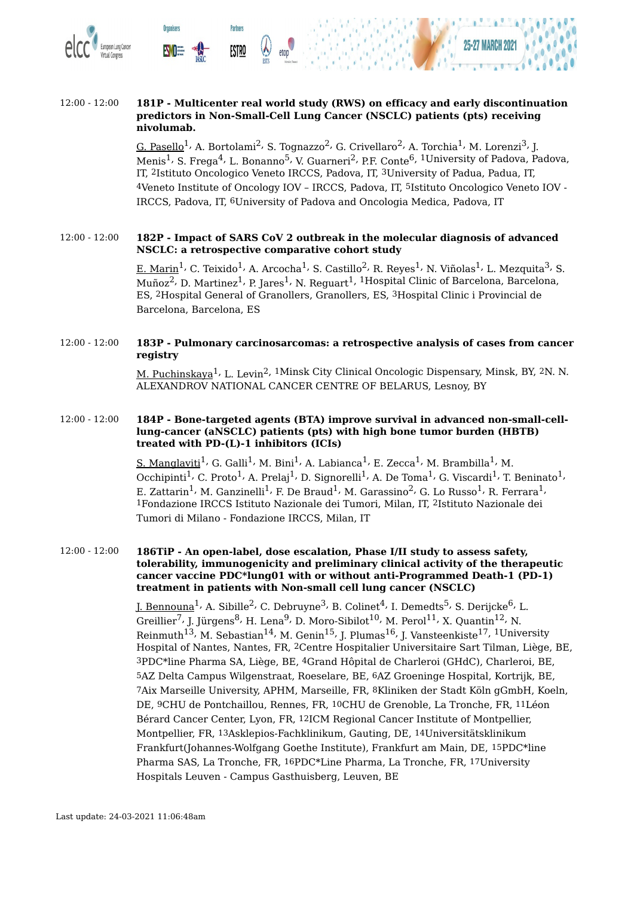12:00 - 12:00 **181P - Multicenter real world study (RWS) on efficacy and early discontinuation predictors in Non-Small-Cell Lung Cancer (NSCLC) patients (pts) receiving nivolumab.**

G. Pasello[1], A. Bortolami[2], S. Tognazzo[2], G. Crivellaro[2], A. Torchia[1], M. Lorenzi[3], J. Menis[1], S. Frega[4], L. Bonanno[5], V. Guarneri[2], P.F. Conte[6], [1]University of Padova, Padova, IT, [2]Istituto Oncologico Veneto IRCCS, Padova, IT, [3]University of Padua, Padua, IT, [4]Veneto Institute of Oncology IOV – IRCCS, Padova, IT, [5]Istituto Oncologico Veneto IOV - IRCCS, Padova, IT, [6]University of Padova and Oncologia Medica, Padova, IT

12:00 - 12:00 **182P - Impact of SARS CoV 2 outbreak in the molecular diagnosis of advanced NSCLC: a retrospective comparative cohort study**

E. Marin[1], C. Teixido[1], A. Arcocha[1], S. Castillo[2], R. Reyes[1], N. Viñolas[1], L. Mezquita[3], S. Muñoz[2], D. Martinez[1], P. Jares[1], N. Reguart[1], [1]Hospital Clinic of Barcelona, Barcelona, ES, [2]Hospital General of Granollers, Granollers, ES, [3]Hospital Clinic i Provincial de Barcelona, Barcelona, ES

12:00 - 12:00 **183P - Pulmonary carcinosarcomas: a retrospective analysis of cases from cancer registry**

M. Puchinskaya[1], L. Levin[2], [1]Minsk City Clinical Oncologic Dispensary, Minsk, BY, [2]N. N. ALEXANDROV NATIONAL CANCER CENTRE OF BELARUS, Lesnoy, BY

12:00 - 12:00 **184P - Bone-targeted agents (BTA) improve survival in advanced non-small-cell-lung-cancer (aNSCLC) patients (pts) with high bone tumor burden (HBTB) treated with PD-(L)-1 inhibitors (ICIs)**

S. Manglaviti[1], G. Galli[1], M. Bini[1], A. Labianca[1], E. Zecca[1], M. Brambilla[1], M. Occhipinti[1], C. Proto[1], A. Prelaj[1], D. Signorelli[1], A. De Toma[1], G. Viscardi[1], T. Beninato[1], E. Zattarin[1], M. Ganzinelli[1], F. De Braud[1], M. Garassino[2], G. Lo Russo[1], R. Ferrara[1], [1]Fondazione IRCCS Istituto Nazionale dei Tumori, Milan, IT, [2]Istituto Nazionale dei Tumori di Milano - Fondazione IRCCS, Milan, IT

12:00 - 12:00 **186TiP - An open-label, dose escalation, Phase I/II study to assess safety, tolerability, immunogenicity and preliminary clinical activity of the therapeutic cancer vaccine PDC*lung01 with or without anti-Programmed Death-1 (PD-1) treatment in patients with Non-small cell lung cancer (NSCLC)**

J. Bennouna[1], A. Sibille[2], C. Debruyne[3], B. Colinet[4], I. Demedts[5], S. Derijcke[6], L. Greillier[7], J. Jürgens[8], H. Lena[9], D. Moro-Sibilot[10], M. Perol[11], X. Quantin[12], N. Reinmuth[13], M. Sebastian[14], M. Genin[15], J. Plumas[16], J. Vansteenkiste[17], [1]University Hospital of Nantes, Nantes, FR, [2]Centre Hospitalier Universitaire Sart Tilman, Liège, BE, [3]PDC*line Pharma SA, Liège, BE, [4]Grand Hôpital de Charleroi (GHdC), Charleroi, BE, [5]AZ Delta Campus Wilgenstraat, Roeselare, BE, [6]AZ Groeninge Hospital, Kortrijk, BE, [7]Aix Marseille University, APHM, Marseille, FR, [8]Kliniken der Stadt Köln gGmbH, Koeln, DE, [9]CHU de Pontchaillou, Rennes, FR, [10]CHU de Grenoble, La Tronche, FR, [11]Léon Bérard Cancer Center, Lyon, FR, [12]ICM Regional Cancer Institute of Montpellier, Montpellier, FR, [13]Asklepios-Fachklinikum, Gauting, DE, [14]Universitätsklinikum Frankfurt(Johannes-Wolfgang Goethe Institute), Frankfurt am Main, DE, [15]PDC*line Pharma SAS, La Tronche, FR, [16]PDC*Line Pharma, La Tronche, FR, [17]University Hospitals Leuven - Campus Gasthuisberg, Leuven, BE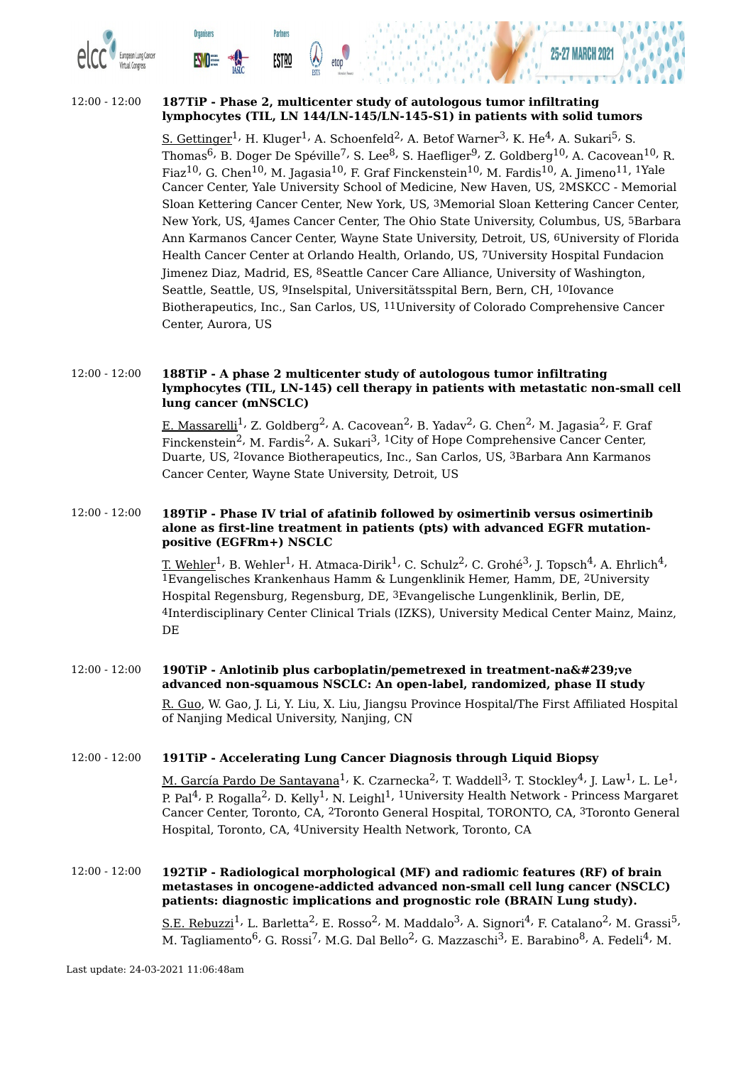12:00 - 12:00 **187TiP - Phase 2, multicenter study of autologous tumor infiltrating lymphocytes (TIL, LN 144/LN-145/LN-145-S1) in patients with solid tumors**

S. Gettinger[1], H. Kluger[1], A. Schoenfeld[2], A. Betof Warner[3], K. He[4], A. Sukari[5], S. Thomas[6], B. Doger De Spéville[7], S. Lee[8], S. Haefliger[9], Z. Goldberg[10], A. Cacovean[10], R. Fiaz[10], G. Chen[10], M. Jagasia[10], F. Graf Finckenstein[10], M. Fardis[10], A. Jimeno[11], [1]Yale Cancer Center, Yale University School of Medicine, New Haven, US, [2]MSKCC - Memorial Sloan Kettering Cancer Center, New York, US, [3]Memorial Sloan Kettering Cancer Center, New York, US, [4]James Cancer Center, The Ohio State University, Columbus, US, [5]Barbara Ann Karmanos Cancer Center, Wayne State University, Detroit, US, [6]University of Florida Health Cancer Center at Orlando Health, Orlando, US, [7]University Hospital Fundacion Jimenez Diaz, Madrid, ES, [8]Seattle Cancer Care Alliance, University of Washington, Seattle, Seattle, US, [9]Inselspital, Universitätsspital Bern, Bern, CH, [10]Iovance Biotherapeutics, Inc., San Carlos, US, [11]University of Colorado Comprehensive Cancer Center, Aurora, US

12:00 - 12:00 **188TiP - A phase 2 multicenter study of autologous tumor infiltrating lymphocytes (TIL, LN-145) cell therapy in patients with metastatic non-small cell lung cancer (mNSCLC)**

E. Massarelli[1], Z. Goldberg[2], A. Cacovean[2], B. Yadav[2], G. Chen[2], M. Jagasia[2], F. Graf Finckenstein[2], M. Fardis[2], A. Sukari[3], [1]City of Hope Comprehensive Cancer Center, Duarte, US, [2]Iovance Biotherapeutics, Inc., San Carlos, US, [3]Barbara Ann Karmanos Cancer Center, Wayne State University, Detroit, US

12:00 - 12:00 **189TiP - Phase IV trial of afatinib followed by osimertinib versus osimertinib alone as first-line treatment in patients (pts) with advanced EGFR mutation-positive (EGFRm+) NSCLC**

T. Wehler[1], B. Wehler[1], H. Atmaca-Dirik[1], C. Schulz[2], C. Grohé[3], J. Topsch[4], A. Ehrlich[4], [1]Evangelisches Krankenhaus Hamm & Lungenklinik Hemer, Hamm, DE, [2]University Hospital Regensburg, Regensburg, DE, [3]Evangelische Lungenklinik, Berlin, DE, [4]Interdisciplinary Center Clinical Trials (IZKS), University Medical Center Mainz, Mainz, DE

12:00 - 12:00 **190TiP - Anlotinib plus carboplatin/pemetrexed in treatment-na&#239;ve advanced non-squamous NSCLC: An open-label, randomized, phase II study**

R. Guo, W. Gao, J. Li, Y. Liu, X. Liu, Jiangsu Province Hospital/The First Affiliated Hospital of Nanjing Medical University, Nanjing, CN

12:00 - 12:00 **191TiP - Accelerating Lung Cancer Diagnosis through Liquid Biopsy**

M. García Pardo De Santayana[1], K. Czarnecka[2], T. Waddell[3], T. Stockley[4], J. Law[1], L. Le[1], P. Pal[4], P. Rogalla[2], D. Kelly[1], N. Leighl[1], [1]University Health Network - Princess Margaret Cancer Center, Toronto, CA, [2]Toronto General Hospital, TORONTO, CA, [3]Toronto General Hospital, Toronto, CA, [4]University Health Network, Toronto, CA

12:00 - 12:00 **192TiP - Radiological morphological (MF) and radiomic features (RF) of brain metastases in oncogene-addicted advanced non-small cell lung cancer (NSCLC) patients: diagnostic implications and prognostic role (BRAIN Lung study).**

S.E. Rebuzzi[1], L. Barletta[2], E. Rosso[2], M. Maddalo[3], A. Signori[4], F. Catalano[2], M. Grassi[5], M. Tagliamento[6], G. Rossi[7], M.G. Dal Bello[2], G. Mazzaschi[3], E. Barabino[8], A. Fedeli[4], M.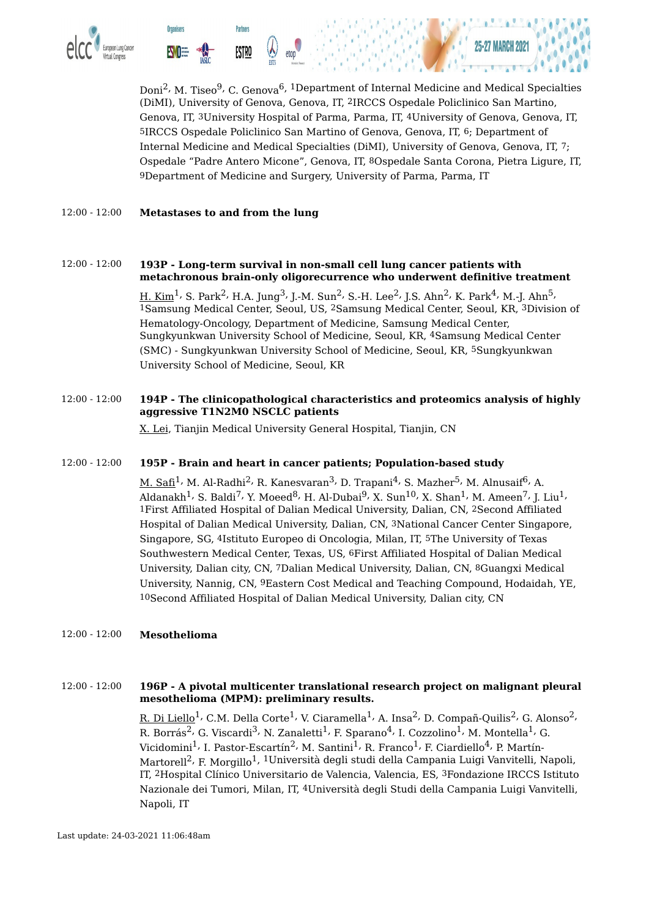Doni[2], M. Tiseo[9], C. Genova[6], [1]Department of Internal Medicine and Medical Specialties (DiMI), University of Genova, Genova, IT, [2]IRCCS Ospedale Policlinico San Martino, Genova, IT, [3]University Hospital of Parma, Parma, IT, [4]University of Genova, Genova, IT, [5]IRCCS Ospedale Policlinico San Martino of Genova, Genova, IT, [6]; Department of Internal Medicine and Medical Specialties (DiMI), University of Genova, Genova, IT, [7]; Ospedale "Padre Antero Micone", Genova, IT, [8]Ospedale Santa Corona, Pietra Ligure, IT, [9]Department of Medicine and Surgery, University of Parma, Parma, IT

12:00 - 12:00 **Metastases to and from the lung**

12:00 - 12:00 **193P - Long-term survival in non-small cell lung cancer patients with metachronous brain-only oligorecurrence who underwent definitive treatment**

H. Kim[1], S. Park[2], H.A. Jung[3], J.-M. Sun[2], S.-H. Lee[2], J.S. Ahn[2], K. Park[4], M.-J. Ahn[5], [1]Samsung Medical Center, Seoul, US, [2]Samsung Medical Center, Seoul, KR, [3]Division of Hematology-Oncology, Department of Medicine, Samsung Medical Center, Sungkyunkwan University School of Medicine, Seoul, KR, [4]Samsung Medical Center (SMC) - Sungkyunkwan University School of Medicine, Seoul, KR, [5]Sungkyunkwan University School of Medicine, Seoul, KR

12:00 - 12:00 **194P - The clinicopathological characteristics and proteomics analysis of highly aggressive T1N2M0 NSCLC patients**

X. Lei, Tianjin Medical University General Hospital, Tianjin, CN

12:00 - 12:00 **195P - Brain and heart in cancer patients; Population-based study**

M. Safi[1], M. Al-Radhi[2], R. Kanesvaran[3], D. Trapani[4], S. Mazher[5], M. Alnusaif[6], A. Aldanakh[1], S. Baldi[7], Y. Moeed[8], H. Al-Dubai[9], X. Sun[10], X. Shan[1], M. Ameen[7], J. Liu[1], [1]First Affiliated Hospital of Dalian Medical University, Dalian, CN, [2]Second Affiliated Hospital of Dalian Medical University, Dalian, CN, [3]National Cancer Center Singapore, Singapore, SG, [4]Istituto Europeo di Oncologia, Milan, IT, [5]The University of Texas Southwestern Medical Center, Texas, US, [6]First Affiliated Hospital of Dalian Medical University, Dalian city, CN, [7]Dalian Medical University, Dalian, CN, [8]Guangxi Medical University, Nannig, CN, [9]Eastern Cost Medical and Teaching Compound, Hodaidah, YE, [10]Second Affiliated Hospital of Dalian Medical University, Dalian city, CN

12:00 - 12:00 **Mesothelioma**

12:00 - 12:00 **196P - A pivotal multicenter translational research project on malignant pleural mesothelioma (MPM): preliminary results.**

R. Di Liello[1], C.M. Della Corte[1], V. Ciaramella[1], A. Insa[2], D. Compañ-Quilis[2], G. Alonso[2], R. Borrás[2], G. Viscardi[3], N. Zanaletti[1], F. Sparano[4], I. Cozzolino[1], M. Montella[1], G. Vicidomini[1], I. Pastor-Escartín[2], M. Santini[1], R. Franco[1], F. Ciardiello[4], P. Martín-Martorell[2], F. Morgillo[1], [1]Università degli studi della Campania Luigi Vanvitelli, Napoli, IT, [2]Hospital Clínico Universitario de Valencia, Valencia, ES, [3]Fondazione IRCCS Istituto Nazionale dei Tumori, Milan, IT, [4]Università degli Studi della Campania Luigi Vanvitelli, Napoli, IT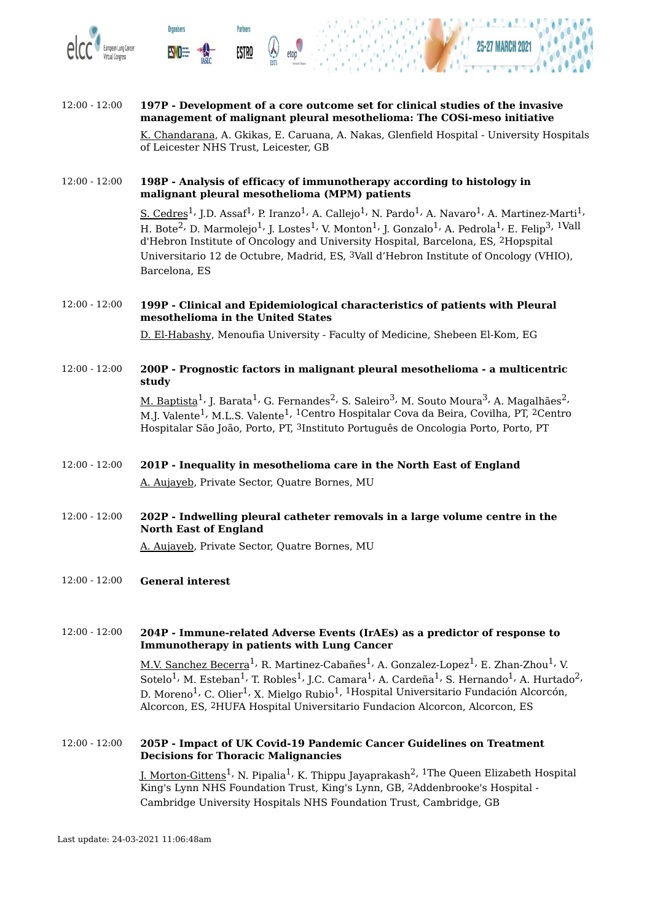12:00 - 12:00 **197P - Development of a core outcome set for clinical studies of the invasive management of malignant pleural mesothelioma: The COSi-meso initiative**

K. Chandarana, A. Gkikas, E. Caruana, A. Nakas, Glenfield Hospital - University Hospitals of Leicester NHS Trust, Leicester, GB

12:00 - 12:00 **198P - Analysis of efficacy of immunotherapy according to histology in malignant pleural mesothelioma (MPM) patients**

S. Cedres[1], J.D. Assaf[1], P. Iranzo[1], A. Callejo[1], N. Pardo[1], A. Navaro[1], A. Martinez-Marti[1], H. Bote[2], D. Marmolejo[1], J. Lostes[1], V. Monton[1], J. Gonzalo[1], A. Pedrola[1], E. Felip[3], [1]Vall d'Hebron Institute of Oncology and University Hospital, Barcelona, ES, [2]Hopspital Universitario 12 de Octubre, Madrid, ES, [3]Vall d'Hebron Institute of Oncology (VHIO), Barcelona, ES

12:00 - 12:00 **199P - Clinical and Epidemiological characteristics of patients with Pleural mesothelioma in the United States**

D. El-Habashy, Menoufia University - Faculty of Medicine, Shebeen El-Kom, EG

12:00 - 12:00 **200P - Prognostic factors in malignant pleural mesothelioma - a multicentric study**

M. Baptista[1], J. Barata[1], G. Fernandes[2], S. Saleiro[3], M. Souto Moura[3], A. Magalhães[2], M.J. Valente[1], M.L.S. Valente[1], [1]Centro Hospitalar Cova da Beira, Covilha, PT, [2]Centro Hospitalar São João, Porto, PT, [3]Instituto Português de Oncologia Porto, Porto, PT

12:00 - 12:00 **201P - Inequality in mesothelioma care in the North East of England**

A. Aujayeb, Private Sector, Quatre Bornes, MU

12:00 - 12:00 **202P - Indwelling pleural catheter removals in a large volume centre in the North East of England**

A. Aujayeb, Private Sector, Quatre Bornes, MU

12:00 - 12:00 **General interest**

12:00 - 12:00 **204P - Immune-related Adverse Events (IrAEs) as a predictor of response to Immunotherapy in patients with Lung Cancer**

M.V. Sanchez Becerra[1], R. Martinez-Cabañes[1], A. Gonzalez-Lopez[1], E. Zhan-Zhou[1], V. Sotelo[1], M. Esteban[1], T. Robles[1], J.C. Camara[1], A. Cardeña[1], S. Hernando[1], A. Hurtado[2], D. Moreno[1], C. Olier[1], X. Mielgo Rubio[1], [1]Hospital Universitario Fundación Alcorcón, Alcorcon, ES, [2]HUFA Hospital Universitario Fundacion Alcorcon, Alcorcon, ES

12:00 - 12:00 **205P - Impact of UK Covid-19 Pandemic Cancer Guidelines on Treatment Decisions for Thoracic Malignancies**

J. Morton-Gittens[1], N. Pipalia[1], K. Thippu Jayaprakash[2], [1]The Queen Elizabeth Hospital King's Lynn NHS Foundation Trust, King's Lynn, GB, [2]Addenbrooke's Hospital - Cambridge University Hospitals NHS Foundation Trust, Cambridge, GB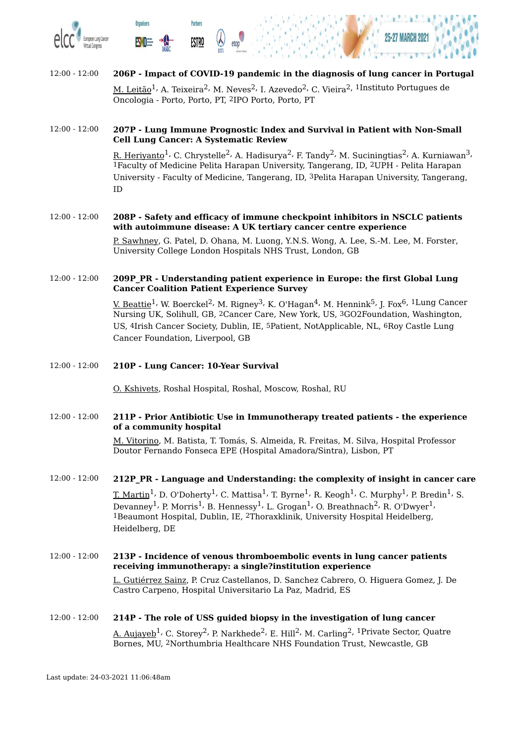12:00 - 12:00 **206P - Impact of COVID-19 pandemic in the diagnosis of lung cancer in Portugal**

M. Leitão[1], A. Teixeira[2], M. Neves[2], I. Azevedo[2], C. Vieira[2], [1]Instituto Portugues de Oncologia - Porto, Porto, PT, [2]IPO Porto, Porto, PT

12:00 - 12:00 **207P - Lung Immune Prognostic Index and Survival in Patient with Non-Small Cell Lung Cancer: A Systematic Review**

R. Heriyanto[1], C. Chrystelle[2], A. Hadisurya[2], F. Tandy[2], M. Suciningtias[2], A. Kurniawan[3], [1]Faculty of Medicine Pelita Harapan University, Tangerang, ID, [2]UPH - Pelita Harapan University - Faculty of Medicine, Tangerang, ID, [3]Pelita Harapan University, Tangerang, ID

12:00 - 12:00 **208P - Safety and efficacy of immune checkpoint inhibitors in NSCLC patients with autoimmune disease: A UK tertiary cancer centre experience**

P. Sawhney, G. Patel, D. Ohana, M. Luong, Y.N.S. Wong, A. Lee, S.-M. Lee, M. Forster, University College London Hospitals NHS Trust, London, GB

12:00 - 12:00 **209P_PR - Understanding patient experience in Europe: the first Global Lung Cancer Coalition Patient Experience Survey**

V. Beattie[1], W. Boerckel[2], M. Rigney[3], K. O'Hagan[4], M. Hennink[5], J. Fox[6], [1]Lung Cancer Nursing UK, Solihull, GB, [2]Cancer Care, New York, US, [3]GO2Foundation, Washington, US, [4]Irish Cancer Society, Dublin, IE, [5]Patient, NotApplicable, NL, [6]Roy Castle Lung Cancer Foundation, Liverpool, GB

12:00 - 12:00 **210P - Lung Cancer: 10-Year Survival**

O. Kshivets, Roshal Hospital, Roshal, Moscow, Roshal, RU

12:00 - 12:00 **211P - Prior Antibiotic Use in Immunotherapy treated patients - the experience of a community hospital**

M. Vitorino, M. Batista, T. Tomás, S. Almeida, R. Freitas, M. Silva, Hospital Professor Doutor Fernando Fonseca EPE (Hospital Amadora/Sintra), Lisbon, PT

12:00 - 12:00 **212P_PR - Language and Understanding: the complexity of insight in cancer care**

T. Martin[1], D. O'Doherty[1], C. Mattisa[1], T. Byrne[1], R. Keogh[1], C. Murphy[1], P. Bredin[1], S. Devanney[1], P. Morris[1], B. Hennessy[1], L. Grogan[1], O. Breathnach[2], R. O'Dwyer[1], [1]Beaumont Hospital, Dublin, IE, [2]Thoraxklinik, University Hospital Heidelberg, Heidelberg, DE

12:00 - 12:00 **213P - Incidence of venous thromboembolic events in lung cancer patients receiving immunotherapy: a single?institution experience**

L. Gutiérrez Sainz, P. Cruz Castellanos, D. Sanchez Cabrero, O. Higuera Gomez, J. De Castro Carpeno, Hospital Universitario La Paz, Madrid, ES

12:00 - 12:00 **214P - The role of USS guided biopsy in the investigation of lung cancer**

A. Aujayeb[1], C. Storey[2], P. Narkhede[2], E. Hill[2], M. Carling[2], [1]Private Sector, Quatre Bornes, MU, [2]Northumbria Healthcare NHS Foundation Trust, Newcastle, GB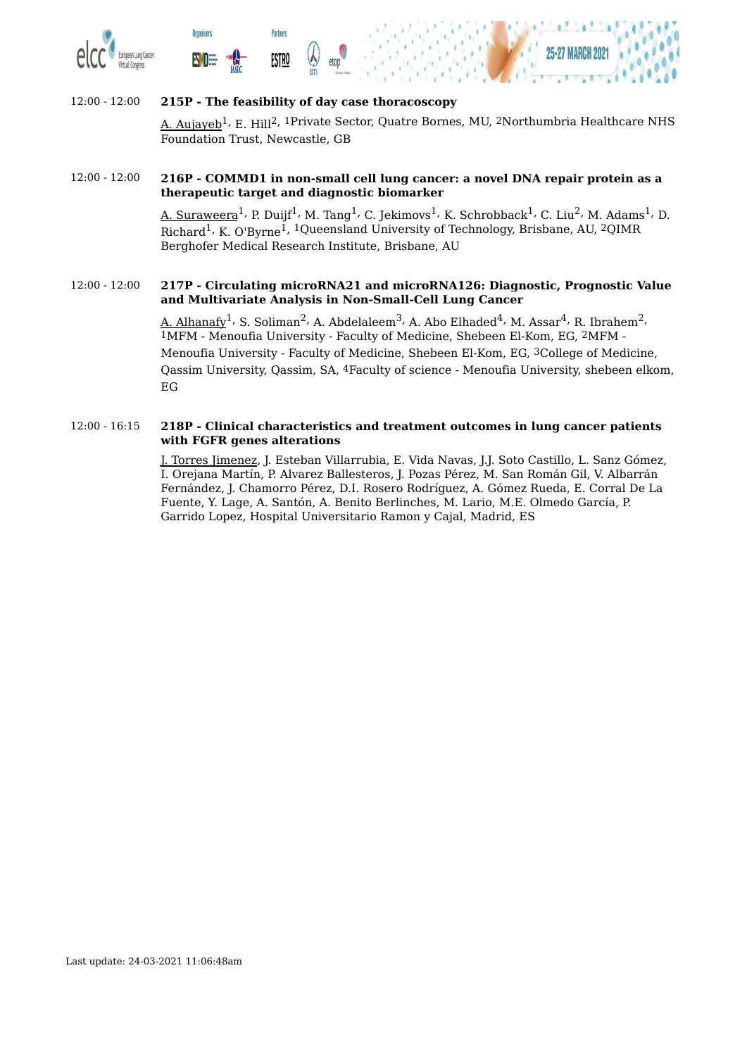12:00 - 12:00 **215P - The feasibility of day case thoracoscopy**

A. Aujayeb[1], E. Hill[2], [1]Private Sector, Quatre Bornes, MU, [2]Northumbria Healthcare NHS Foundation Trust, Newcastle, GB

12:00 - 12:00 **216P - COMMD1 in non-small cell lung cancer: a novel DNA repair protein as a therapeutic target and diagnostic biomarker**

A. Suraweera[1], P. Duijf[1], M. Tang[1], C. Jekimovs[1], K. Schrobback[1], C. Liu[2], M. Adams[1], D. Richard[1], K. O'Byrne[1], [1]Queensland University of Technology, Brisbane, AU, [2]QIMR Berghofer Medical Research Institute, Brisbane, AU

12:00 - 12:00 **217P - Circulating microRNA21 and microRNA126: Diagnostic, Prognostic Value and Multivariate Analysis in Non-Small-Cell Lung Cancer**

A. Alhanafy[1], S. Soliman[2], A. Abdelaleem[3], A. Abo Elhaded[4], M. Assar[4], R. Ibrahem[2], [1]MFM - Menoufia University - Faculty of Medicine, Shebeen El-Kom, EG, [2]MFM - Menoufia University - Faculty of Medicine, Shebeen El-Kom, EG, [3]College of Medicine, Qassim University, Qassim, SA, [4]Faculty of science - Menoufia University, shebeen elkom, EG

12:00 - 16:15 **218P - Clinical characteristics and treatment outcomes in lung cancer patients with FGFR genes alterations**

J. Torres Jimenez, J. Esteban Villarrubia, E. Vida Navas, J.J. Soto Castillo, L. Sanz Gómez, I. Orejana Martín, P. Alvarez Ballesteros, J. Pozas Pérez, M. San Román Gil, V. Albarrán Fernández, J. Chamorro Pérez, D.I. Rosero Rodríguez, A. Gómez Rueda, E. Corral De La Fuente, Y. Lage, A. Santón, A. Benito Berlinches, M. Lario, M.E. Olmedo García, P. Garrido Lopez, Hospital Universitario Ramon y Cajal, Madrid, ES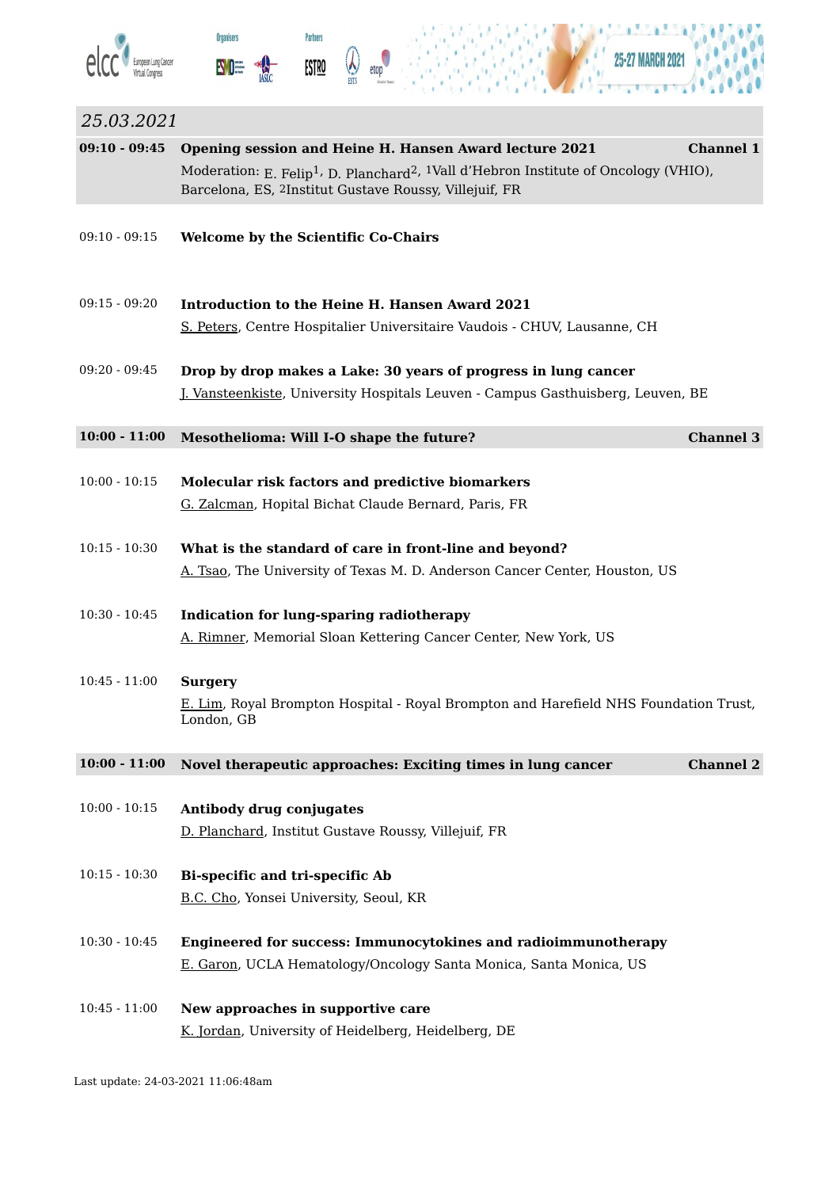## 25.03.2021

**09:10 - 09:45 Opening session and Heine H. Hansen Award lecture 2021** **Channel 1**

Moderation: E. Felip[1], D. Planchard[2], [1]Vall d'Hebron Institute of Oncology (VHIO), Barcelona, ES, [2]Institut Gustave Roussy, Villejuif, FR

09:10 - 09:15 **Welcome by the Scientific Co-Chairs**

09:15 - 09:20 **Introduction to the Heine H. Hansen Award 2021**
S. Peters, Centre Hospitalier Universitaire Vaudois - CHUV, Lausanne, CH

09:20 - 09:45 **Drop by drop makes a Lake: 30 years of progress in lung cancer**
J. Vansteenkiste, University Hospitals Leuven - Campus Gasthuisberg, Leuven, BE

**10:00 - 11:00 Mesothelioma: Will I-O shape the future?** **Channel 3**

10:00 - 10:15 **Molecular risk factors and predictive biomarkers**
G. Zalcman, Hopital Bichat Claude Bernard, Paris, FR

10:15 - 10:30 **What is the standard of care in front-line and beyond?**
A. Tsao, The University of Texas M. D. Anderson Cancer Center, Houston, US

10:30 - 10:45 **Indication for lung-sparing radiotherapy**
A. Rimner, Memorial Sloan Kettering Cancer Center, New York, US

10:45 - 11:00 **Surgery**
E. Lim, Royal Brompton Hospital - Royal Brompton and Harefield NHS Foundation Trust, London, GB

**10:00 - 11:00 Novel therapeutic approaches: Exciting times in lung cancer** **Channel 2**

10:00 - 10:15 **Antibody drug conjugates**
D. Planchard, Institut Gustave Roussy, Villejuif, FR

10:15 - 10:30 **Bi-specific and tri-specific Ab**
B.C. Cho, Yonsei University, Seoul, KR

10:30 - 10:45 **Engineered for success: Immunocytokines and radioimmunotherapy**
E. Garon, UCLA Hematology/Oncology Santa Monica, Santa Monica, US

10:45 - 11:00 **New approaches in supportive care**
K. Jordan, University of Heidelberg, Heidelberg, DE

Last update: 24-03-2021 11:06:48am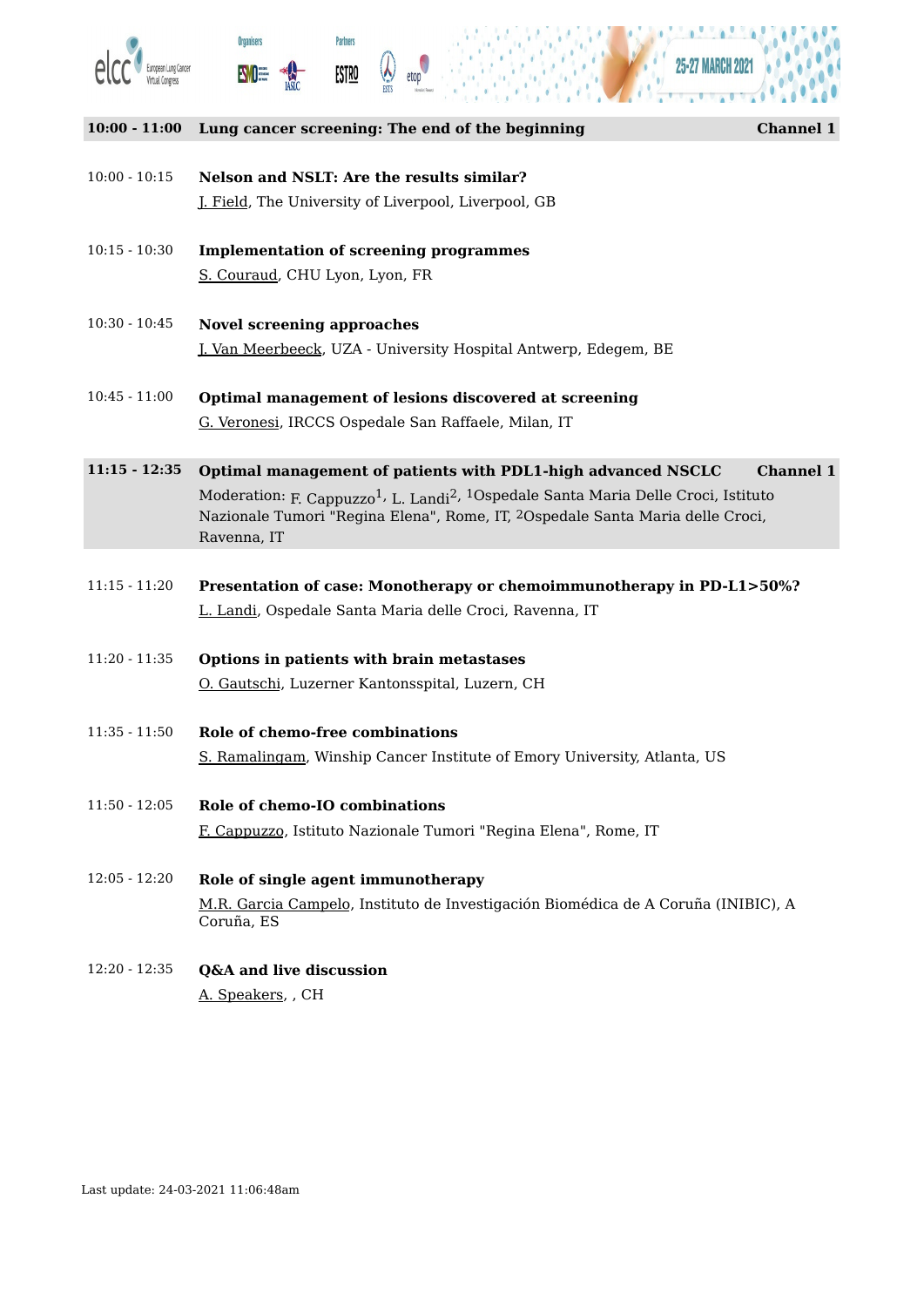## 10:00 - 11:00 Lung cancer screening: The end of the beginning — Channel 1

10:00 - 10:15 **Nelson and NSLT: Are the results similar?**
J. Field, The University of Liverpool, Liverpool, GB

10:15 - 10:30 **Implementation of screening programmes**
S. Couraud, CHU Lyon, Lyon, FR

10:30 - 10:45 **Novel screening approaches**
J. Van Meerbeeck, UZA - University Hospital Antwerp, Edegem, BE

10:45 - 11:00 **Optimal management of lesions discovered at screening**
G. Veronesi, IRCCS Ospedale San Raffaele, Milan, IT

## 11:15 - 12:35 Optimal management of patients with PDL1-high advanced NSCLC — Channel 1

Moderation: F. Cappuzzo[1], L. Landi[2], [1]Ospedale Santa Maria Delle Croci, Istituto Nazionale Tumori "Regina Elena", Rome, IT, [2]Ospedale Santa Maria delle Croci, Ravenna, IT

11:15 - 11:20 **Presentation of case: Monotherapy or chemoimmunotherapy in PD-L1>50%?**
L. Landi, Ospedale Santa Maria delle Croci, Ravenna, IT

11:20 - 11:35 **Options in patients with brain metastases**
O. Gautschi, Luzerner Kantonsspital, Luzern, CH

11:35 - 11:50 **Role of chemo-free combinations**
S. Ramalingam, Winship Cancer Institute of Emory University, Atlanta, US

11:50 - 12:05 **Role of chemo-IO combinations**
F. Cappuzzo, Istituto Nazionale Tumori "Regina Elena", Rome, IT

12:05 - 12:20 **Role of single agent immunotherapy**
M.R. Garcia Campelo, Instituto de Investigación Biomédica de A Coruña (INIBIC), A Coruña, ES

12:20 - 12:35 **Q&A and live discussion**
A. Speakers, , CH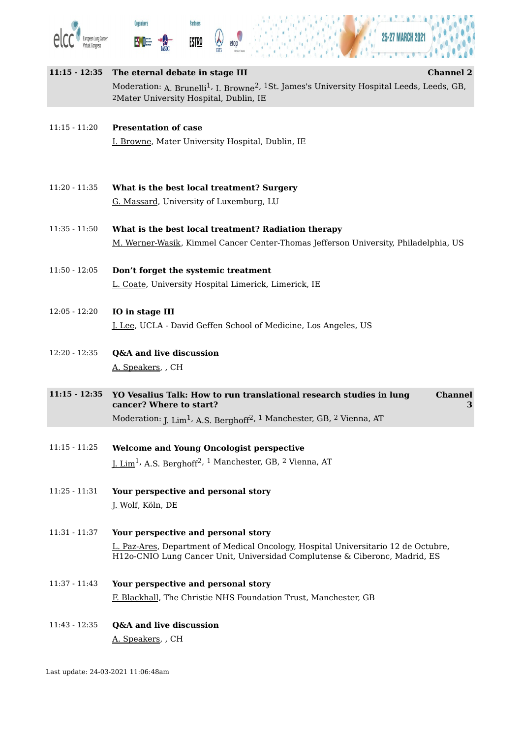**11:15 - 12:35** **The eternal debate in stage III** **Channel 2**

Moderation: A. Brunelli[1], I. Browne[2], [1]St. James's University Hospital Leeds, Leeds, GB, [2]Mater University Hospital, Dublin, IE

11:15 - 11:20 **Presentation of case**

I. Browne, Mater University Hospital, Dublin, IE

11:20 - 11:35 **What is the best local treatment? Surgery**

G. Massard, University of Luxemburg, LU

11:35 - 11:50 **What is the best local treatment? Radiation therapy**

M. Werner-Wasik, Kimmel Cancer Center-Thomas Jefferson University, Philadelphia, US

11:50 - 12:05 **Don't forget the systemic treatment**

L. Coate, University Hospital Limerick, Limerick, IE

12:05 - 12:20 **IO in stage III**

J. Lee, UCLA - David Geffen School of Medicine, Los Angeles, US

12:20 - 12:35 **Q&A and live discussion**

A. Speakers, , CH

**11:15 - 12:35** **YO Vesalius Talk: How to run translational research studies in lung cancer? Where to start?** **Channel 3**

Moderation: J. Lim[1], A.S. Berghoff[2], [1] Manchester, GB, [2] Vienna, AT

11:15 - 11:25 **Welcome and Young Oncologist perspective**

J. Lim[1], A.S. Berghoff[2], [1] Manchester, GB, [2] Vienna, AT

11:25 - 11:31 **Your perspective and personal story**

J. Wolf, Köln, DE

11:31 - 11:37 **Your perspective and personal story**

L. Paz-Ares, Department of Medical Oncology, Hospital Universitario 12 de Octubre, H12o-CNIO Lung Cancer Unit, Universidad Complutense & Ciberonc, Madrid, ES

11:37 - 11:43 **Your perspective and personal story**

F. Blackhall, The Christie NHS Foundation Trust, Manchester, GB

11:43 - 12:35 **Q&A and live discussion**

A. Speakers, , CH

Last update: 24-03-2021 11:06:48am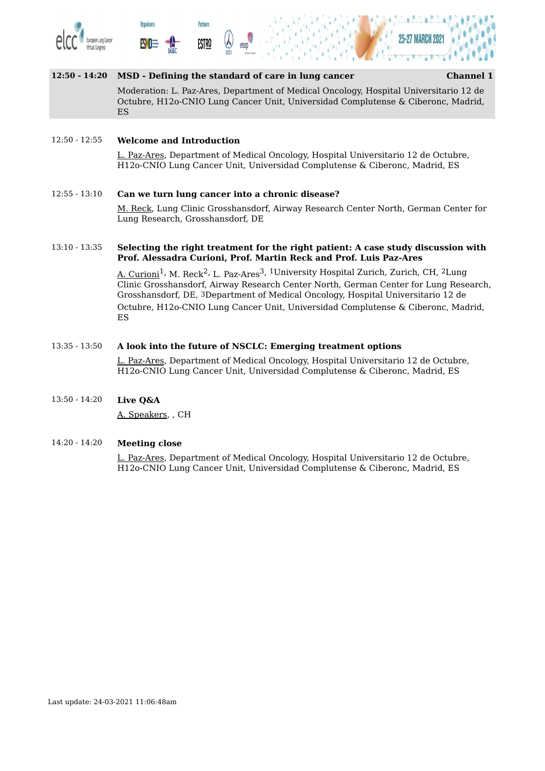**12:50 - 14:20** **MSD - Defining the standard of care in lung cancer** **Channel 1**

Moderation: L. Paz-Ares, Department of Medical Oncology, Hospital Universitario 12 de Octubre, H12o-CNIO Lung Cancer Unit, Universidad Complutense & Ciberonc, Madrid, ES

12:50 - 12:55 **Welcome and Introduction**

L. Paz-Ares, Department of Medical Oncology, Hospital Universitario 12 de Octubre, H12o-CNIO Lung Cancer Unit, Universidad Complutense & Ciberonc, Madrid, ES

12:55 - 13:10 **Can we turn lung cancer into a chronic disease?**

M. Reck, Lung Clinic Grosshansdorf, Airway Research Center North, German Center for Lung Research, Grosshansdorf, DE

13:10 - 13:35 **Selecting the right treatment for the right patient: A case study discussion with Prof. Alessadra Curioni, Prof. Martin Reck and Prof. Luis Paz-Ares**

A. Curioni[1], M. Reck[2], L. Paz-Ares[3], [1]University Hospital Zurich, Zurich, CH, [2]Lung Clinic Grosshansdorf, Airway Research Center North, German Center for Lung Research, Grosshansdorf, DE, [3]Department of Medical Oncology, Hospital Universitario 12 de Octubre, H12o-CNIO Lung Cancer Unit, Universidad Complutense & Ciberonc, Madrid, ES

13:35 - 13:50 **A look into the future of NSCLC: Emerging treatment options**

L. Paz-Ares, Department of Medical Oncology, Hospital Universitario 12 de Octubre, H12o-CNIO Lung Cancer Unit, Universidad Complutense & Ciberonc, Madrid, ES

13:50 - 14:20 **Live Q&A**

A. Speakers, , CH

14:20 - 14:20 **Meeting close**

L. Paz-Ares, Department of Medical Oncology, Hospital Universitario 12 de Octubre, H12o-CNIO Lung Cancer Unit, Universidad Complutense & Ciberonc, Madrid, ES

Last update: 24-03-2021 11:06:48am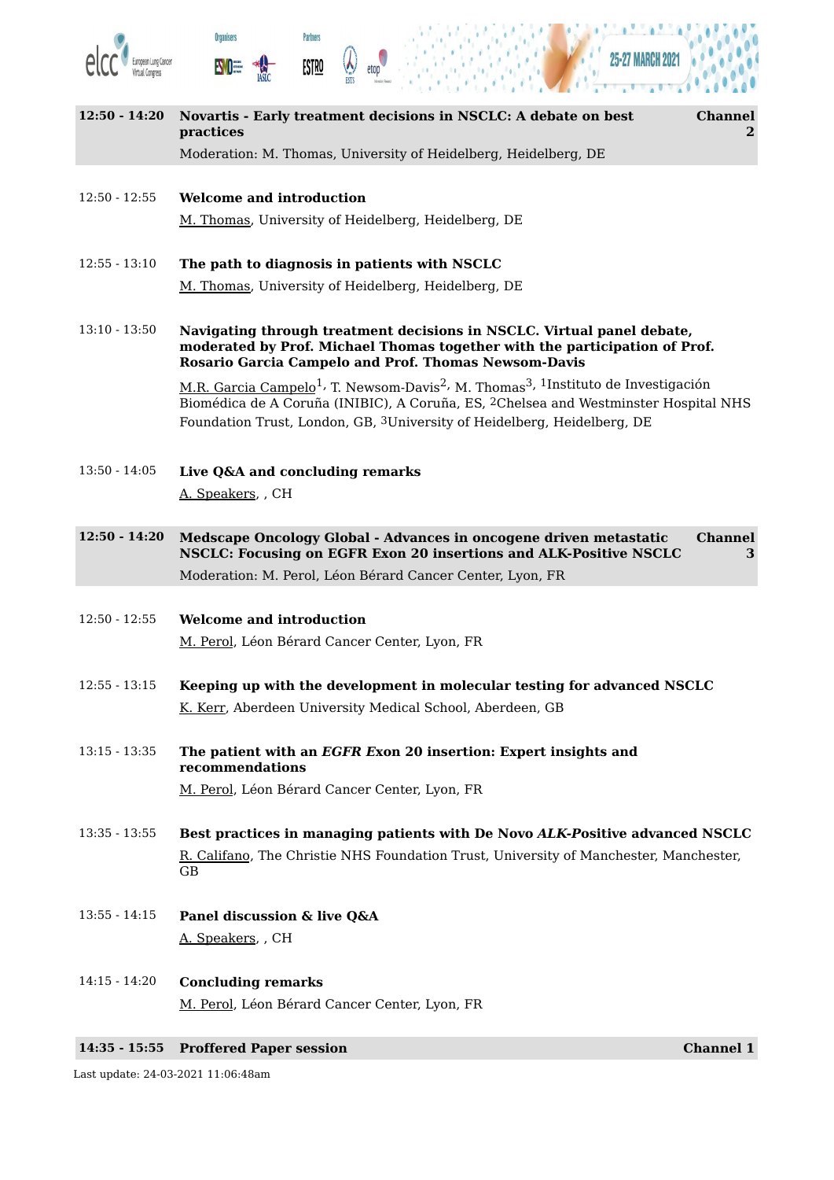## 12:50 - 14:20 Novartis - Early treatment decisions in NSCLC: A debate on best practices — Channel 2

Moderation: M. Thomas, University of Heidelberg, Heidelberg, DE

12:50 - 12:55 **Welcome and introduction**

M. Thomas, University of Heidelberg, Heidelberg, DE

12:55 - 13:10 **The path to diagnosis in patients with NSCLC**

M. Thomas, University of Heidelberg, Heidelberg, DE

13:10 - 13:50 **Navigating through treatment decisions in NSCLC. Virtual panel debate, moderated by Prof. Michael Thomas together with the participation of Prof. Rosario Garcia Campelo and Prof. Thomas Newsom-Davis**

M.R. Garcia Campelo[1], T. Newsom-Davis[2], M. Thomas[3], [1]Instituto de Investigación Biomédica de A Coruña (INIBIC), A Coruña, ES, [2]Chelsea and Westminster Hospital NHS Foundation Trust, London, GB, [3]University of Heidelberg, Heidelberg, DE

13:50 - 14:05 **Live Q&A and concluding remarks**

A. Speakers, , CH

## 12:50 - 14:20 Medscape Oncology Global - Advances in oncogene driven metastatic NSCLC: Focusing on EGFR Exon 20 insertions and ALK-Positive NSCLC — Channel 3

Moderation: M. Perol, Léon Bérard Cancer Center, Lyon, FR

12:50 - 12:55 **Welcome and introduction**

M. Perol, Léon Bérard Cancer Center, Lyon, FR

12:55 - 13:15 **Keeping up with the development in molecular testing for advanced NSCLC**

K. Kerr, Aberdeen University Medical School, Aberdeen, GB

13:15 - 13:35 **The patient with an *EGFR E*xon 20 insertion: Expert insights and recommendations**

M. Perol, Léon Bérard Cancer Center, Lyon, FR

13:35 - 13:55 **Best practices in managing patients with De Novo *ALK-P*ositive advanced NSCLC**

R. Califano, The Christie NHS Foundation Trust, University of Manchester, Manchester, GB

13:55 - 14:15 **Panel discussion & live Q&A**

A. Speakers, , CH

14:15 - 14:20 **Concluding remarks**

M. Perol, Léon Bérard Cancer Center, Lyon, FR

## 14:35 - 15:55 Proffered Paper session — Channel 1

Last update: 24-03-2021 11:06:48am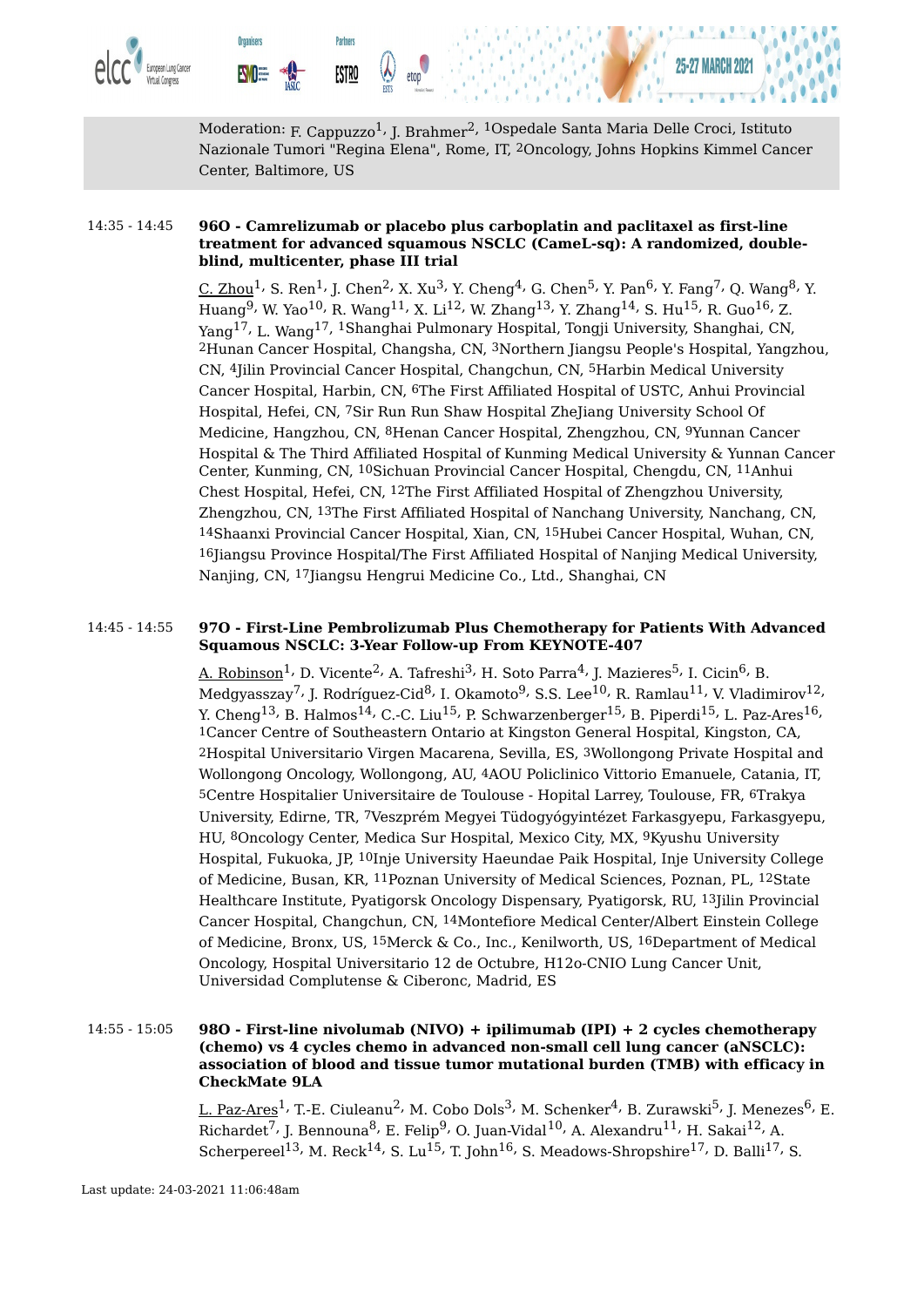Moderation: F. Cappuzzo[1], J. Brahmer[2], [1]Ospedale Santa Maria Delle Croci, Istituto Nazionale Tumori "Regina Elena", Rome, IT, [2]Oncology, Johns Hopkins Kimmel Cancer Center, Baltimore, US

14:35 - 14:45

**96O - Camrelizumab or placebo plus carboplatin and paclitaxel as first-line treatment for advanced squamous NSCLC (CameL-sq): A randomized, double-blind, multicenter, phase III trial**

C. Zhou[1], S. Ren[1], J. Chen[2], X. Xu[3], Y. Cheng[4], G. Chen[5], Y. Pan[6], Y. Fang[7], Q. Wang[8], Y. Huang[9], W. Yao[10], R. Wang[11], X. Li[12], W. Zhang[13], Y. Zhang[14], S. Hu[15], R. Guo[16], Z. Yang[17], L. Wang[17], [1]Shanghai Pulmonary Hospital, Tongji University, Shanghai, CN, [2]Hunan Cancer Hospital, Changsha, CN, [3]Northern Jiangsu People's Hospital, Yangzhou, CN, [4]Jilin Provincial Cancer Hospital, Changchun, CN, [5]Harbin Medical University Cancer Hospital, Harbin, CN, [6]The First Affiliated Hospital of USTC, Anhui Provincial Hospital, Hefei, CN, [7]Sir Run Run Shaw Hospital ZheJiang University School Of Medicine, Hangzhou, CN, [8]Henan Cancer Hospital, Zhengzhou, CN, [9]Yunnan Cancer Hospital & The Third Affiliated Hospital of Kunming Medical University & Yunnan Cancer Center, Kunming, CN, [10]Sichuan Provincial Cancer Hospital, Chengdu, CN, [11]Anhui Chest Hospital, Hefei, CN, [12]The First Affiliated Hospital of Zhengzhou University, Zhengzhou, CN, [13]The First Affiliated Hospital of Nanchang University, Nanchang, CN, [14]Shaanxi Provincial Cancer Hospital, Xian, CN, [15]Hubei Cancer Hospital, Wuhan, CN, [16]Jiangsu Province Hospital/The First Affiliated Hospital of Nanjing Medical University, Nanjing, CN, [17]Jiangsu Hengrui Medicine Co., Ltd., Shanghai, CN

14:45 - 14:55

**97O - First-Line Pembrolizumab Plus Chemotherapy for Patients With Advanced Squamous NSCLC: 3-Year Follow-up From KEYNOTE-407**

A. Robinson[1], D. Vicente[2], A. Tafreshi[3], H. Soto Parra[4], J. Mazieres[5], I. Cicin[6], B. Medgyasszay[7], J. Rodríguez-Cid[8], I. Okamoto[9], S.S. Lee[10], R. Ramlau[11], V. Vladimirov[12], Y. Cheng[13], B. Halmos[14], C.-C. Liu[15], P. Schwarzenberger[15], B. Piperdi[15], L. Paz-Ares[16], [1]Cancer Centre of Southeastern Ontario at Kingston General Hospital, Kingston, CA, [2]Hospital Universitario Virgen Macarena, Sevilla, ES, [3]Wollongong Private Hospital and Wollongong Oncology, Wollongong, AU, [4]AOU Policlinico Vittorio Emanuele, Catania, IT, [5]Centre Hospitalier Universitaire de Toulouse - Hopital Larrey, Toulouse, FR, [6]Trakya University, Edirne, TR, [7]Veszprém Megyei Tüdogyógyintézet Farkasgyepu, Farkasgyepu, HU, [8]Oncology Center, Medica Sur Hospital, Mexico City, MX, [9]Kyushu University Hospital, Fukuoka, JP, [10]Inje University Haeundae Paik Hospital, Inje University College of Medicine, Busan, KR, [11]Poznan University of Medical Sciences, Poznan, PL, [12]State Healthcare Institute, Pyatigorsk Oncology Dispensary, Pyatigorsk, RU, [13]Jilin Provincial Cancer Hospital, Changchun, CN, [14]Montefiore Medical Center/Albert Einstein College of Medicine, Bronx, US, [15]Merck & Co., Inc., Kenilworth, US, [16]Department of Medical Oncology, Hospital Universitario 12 de Octubre, H12o-CNIO Lung Cancer Unit, Universidad Complutense & Ciberonc, Madrid, ES

14:55 - 15:05

**98O - First-line nivolumab (NIVO) + ipilimumab (IPI) + 2 cycles chemotherapy (chemo) vs 4 cycles chemo in advanced non-small cell lung cancer (aNSCLC): association of blood and tissue tumor mutational burden (TMB) with efficacy in CheckMate 9LA**

L. Paz-Ares[1], T.-E. Ciuleanu[2], M. Cobo Dols[3], M. Schenker[4], B. Zurawski[5], J. Menezes[6], E. Richardet[7], J. Bennouna[8], E. Felip[9], O. Juan-Vidal[10], A. Alexandru[11], H. Sakai[12], A. Scherpereel[13], M. Reck[14], S. Lu[15], T. John[16], S. Meadows-Shropshire[17], D. Balli[17], S.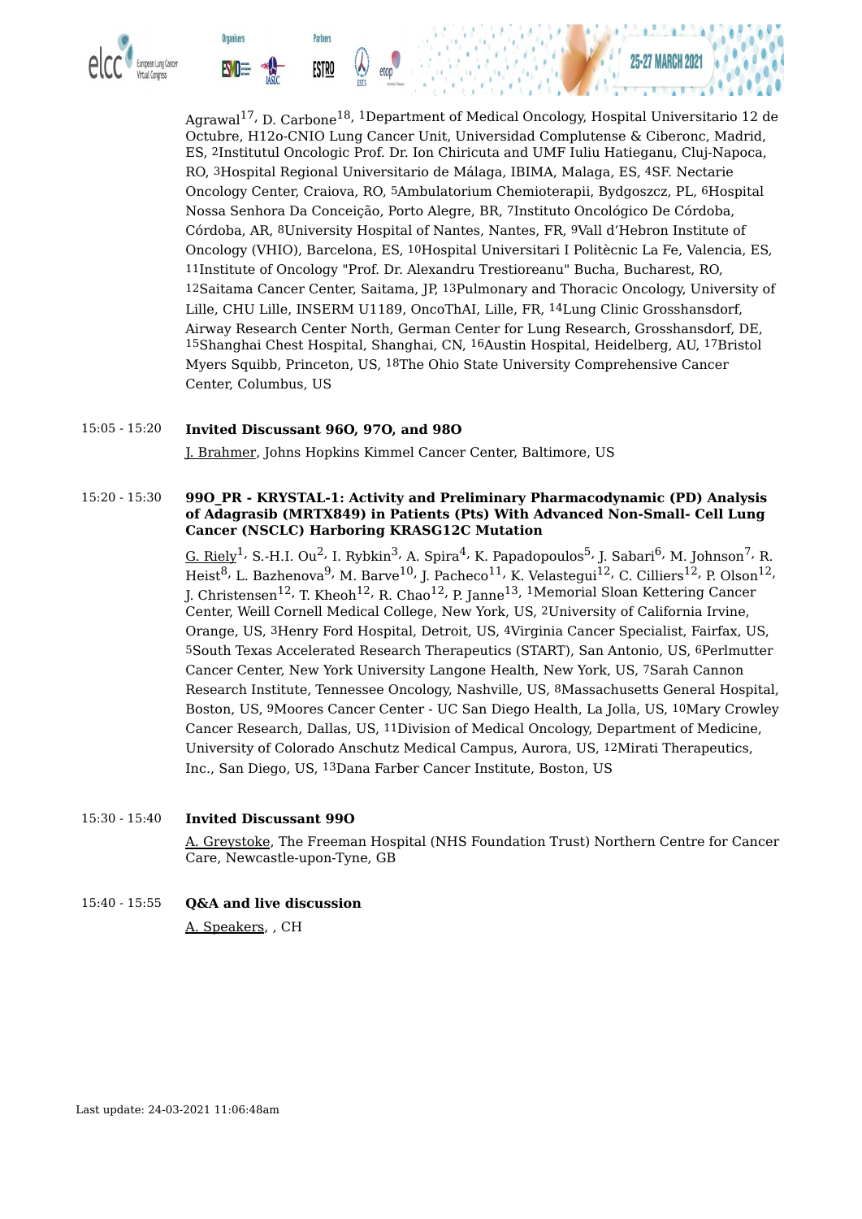Agrawal[17], D. Carbone[18], [1]Department of Medical Oncology, Hospital Universitario 12 de Octubre, H12o-CNIO Lung Cancer Unit, Universidad Complutense & Ciberonc, Madrid, ES, [2]Institutul Oncologic Prof. Dr. Ion Chiricuta and UMF Iuliu Hatieganu, Cluj-Napoca, RO, [3]Hospital Regional Universitario de Málaga, IBIMA, Malaga, ES, [4]SF. Nectarie Oncology Center, Craiova, RO, [5]Ambulatorium Chemioterapii, Bydgoszcz, PL, [6]Hospital Nossa Senhora Da Conceição, Porto Alegre, BR, [7]Instituto Oncológico De Córdoba, Córdoba, AR, [8]University Hospital of Nantes, Nantes, FR, [9]Vall d'Hebron Institute of Oncology (VHIO), Barcelona, ES, [10]Hospital Universitari I Politècnic La Fe, Valencia, ES, [11]Institute of Oncology "Prof. Dr. Alexandru Trestioreanu" Bucha, Bucharest, RO, [12]Saitama Cancer Center, Saitama, JP, [13]Pulmonary and Thoracic Oncology, University of Lille, CHU Lille, INSERM U1189, OncoThAI, Lille, FR, [14]Lung Clinic Grosshansdorf, Airway Research Center North, German Center for Lung Research, Grosshansdorf, DE, [15]Shanghai Chest Hospital, Shanghai, CN, [16]Austin Hospital, Heidelberg, AU, [17]Bristol Myers Squibb, Princeton, US, [18]The Ohio State University Comprehensive Cancer Center, Columbus, US

15:05 - 15:20 **Invited Discussant 96O, 97O, and 98O**

J. Brahmer, Johns Hopkins Kimmel Cancer Center, Baltimore, US

15:20 - 15:30 **99O_PR - KRYSTAL-1: Activity and Preliminary Pharmacodynamic (PD) Analysis of Adagrasib (MRTX849) in Patients (Pts) With Advanced Non-Small- Cell Lung Cancer (NSCLC) Harboring KRASG12C Mutation**

G. Riely[1], S.-H.I. Ou[2], I. Rybkin[3], A. Spira[4], K. Papadopoulos[5], J. Sabari[6], M. Johnson[7], R. Heist[8], L. Bazhenova[9], M. Barve[10], J. Pacheco[11], K. Velastegui[12], C. Cilliers[12], P. Olson[12], J. Christensen[12], T. Kheoh[12], R. Chao[12], P. Janne[13], [1]Memorial Sloan Kettering Cancer Center, Weill Cornell Medical College, New York, US, [2]University of California Irvine, Orange, US, [3]Henry Ford Hospital, Detroit, US, [4]Virginia Cancer Specialist, Fairfax, US, [5]South Texas Accelerated Research Therapeutics (START), San Antonio, US, [6]Perlmutter Cancer Center, New York University Langone Health, New York, US, [7]Sarah Cannon Research Institute, Tennessee Oncology, Nashville, US, [8]Massachusetts General Hospital, Boston, US, [9]Moores Cancer Center - UC San Diego Health, La Jolla, US, [10]Mary Crowley Cancer Research, Dallas, US, [11]Division of Medical Oncology, Department of Medicine, University of Colorado Anschutz Medical Campus, Aurora, US, [12]Mirati Therapeutics, Inc., San Diego, US, [13]Dana Farber Cancer Institute, Boston, US

15:30 - 15:40 **Invited Discussant 99O**

A. Greystoke, The Freeman Hospital (NHS Foundation Trust) Northern Centre for Cancer Care, Newcastle-upon-Tyne, GB

15:40 - 15:55 **Q&A and live discussion**

A. Speakers, , CH

Last update: 24-03-2021 11:06:48am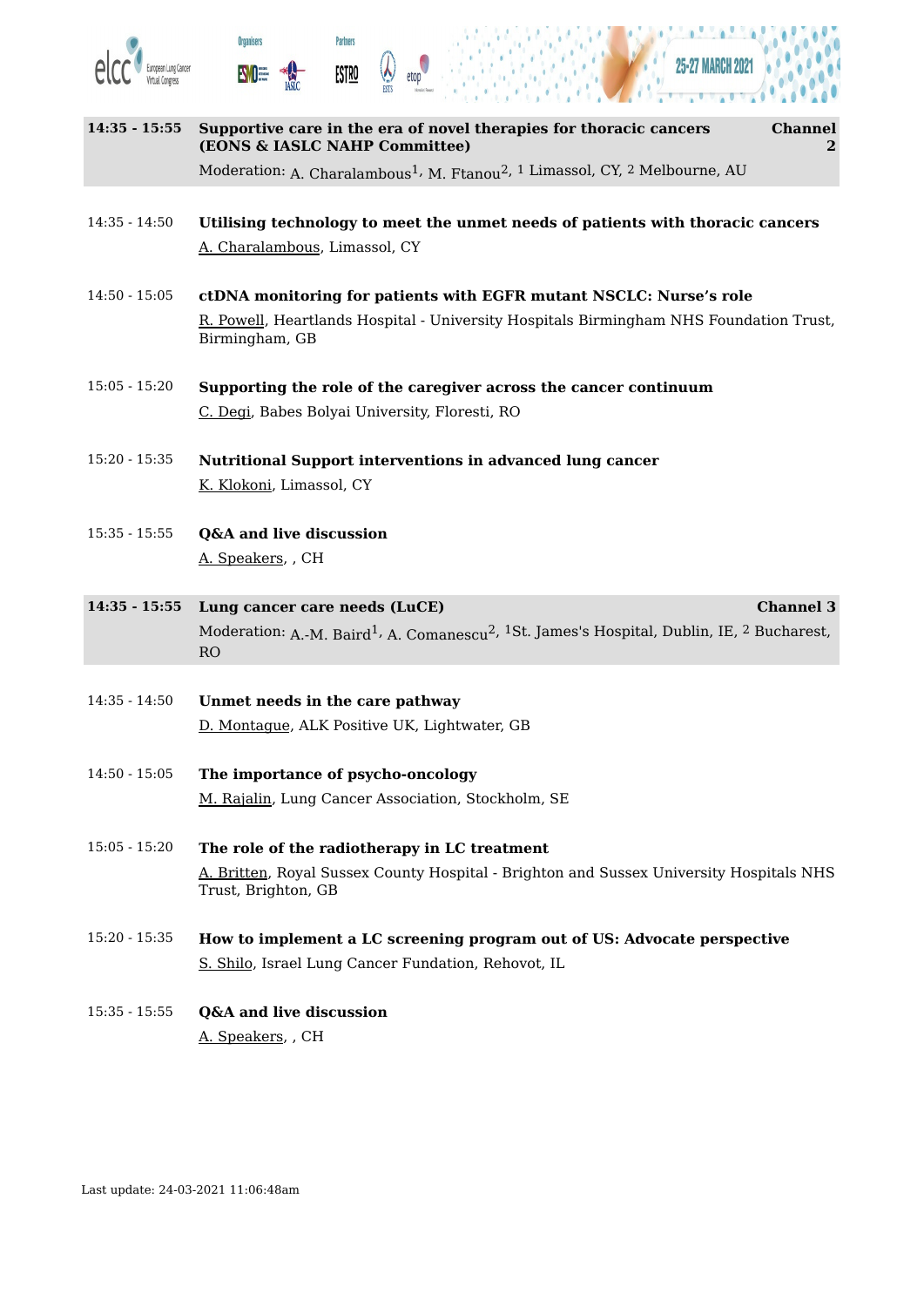## 14:35 - 15:55 Supportive care in the era of novel therapies for thoracic cancers (EONS & IASLC NAHP Committee) — Channel 2

Moderation: A. Charalambous[1], M. Ftanou[2], [1] Limassol, CY, [2] Melbourne, AU

**14:35 - 14:50** **Utilising technology to meet the unmet needs of patients with thoracic cancers**
A. Charalambous, Limassol, CY

**14:50 - 15:05** **ctDNA monitoring for patients with EGFR mutant NSCLC: Nurse's role**
R. Powell, Heartlands Hospital - University Hospitals Birmingham NHS Foundation Trust, Birmingham, GB

**15:05 - 15:20** **Supporting the role of the caregiver across the cancer continuum**
C. Degi, Babes Bolyai University, Floresti, RO

**15:20 - 15:35** **Nutritional Support interventions in advanced lung cancer**
K. Klokoni, Limassol, CY

**15:35 - 15:55** **Q&A and live discussion**
A. Speakers, , CH

## 14:35 - 15:55 Lung cancer care needs (LuCE) — Channel 3

Moderation: A.-M. Baird[1], A. Comanescu[2], [1]St. James's Hospital, Dublin, IE, [2] Bucharest, RO

**14:35 - 14:50** **Unmet needs in the care pathway**
D. Montague, ALK Positive UK, Lightwater, GB

**14:50 - 15:05** **The importance of psycho-oncology**
M. Rajalin, Lung Cancer Association, Stockholm, SE

**15:05 - 15:20** **The role of the radiotherapy in LC treatment**
A. Britten, Royal Sussex County Hospital - Brighton and Sussex University Hospitals NHS Trust, Brighton, GB

**15:20 - 15:35** **How to implement a LC screening program out of US: Advocate perspective**
S. Shilo, Israel Lung Cancer Fundation, Rehovot, IL

**15:35 - 15:55** **Q&A and live discussion**
A. Speakers, , CH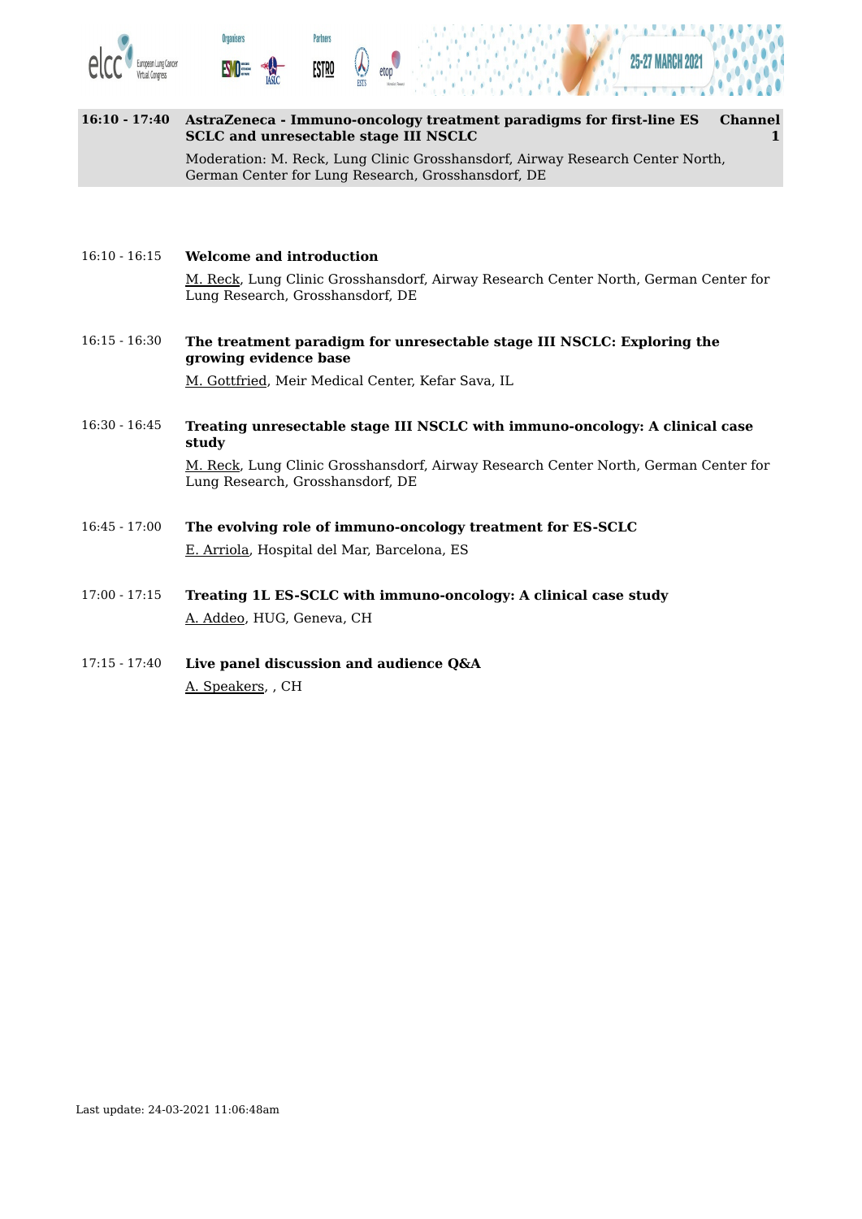**16:10 - 17:40** **AstraZeneca - Immuno-oncology treatment paradigms for first-line ES SCLC and unresectable stage III NSCLC** **Channel 1**

Moderation: M. Reck, Lung Clinic Grosshansdorf, Airway Research Center North, German Center for Lung Research, Grosshansdorf, DE

16:10 - 16:15 **Welcome and introduction**

M. Reck, Lung Clinic Grosshansdorf, Airway Research Center North, German Center for Lung Research, Grosshansdorf, DE

16:15 - 16:30 **The treatment paradigm for unresectable stage III NSCLC: Exploring the growing evidence base**

M. Gottfried, Meir Medical Center, Kefar Sava, IL

16:30 - 16:45 **Treating unresectable stage III NSCLC with immuno-oncology: A clinical case study**

M. Reck, Lung Clinic Grosshansdorf, Airway Research Center North, German Center for Lung Research, Grosshansdorf, DE

16:45 - 17:00 **The evolving role of immuno-oncology treatment for ES-SCLC**

E. Arriola, Hospital del Mar, Barcelona, ES

17:00 - 17:15 **Treating 1L ES-SCLC with immuno-oncology: A clinical case study**

A. Addeo, HUG, Geneva, CH

17:15 - 17:40 **Live panel discussion and audience Q&A**

A. Speakers, , CH

Last update: 24-03-2021 11:06:48am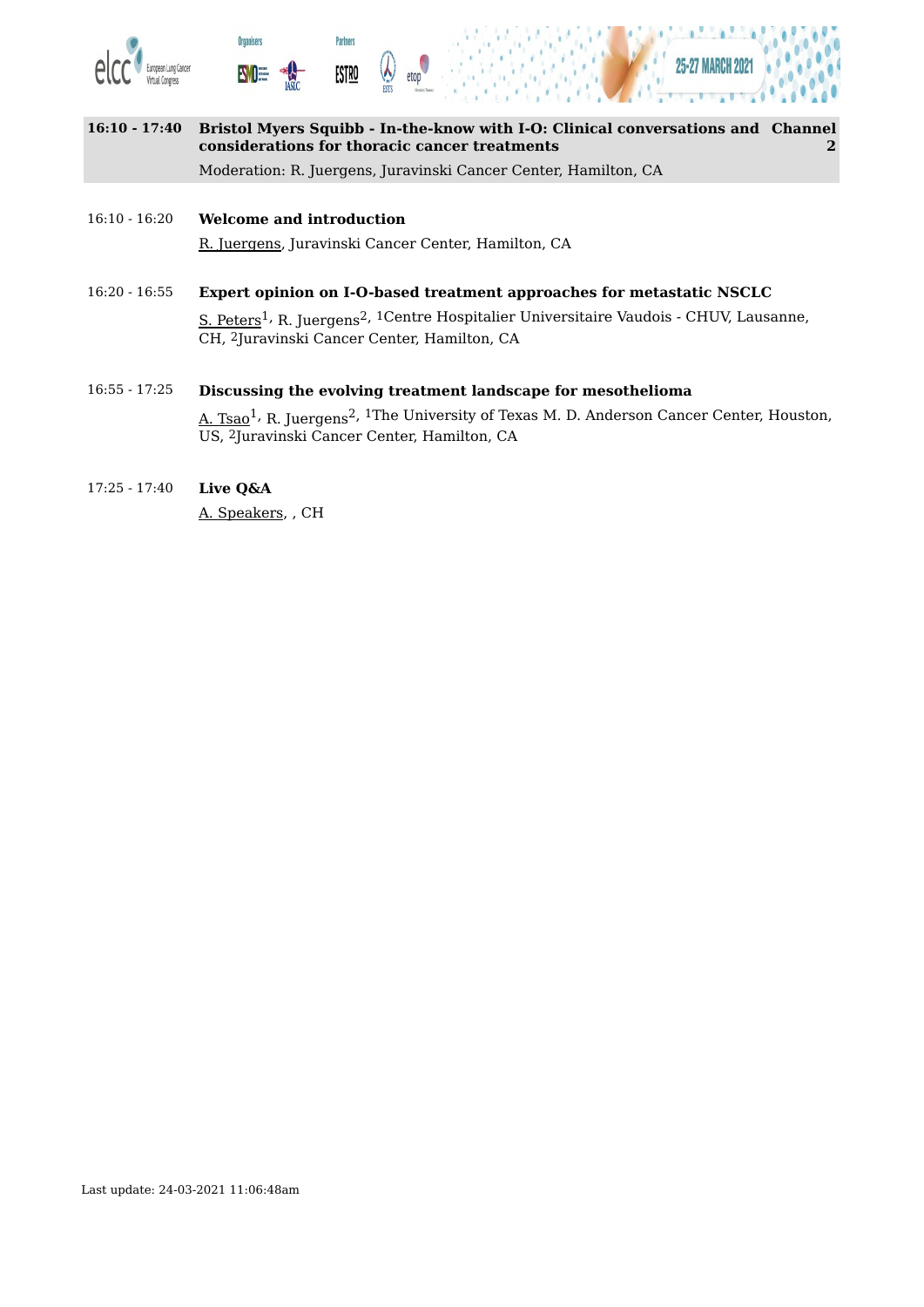**16:10 - 17:40** **Bristol Myers Squibb - In-the-know with I-O: Clinical conversations and considerations for thoracic cancer treatments** **Channel 2**

Moderation: R. Juergens, Juravinski Cancer Center, Hamilton, CA

16:10 - 16:20 **Welcome and introduction**

R. Juergens, Juravinski Cancer Center, Hamilton, CA

16:20 - 16:55 **Expert opinion on I-O-based treatment approaches for metastatic NSCLC**

S. Peters[1], R. Juergens[2], [1]Centre Hospitalier Universitaire Vaudois - CHUV, Lausanne, CH, [2]Juravinski Cancer Center, Hamilton, CA

16:55 - 17:25 **Discussing the evolving treatment landscape for mesothelioma**

A. Tsao[1], R. Juergens[2], [1]The University of Texas M. D. Anderson Cancer Center, Houston, US, [2]Juravinski Cancer Center, Hamilton, CA

17:25 - 17:40 **Live Q&A**

A. Speakers, , CH

Last update: 24-03-2021 11:06:48am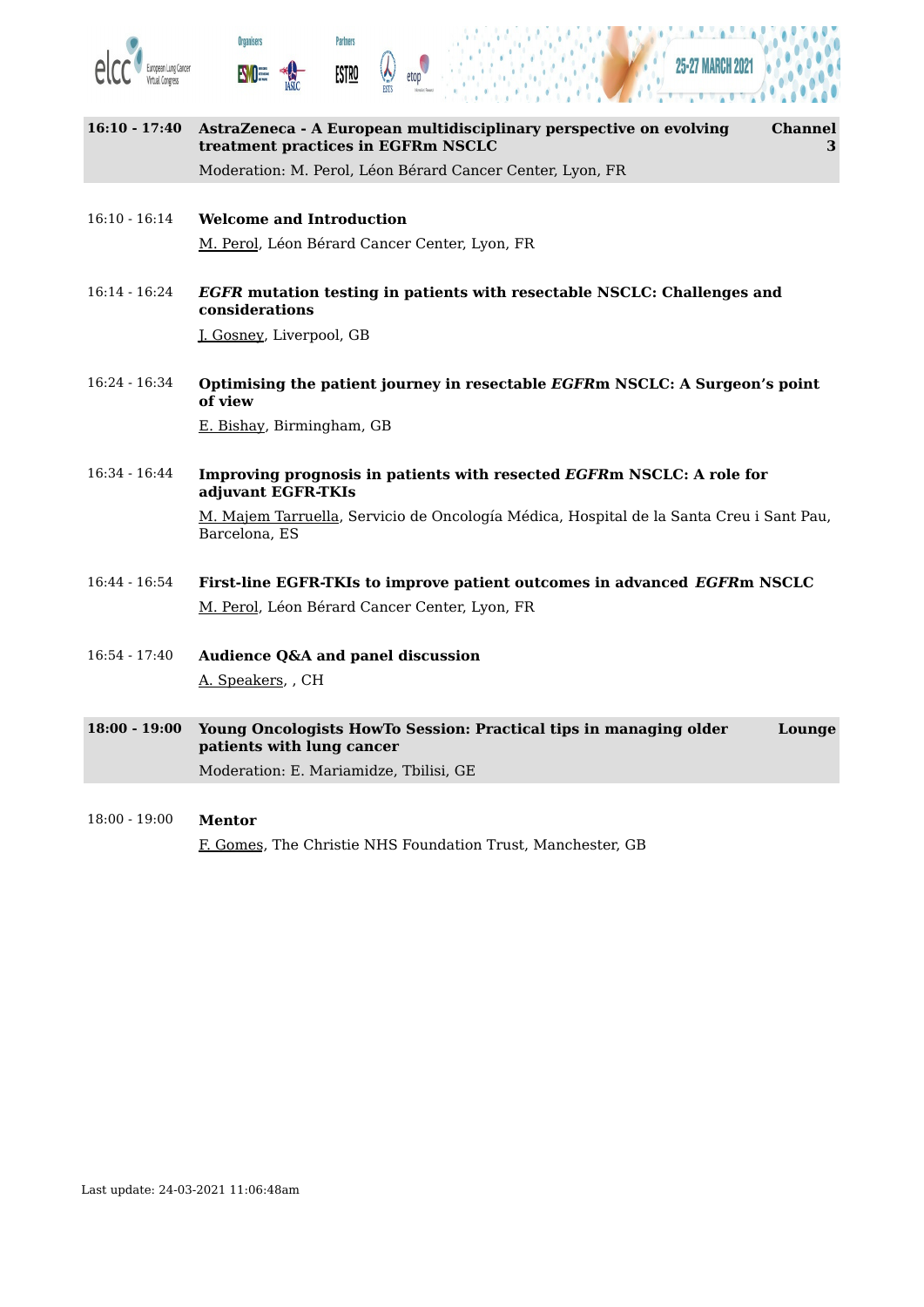**16:10 - 17:40** **AstraZeneca - A European multidisciplinary perspective on evolving treatment practices in EGFRm NSCLC** **Channel 3**

Moderation: M. Perol, Léon Bérard Cancer Center, Lyon, FR

16:10 - 16:14 **Welcome and Introduction**

M. Perol, Léon Bérard Cancer Center, Lyon, FR

16:14 - 16:24 ***EGFR* mutation testing in patients with resectable NSCLC: Challenges and considerations**

J. Gosney, Liverpool, GB

16:24 - 16:34 **Optimising the patient journey in resectable *EGFR*m NSCLC: A Surgeon's point of view**

E. Bishay, Birmingham, GB

16:34 - 16:44 **Improving prognosis in patients with resected *EGFR*m NSCLC: A role for adjuvant EGFR-TKIs**

M. Majem Tarruella, Servicio de Oncología Médica, Hospital de la Santa Creu i Sant Pau, Barcelona, ES

16:44 - 16:54 **First-line EGFR-TKIs to improve patient outcomes in advanced *EGFR*m NSCLC**

M. Perol, Léon Bérard Cancer Center, Lyon, FR

16:54 - 17:40 **Audience Q&A and panel discussion**

A. Speakers, , CH

**18:00 - 19:00** **Young Oncologists HowTo Session: Practical tips in managing older patients with lung cancer** **Lounge**

Moderation: E. Mariamidze, Tbilisi, GE

18:00 - 19:00 **Mentor**

F. Gomes, The Christie NHS Foundation Trust, Manchester, GB

Last update: 24-03-2021 11:06:48am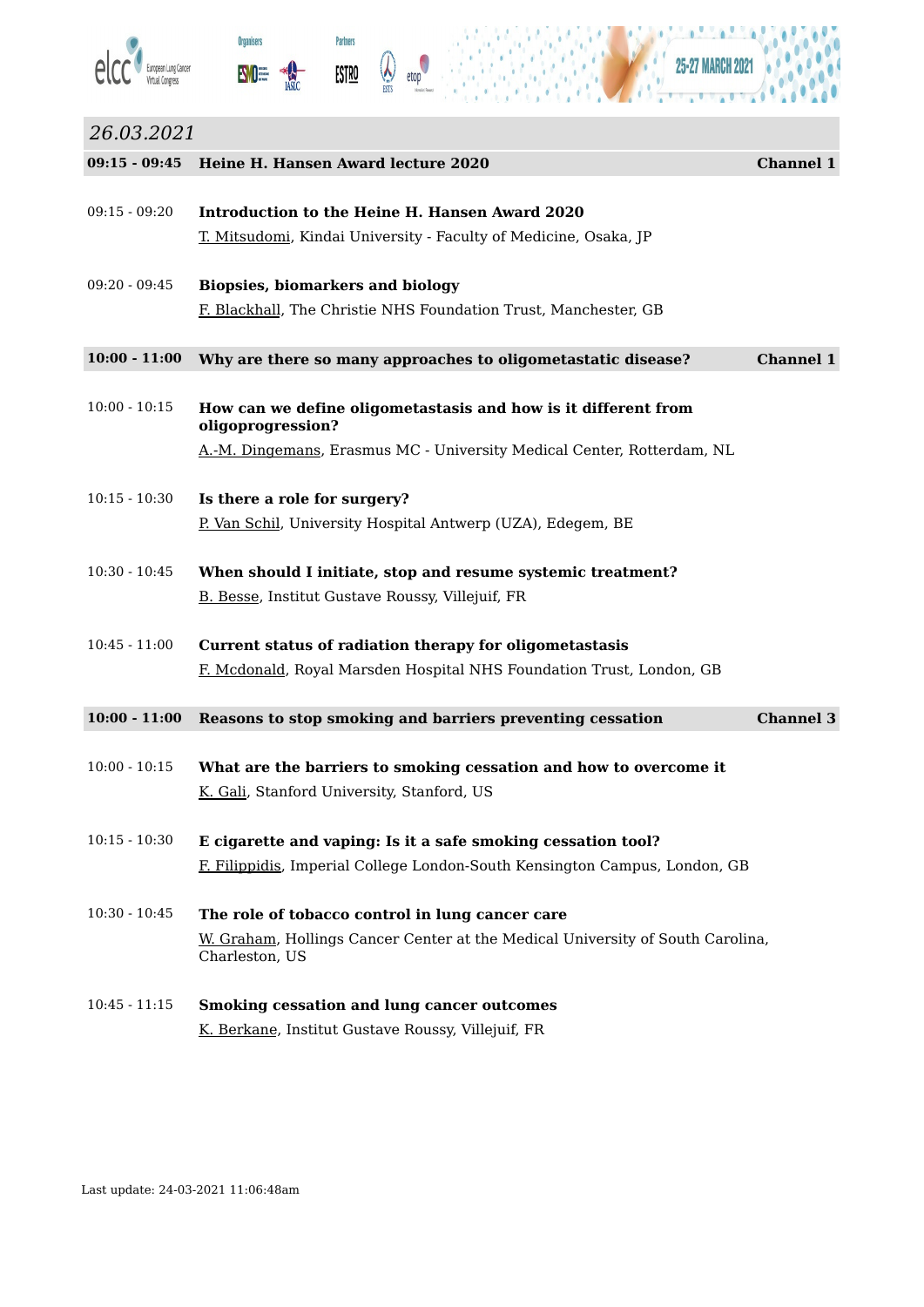## 26.03.2021

### 09:15 - 09:45 Heine H. Hansen Award lecture 2020 — Channel 1

09:15 - 09:20 **Introduction to the Heine H. Hansen Award 2020**
T. Mitsudomi, Kindai University - Faculty of Medicine, Osaka, JP

09:20 - 09:45 **Biopsies, biomarkers and biology**
F. Blackhall, The Christie NHS Foundation Trust, Manchester, GB

### 10:00 - 11:00 Why are there so many approaches to oligometastatic disease? — Channel 1

10:00 - 10:15 **How can we define oligometastasis and how is it different from oligoprogression?**
A.-M. Dingemans, Erasmus MC - University Medical Center, Rotterdam, NL

10:15 - 10:30 **Is there a role for surgery?**
P. Van Schil, University Hospital Antwerp (UZA), Edegem, BE

10:30 - 10:45 **When should I initiate, stop and resume systemic treatment?**
B. Besse, Institut Gustave Roussy, Villejuif, FR

10:45 - 11:00 **Current status of radiation therapy for oligometastasis**
F. Mcdonald, Royal Marsden Hospital NHS Foundation Trust, London, GB

### 10:00 - 11:00 Reasons to stop smoking and barriers preventing cessation — Channel 3

10:00 - 10:15 **What are the barriers to smoking cessation and how to overcome it**
K. Gali, Stanford University, Stanford, US

10:15 - 10:30 **E cigarette and vaping: Is it a safe smoking cessation tool?**
F. Filippidis, Imperial College London-South Kensington Campus, London, GB

10:30 - 10:45 **The role of tobacco control in lung cancer care**
W. Graham, Hollings Cancer Center at the Medical University of South Carolina, Charleston, US

10:45 - 11:15 **Smoking cessation and lung cancer outcomes**
K. Berkane, Institut Gustave Roussy, Villejuif, FR

Last update: 24-03-2021 11:06:48am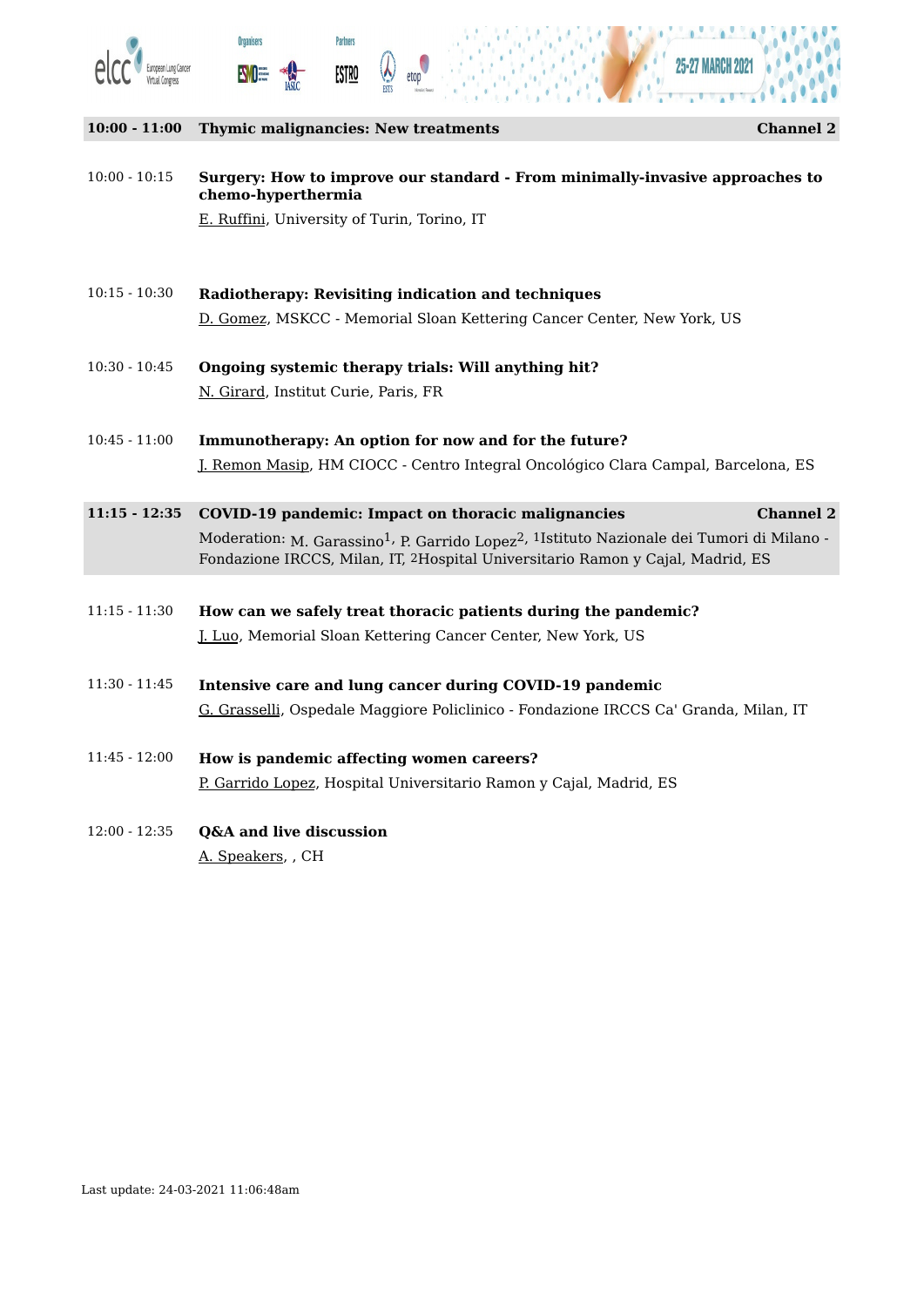## 10:00 - 11:00 Thymic malignancies: New treatments — Channel 2

10:00 - 10:15 **Surgery: How to improve our standard - From minimally-invasive approaches to chemo-hyperthermia**
E. Ruffini, University of Turin, Torino, IT

10:15 - 10:30 **Radiotherapy: Revisiting indication and techniques**
D. Gomez, MSKCC - Memorial Sloan Kettering Cancer Center, New York, US

10:30 - 10:45 **Ongoing systemic therapy trials: Will anything hit?**
N. Girard, Institut Curie, Paris, FR

10:45 - 11:00 **Immunotherapy: An option for now and for the future?**
J. Remon Masip, HM CIOCC - Centro Integral Oncológico Clara Campal, Barcelona, ES

## 11:15 - 12:35 COVID-19 pandemic: Impact on thoracic malignancies — Channel 2

Moderation: M. Garassino[1], P. Garrido Lopez[2], [1]Istituto Nazionale dei Tumori di Milano - Fondazione IRCCS, Milan, IT, [2]Hospital Universitario Ramon y Cajal, Madrid, ES

11:15 - 11:30 **How can we safely treat thoracic patients during the pandemic?**
J. Luo, Memorial Sloan Kettering Cancer Center, New York, US

11:30 - 11:45 **Intensive care and lung cancer during COVID-19 pandemic**
G. Grasselli, Ospedale Maggiore Policlinico - Fondazione IRCCS Ca' Granda, Milan, IT

11:45 - 12:00 **How is pandemic affecting women careers?**
P. Garrido Lopez, Hospital Universitario Ramon y Cajal, Madrid, ES

12:00 - 12:35 **Q&A and live discussion**
A. Speakers, , CH

Last update: 24-03-2021 11:06:48am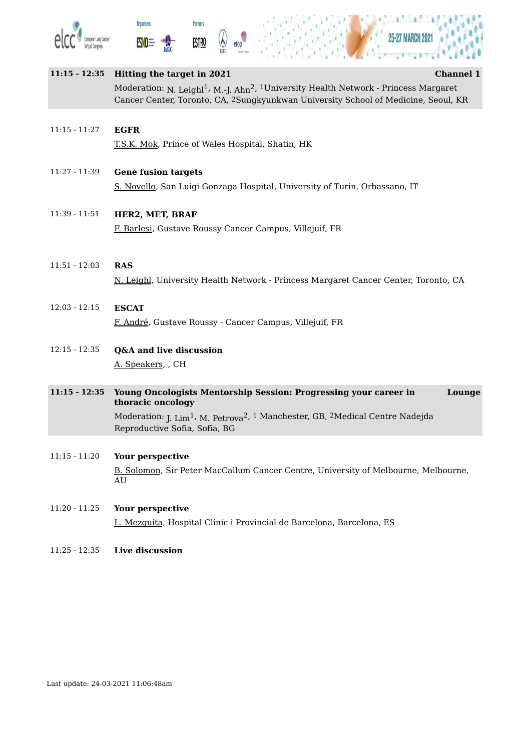## 11:15 - 12:35 Hitting the target in 2021 — Channel 1

Moderation: N. Leighl[1], M.-J. Ahn[2], [1]University Health Network - Princess Margaret Cancer Center, Toronto, CA, [2]Sungkyunkwan University School of Medicine, Seoul, KR

11:15 - 11:27 **EGFR**
T.S.K. Mok, Prince of Wales Hospital, Shatin, HK

11:27 - 11:39 **Gene fusion targets**
S. Novello, San Luigi Gonzaga Hospital, University of Turin, Orbassano, IT

11:39 - 11:51 **HER2, MET, BRAF**
F. Barlesi, Gustave Roussy Cancer Campus, Villejuif, FR

11:51 - 12:03 **RAS**
N. Leighl, University Health Network - Princess Margaret Cancer Center, Toronto, CA

12:03 - 12:15 **ESCAT**
F. André, Gustave Roussy - Cancer Campus, Villejuif, FR

12:15 - 12:35 **Q&A and live discussion**
A. Speakers, , CH

## 11:15 - 12:35 Young Oncologists Mentorship Session: Progressing your career in thoracic oncology — Lounge

Moderation: J. Lim[1], M. Petrova[2], [1] Manchester, GB, [2]Medical Centre Nadejda Reproductive Sofia, Sofia, BG

11:15 - 11:20 **Your perspective**
B. Solomon, Sir Peter MacCallum Cancer Centre, University of Melbourne, Melbourne, AU

11:20 - 11:25 **Your perspective**
L. Mezquita, Hospital Clinic i Provincial de Barcelona, Barcelona, ES

11:25 - 12:35 **Live discussion**

Last update: 24-03-2021 11:06:48am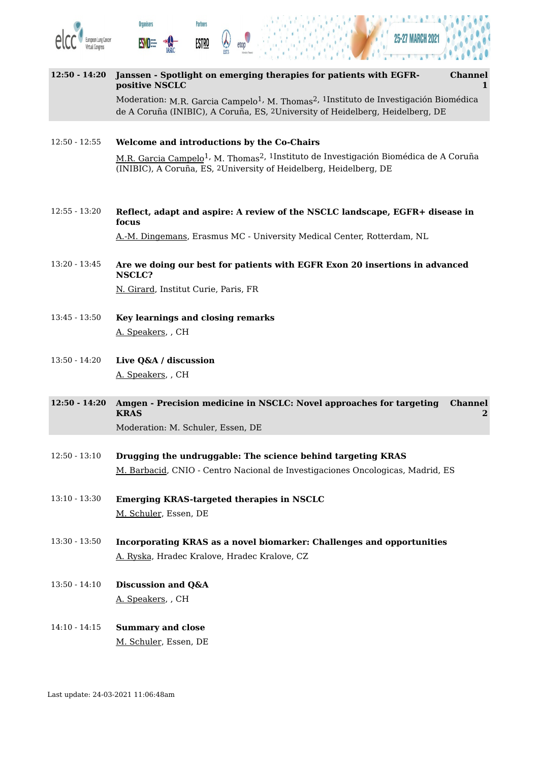**12:50 - 14:20** **Janssen - Spotlight on emerging therapies for patients with EGFR-positive NSCLC** **Channel 1**

Moderation: M.R. Garcia Campelo[1], M. Thomas[2], [1]Instituto de Investigación Biomédica de A Coruña (INIBIC), A Coruña, ES, [2]University of Heidelberg, Heidelberg, DE

12:50 - 12:55 **Welcome and introductions by the Co-Chairs**

M.R. Garcia Campelo[1], M. Thomas[2], [1]Instituto de Investigación Biomédica de A Coruña (INIBIC), A Coruña, ES, [2]University of Heidelberg, Heidelberg, DE

12:55 - 13:20 **Reflect, adapt and aspire: A review of the NSCLC landscape, EGFR+ disease in focus**

A.-M. Dingemans, Erasmus MC - University Medical Center, Rotterdam, NL

13:20 - 13:45 **Are we doing our best for patients with EGFR Exon 20 insertions in advanced NSCLC?**

N. Girard, Institut Curie, Paris, FR

13:45 - 13:50 **Key learnings and closing remarks**

A. Speakers, , CH

13:50 - 14:20 **Live Q&A / discussion**

A. Speakers, , CH

**12:50 - 14:20** **Amgen - Precision medicine in NSCLC: Novel approaches for targeting KRAS** **Channel 2**

Moderation: M. Schuler, Essen, DE

12:50 - 13:10 **Drugging the undruggable: The science behind targeting KRAS**

M. Barbacid, CNIO - Centro Nacional de Investigaciones Oncologicas, Madrid, ES

13:10 - 13:30 **Emerging KRAS-targeted therapies in NSCLC**

M. Schuler, Essen, DE

13:30 - 13:50 **Incorporating KRAS as a novel biomarker: Challenges and opportunities**

A. Ryska, Hradec Kralove, Hradec Kralove, CZ

13:50 - 14:10 **Discussion and Q&A**

A. Speakers, , CH

14:10 - 14:15 **Summary and close**

M. Schuler, Essen, DE

Last update: 24-03-2021 11:06:48am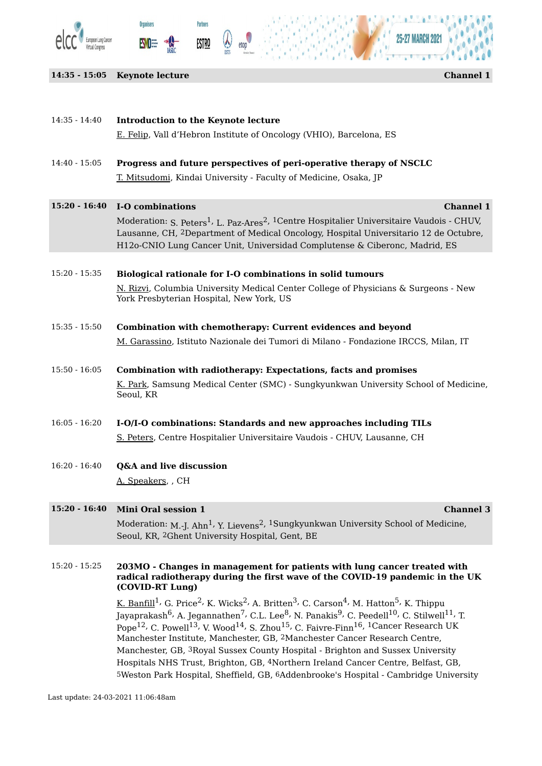**14:35 - 15:05 Keynote lecture** **Channel 1**

14:35 - 14:40 **Introduction to the Keynote lecture**

E. Felip, Vall d'Hebron Institute of Oncology (VHIO), Barcelona, ES

14:40 - 15:05 **Progress and future perspectives of peri-operative therapy of NSCLC**

T. Mitsudomi, Kindai University - Faculty of Medicine, Osaka, JP

**15:20 - 16:40 I-O combinations** **Channel 1**

Moderation: S. Peters[1], L. Paz-Ares[2], [1]Centre Hospitalier Universitaire Vaudois - CHUV, Lausanne, CH, [2]Department of Medical Oncology, Hospital Universitario 12 de Octubre, H12o-CNIO Lung Cancer Unit, Universidad Complutense & Ciberonc, Madrid, ES

15:20 - 15:35 **Biological rationale for I-O combinations in solid tumours**

N. Rizvi, Columbia University Medical Center College of Physicians & Surgeons - New York Presbyterian Hospital, New York, US

15:35 - 15:50 **Combination with chemotherapy: Current evidences and beyond**

M. Garassino, Istituto Nazionale dei Tumori di Milano - Fondazione IRCCS, Milan, IT

15:50 - 16:05 **Combination with radiotherapy: Expectations, facts and promises**

K. Park, Samsung Medical Center (SMC) - Sungkyunkwan University School of Medicine, Seoul, KR

16:05 - 16:20 **I-O/I-O combinations: Standards and new approaches including TILs**

S. Peters, Centre Hospitalier Universitaire Vaudois - CHUV, Lausanne, CH

16:20 - 16:40 **Q&A and live discussion**

A. Speakers, , CH

**15:20 - 16:40 Mini Oral session 1** **Channel 3**

Moderation: M.-J. Ahn[1], Y. Lievens[2], [1]Sungkyunkwan University School of Medicine, Seoul, KR, [2]Ghent University Hospital, Gent, BE

15:20 - 15:25 **203MO - Changes in management for patients with lung cancer treated with radical radiotherapy during the first wave of the COVID-19 pandemic in the UK (COVID-RT Lung)**

K. Banfill[1], G. Price[2], K. Wicks[2], A. Britten[3], C. Carson[4], M. Hatton[5], K. Thippu Jayaprakash[6], A. Jegannathen[7], C.L. Lee[8], N. Panakis[9], C. Peedell[10], C. Stilwell[11], T. Pope[12], C. Powell[13], V. Wood[14], S. Zhou[15], C. Faivre-Finn[16], [1]Cancer Research UK Manchester Institute, Manchester, GB, [2]Manchester Cancer Research Centre, Manchester, GB, [3]Royal Sussex County Hospital - Brighton and Sussex University Hospitals NHS Trust, Brighton, GB, [4]Northern Ireland Cancer Centre, Belfast, GB, [5]Weston Park Hospital, Sheffield, GB, [6]Addenbrooke's Hospital - Cambridge University

Last update: 24-03-2021 11:06:48am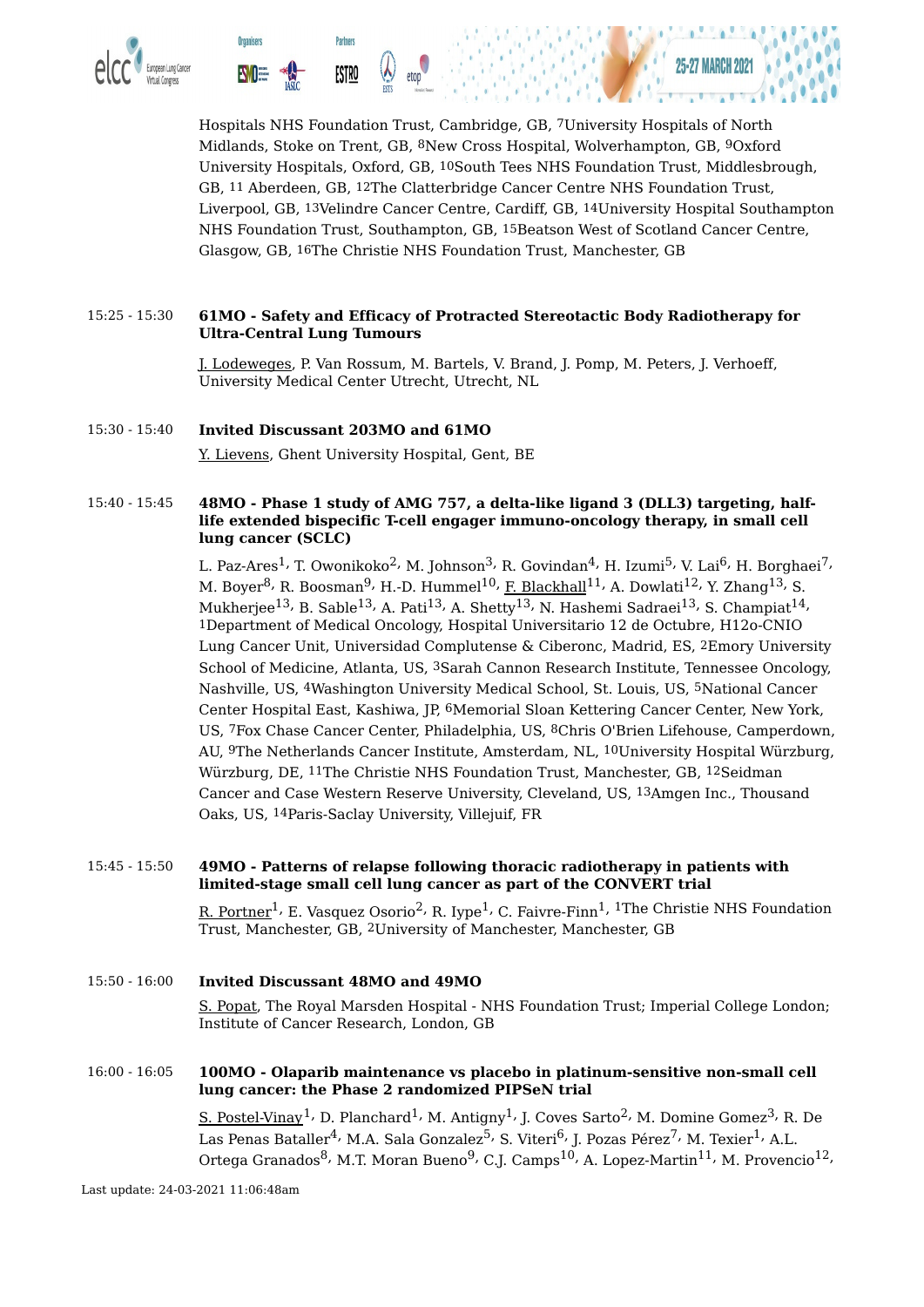Hospitals NHS Foundation Trust, Cambridge, GB, [7]University Hospitals of North Midlands, Stoke on Trent, GB, [8]New Cross Hospital, Wolverhampton, GB, [9]Oxford University Hospitals, Oxford, GB, [10]South Tees NHS Foundation Trust, Middlesbrough, GB, [11] Aberdeen, GB, [12]The Clatterbridge Cancer Centre NHS Foundation Trust, Liverpool, GB, [13]Velindre Cancer Centre, Cardiff, GB, [14]University Hospital Southampton NHS Foundation Trust, Southampton, GB, [15]Beatson West of Scotland Cancer Centre, Glasgow, GB, [16]The Christie NHS Foundation Trust, Manchester, GB

15:25 - 15:30 **61MO - Safety and Efficacy of Protracted Stereotactic Body Radiotherapy for Ultra-Central Lung Tumours**

J. Lodeweges, P. Van Rossum, M. Bartels, V. Brand, J. Pomp, M. Peters, J. Verhoeff, University Medical Center Utrecht, Utrecht, NL

15:30 - 15:40 **Invited Discussant 203MO and 61MO**

Y. Lievens, Ghent University Hospital, Gent, BE

15:40 - 15:45 **48MO - Phase 1 study of AMG 757, a delta-like ligand 3 (DLL3) targeting, half-life extended bispecific T-cell engager immuno-oncology therapy, in small cell lung cancer (SCLC)**

L. Paz-Ares[1], T. Owonikoko[2], M. Johnson[3], R. Govindan[4], H. Izumi[5], V. Lai[6], H. Borghaei[7], M. Boyer[8], R. Boosman[9], H.-D. Hummel[10], F. Blackhall[11], A. Dowlati[12], Y. Zhang[13], S. Mukherjee[13], B. Sable[13], A. Pati[13], A. Shetty[13], N. Hashemi Sadraei[13], S. Champiat[14], [1]Department of Medical Oncology, Hospital Universitario 12 de Octubre, H12o-CNIO Lung Cancer Unit, Universidad Complutense & Ciberonc, Madrid, ES, [2]Emory University School of Medicine, Atlanta, US, [3]Sarah Cannon Research Institute, Tennessee Oncology, Nashville, US, [4]Washington University Medical School, St. Louis, US, [5]National Cancer Center Hospital East, Kashiwa, JP, [6]Memorial Sloan Kettering Cancer Center, New York, US, [7]Fox Chase Cancer Center, Philadelphia, US, [8]Chris O'Brien Lifehouse, Camperdown, AU, [9]The Netherlands Cancer Institute, Amsterdam, NL, [10]University Hospital Würzburg, Würzburg, DE, [11]The Christie NHS Foundation Trust, Manchester, GB, [12]Seidman Cancer and Case Western Reserve University, Cleveland, US, [13]Amgen Inc., Thousand Oaks, US, [14]Paris-Saclay University, Villejuif, FR

15:45 - 15:50 **49MO - Patterns of relapse following thoracic radiotherapy in patients with limited-stage small cell lung cancer as part of the CONVERT trial**

R. Portner[1], E. Vasquez Osorio[2], R. Iype[1], C. Faivre-Finn[1], [1]The Christie NHS Foundation Trust, Manchester, GB, [2]University of Manchester, Manchester, GB

15:50 - 16:00 **Invited Discussant 48MO and 49MO**

S. Popat, The Royal Marsden Hospital - NHS Foundation Trust; Imperial College London; Institute of Cancer Research, London, GB

16:00 - 16:05 **100MO - Olaparib maintenance vs placebo in platinum-sensitive non-small cell lung cancer: the Phase 2 randomized PIPSeN trial**

S. Postel-Vinay[1], D. Planchard[1], M. Antigny[1], J. Coves Sarto[2], M. Domine Gomez[3], R. De Las Penas Bataller[4], M.A. Sala Gonzalez[5], S. Viteri[6], J. Pozas Pérez[7], M. Texier[1], A.L. Ortega Granados[8], M.T. Moran Bueno[9], C.J. Camps[10], A. Lopez-Martin[11], M. Provencio[12],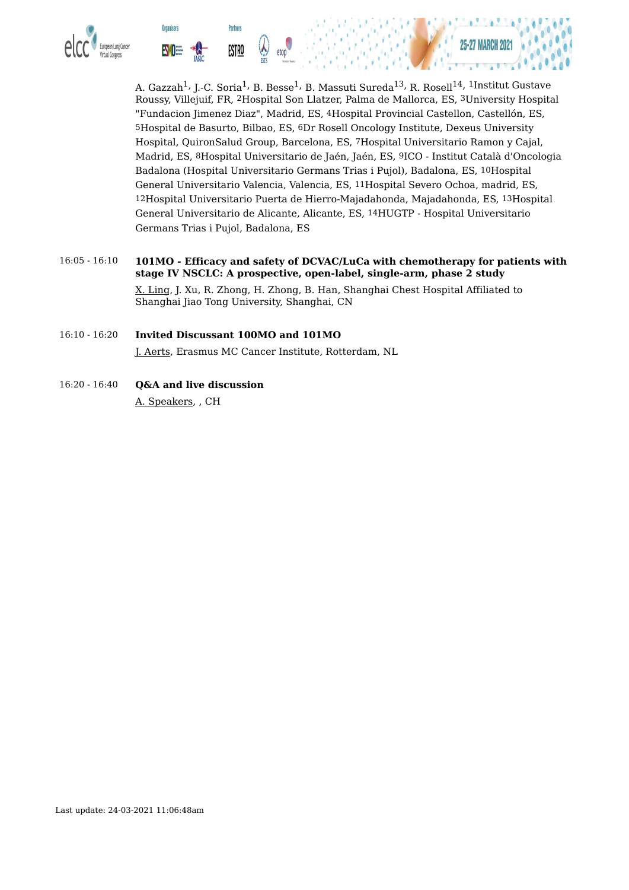A. Gazzah[1], J.-C. Soria[1], B. Besse[1], B. Massuti Sureda[13], R. Rosell[14], [1]Institut Gustave Roussy, Villejuif, FR, [2]Hospital Son Llatzer, Palma de Mallorca, ES, [3]University Hospital "Fundacion Jimenez Diaz", Madrid, ES, [4]Hospital Provincial Castellon, Castellón, ES, [5]Hospital de Basurto, Bilbao, ES, [6]Dr Rosell Oncology Institute, Dexeus University Hospital, QuironSalud Group, Barcelona, ES, [7]Hospital Universitario Ramon y Cajal, Madrid, ES, [8]Hospital Universitario de Jaén, Jaén, ES, [9]ICO - Institut Català d'Oncologia Badalona (Hospital Universitario Germans Trias i Pujol), Badalona, ES, [10]Hospital General Universitario Valencia, Valencia, ES, [11]Hospital Severo Ochoa, madrid, ES, [12]Hospital Universitario Puerta de Hierro-Majadahonda, Majadahonda, ES, [13]Hospital General Universitario de Alicante, Alicante, ES, [14]HUGTP - Hospital Universitario Germans Trias i Pujol, Badalona, ES

16:05 - 16:10 **101MO - Efficacy and safety of DCVAC/LuCa with chemotherapy for patients with stage IV NSCLC: A prospective, open-label, single-arm, phase 2 study**

X. Ling, J. Xu, R. Zhong, H. Zhong, B. Han, Shanghai Chest Hospital Affiliated to Shanghai Jiao Tong University, Shanghai, CN

16:10 - 16:20 **Invited Discussant 100MO and 101MO**

J. Aerts, Erasmus MC Cancer Institute, Rotterdam, NL

16:20 - 16:40 **Q&A and live discussion**

A. Speakers, , CH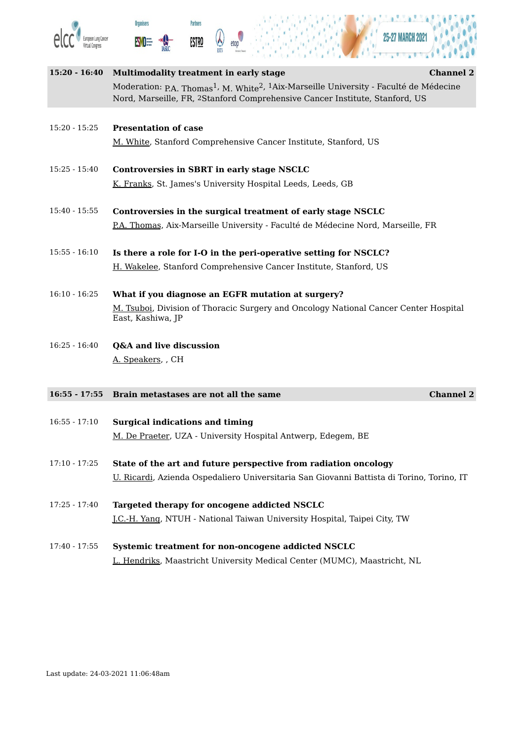## 15:20 - 16:40 Multimodality treatment in early stage — Channel 2

Moderation: P.A. Thomas[1], M. White[2], [1]Aix-Marseille University - Faculté de Médecine Nord, Marseille, FR, [2]Stanford Comprehensive Cancer Institute, Stanford, US

15:20 - 15:25 **Presentation of case**
M. White, Stanford Comprehensive Cancer Institute, Stanford, US

15:25 - 15:40 **Controversies in SBRT in early stage NSCLC**
K. Franks, St. James's University Hospital Leeds, Leeds, GB

15:40 - 15:55 **Controversies in the surgical treatment of early stage NSCLC**
P.A. Thomas, Aix-Marseille University - Faculté de Médecine Nord, Marseille, FR

15:55 - 16:10 **Is there a role for I-O in the peri-operative setting for NSCLC?**
H. Wakelee, Stanford Comprehensive Cancer Institute, Stanford, US

16:10 - 16:25 **What if you diagnose an EGFR mutation at surgery?**
M. Tsuboi, Division of Thoracic Surgery and Oncology National Cancer Center Hospital East, Kashiwa, JP

16:25 - 16:40 **Q&A and live discussion**
A. Speakers, , CH

## 16:55 - 17:55 Brain metastases are not all the same — Channel 2

16:55 - 17:10 **Surgical indications and timing**
M. De Praeter, UZA - University Hospital Antwerp, Edegem, BE

17:10 - 17:25 **State of the art and future perspective from radiation oncology**
U. Ricardi, Azienda Ospedaliero Universitaria San Giovanni Battista di Torino, Torino, IT

17:25 - 17:40 **Targeted therapy for oncogene addicted NSCLC**
J.C.-H. Yang, NTUH - National Taiwan University Hospital, Taipei City, TW

17:40 - 17:55 **Systemic treatment for non-oncogene addicted NSCLC**
L. Hendriks, Maastricht University Medical Center (MUMC), Maastricht, NL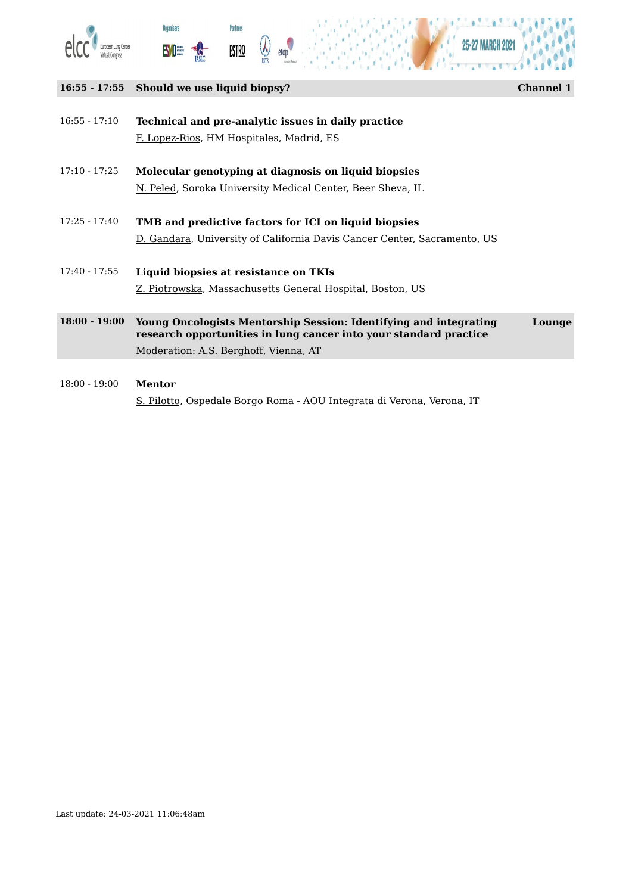## 16:55 - 17:55 Should we use liquid biopsy? — Channel 1

16:55 - 17:10 **Technical and pre-analytic issues in daily practice**
F. Lopez-Rios, HM Hospitales, Madrid, ES

17:10 - 17:25 **Molecular genotyping at diagnosis on liquid biopsies**
N. Peled, Soroka University Medical Center, Beer Sheva, IL

17:25 - 17:40 **TMB and predictive factors for ICI on liquid biopsies**
D. Gandara, University of California Davis Cancer Center, Sacramento, US

17:40 - 17:55 **Liquid biopsies at resistance on TKIs**
Z. Piotrowska, Massachusetts General Hospital, Boston, US

## 18:00 - 19:00 Young Oncologists Mentorship Session: Identifying and integrating research opportunities in lung cancer into your standard practice — Lounge

Moderation: A.S. Berghoff, Vienna, AT

18:00 - 19:00 **Mentor**
S. Pilotto, Ospedale Borgo Roma - AOU Integrata di Verona, Verona, IT

Last update: 24-03-2021 11:06:48am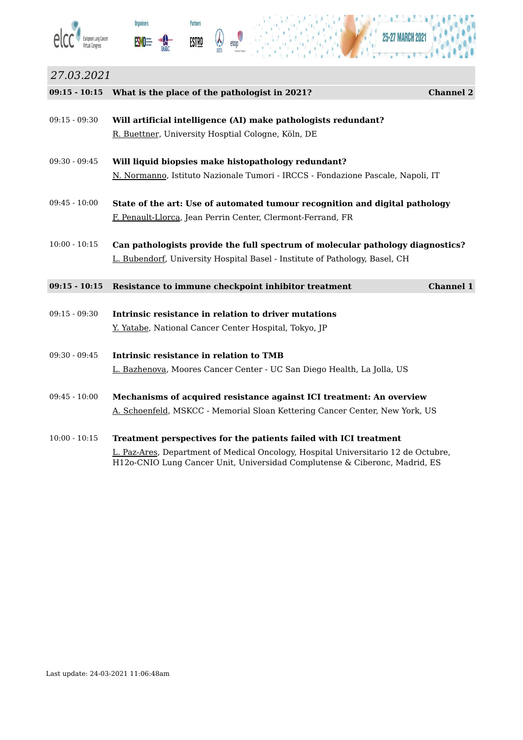## *27.03.2021*

**09:15 - 10:15 What is the place of the pathologist in 2021? Channel 2**

09:15 - 09:30 **Will artificial intelligence (AI) make pathologists redundant?**
R. Buettner, University Hosptial Cologne, Köln, DE

09:30 - 09:45 **Will liquid biopsies make histopathology redundant?**
N. Normanno, Istituto Nazionale Tumori - IRCCS - Fondazione Pascale, Napoli, IT

09:45 - 10:00 **State of the art: Use of automated tumour recognition and digital pathology**
F. Penault-Llorca, Jean Perrin Center, Clermont-Ferrand, FR

10:00 - 10:15 **Can pathologists provide the full spectrum of molecular pathology diagnostics?**
L. Bubendorf, University Hospital Basel - Institute of Pathology, Basel, CH

**09:15 - 10:15 Resistance to immune checkpoint inhibitor treatment Channel 1**

09:15 - 09:30 **Intrinsic resistance in relation to driver mutations**
Y. Yatabe, National Cancer Center Hospital, Tokyo, JP

09:30 - 09:45 **Intrinsic resistance in relation to TMB**
L. Bazhenova, Moores Cancer Center - UC San Diego Health, La Jolla, US

09:45 - 10:00 **Mechanisms of acquired resistance against ICI treatment: An overview**
A. Schoenfeld, MSKCC - Memorial Sloan Kettering Cancer Center, New York, US

10:00 - 10:15 **Treatment perspectives for the patients failed with ICI treatment**
L. Paz-Ares, Department of Medical Oncology, Hospital Universitario 12 de Octubre, H12o-CNIO Lung Cancer Unit, Universidad Complutense & Ciberonc, Madrid, ES

Last update: 24-03-2021 11:06:48am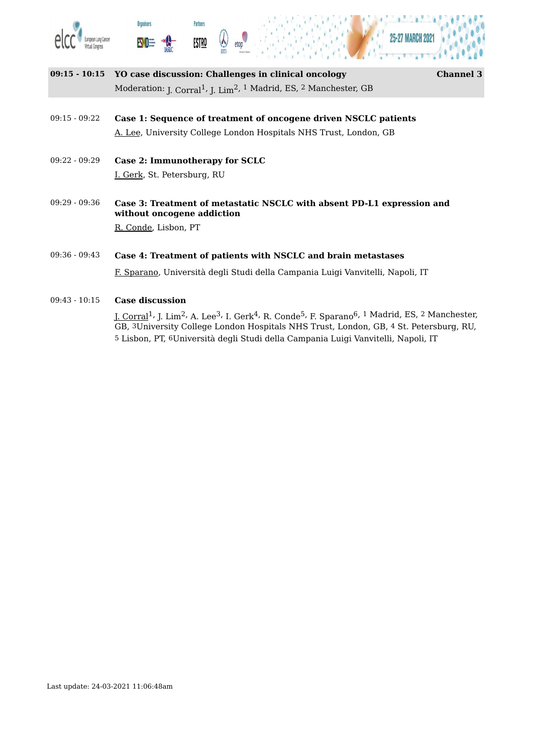**09:15 - 10:15** **YO case discussion: Challenges in clinical oncology** **Channel 3**

Moderation: J. Corral[1], J. Lim[2], [1] Madrid, ES, [2] Manchester, GB

09:15 - 09:22 **Case 1: Sequence of treatment of oncogene driven NSCLC patients**

A. Lee, University College London Hospitals NHS Trust, London, GB

09:22 - 09:29 **Case 2: Immunotherapy for SCLC**

I. Gerk, St. Petersburg, RU

09:29 - 09:36 **Case 3: Treatment of metastatic NSCLC with absent PD-L1 expression and without oncogene addiction**

R. Conde, Lisbon, PT

09:36 - 09:43 **Case 4: Treatment of patients with NSCLC and brain metastases**

F. Sparano, Università degli Studi della Campania Luigi Vanvitelli, Napoli, IT

09:43 - 10:15 **Case discussion**

J. Corral[1], J. Lim[2], A. Lee[3], I. Gerk[4], R. Conde[5], F. Sparano[6], [1] Madrid, ES, [2] Manchester, GB, [3]University College London Hospitals NHS Trust, London, GB, [4] St. Petersburg, RU, [5] Lisbon, PT, [6]Università degli Studi della Campania Luigi Vanvitelli, Napoli, IT

Last update: 24-03-2021 11:06:48am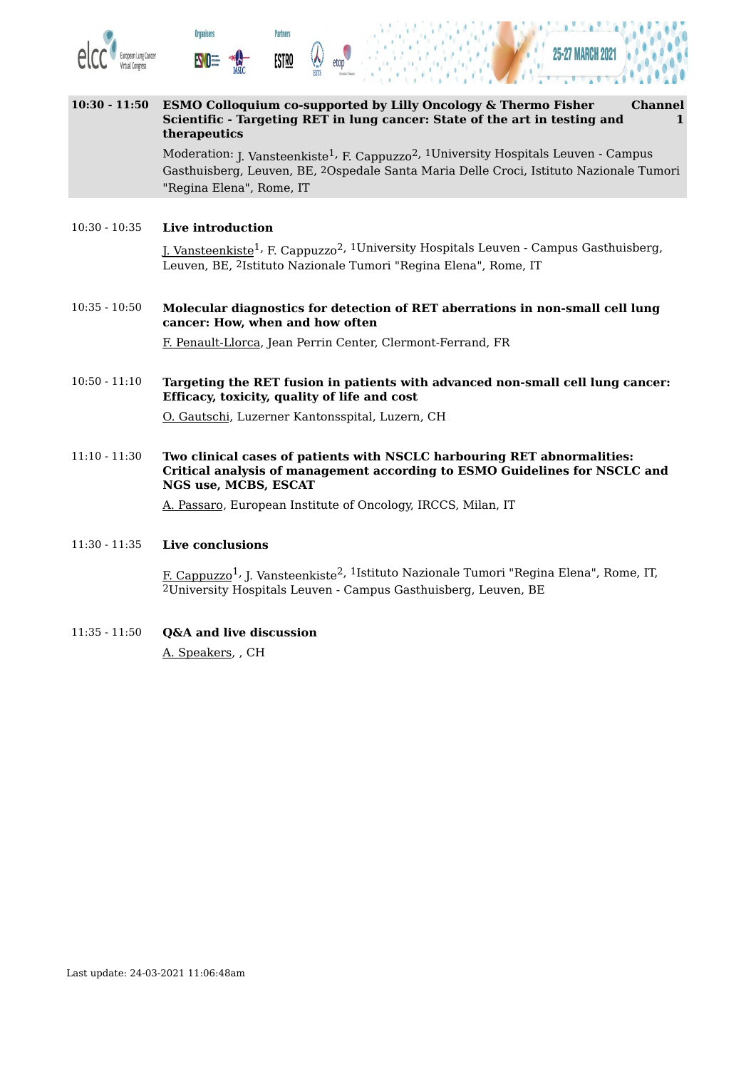**10:30 - 11:50** **ESMO Colloquium co-supported by Lilly Oncology & Thermo Fisher Scientific - Targeting RET in lung cancer: State of the art in testing and therapeutics** **Channel 1**

Moderation: J. Vansteenkiste[1], F. Cappuzzo[2], [1]University Hospitals Leuven - Campus Gasthuisberg, Leuven, BE, [2]Ospedale Santa Maria Delle Croci, Istituto Nazionale Tumori "Regina Elena", Rome, IT

10:30 - 10:35 **Live introduction**

J. Vansteenkiste[1], F. Cappuzzo[2], [1]University Hospitals Leuven - Campus Gasthuisberg, Leuven, BE, [2]Istituto Nazionale Tumori "Regina Elena", Rome, IT

10:35 - 10:50 **Molecular diagnostics for detection of RET aberrations in non-small cell lung cancer: How, when and how often**

F. Penault-Llorca, Jean Perrin Center, Clermont-Ferrand, FR

10:50 - 11:10 **Targeting the RET fusion in patients with advanced non-small cell lung cancer: Efficacy, toxicity, quality of life and cost**

O. Gautschi, Luzerner Kantonsspital, Luzern, CH

11:10 - 11:30 **Two clinical cases of patients with NSCLC harbouring RET abnormalities: Critical analysis of management according to ESMO Guidelines for NSCLC and NGS use, MCBS, ESCAT**

A. Passaro, European Institute of Oncology, IRCCS, Milan, IT

11:30 - 11:35 **Live conclusions**

F. Cappuzzo[1], J. Vansteenkiste[2], [1]Istituto Nazionale Tumori "Regina Elena", Rome, IT, [2]University Hospitals Leuven - Campus Gasthuisberg, Leuven, BE

11:35 - 11:50 **Q&A and live discussion**

A. Speakers, , CH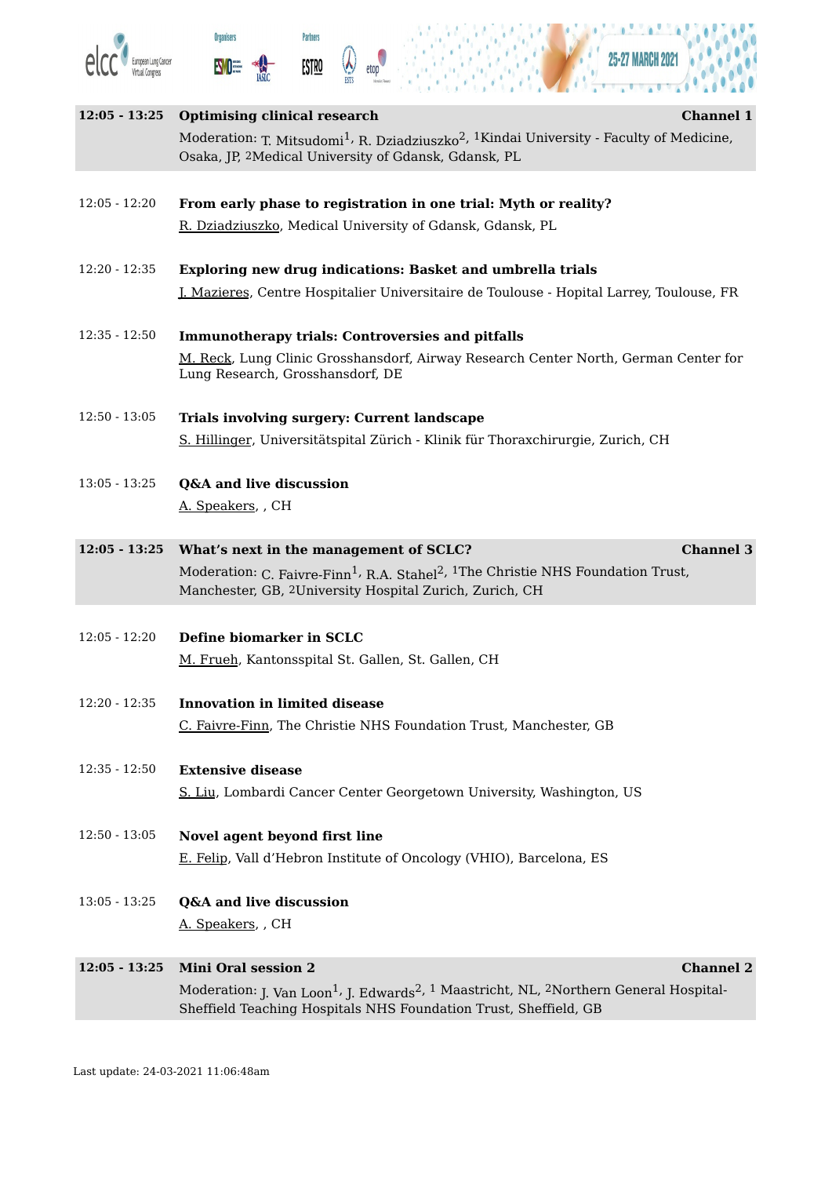**12:05 - 13:25** **Optimising clinical research** **Channel 1**

Moderation: T. Mitsudomi[1], R. Dziadziuszko[2], [1]Kindai University - Faculty of Medicine, Osaka, JP, [2]Medical University of Gdansk, Gdansk, PL

12:05 - 12:20 **From early phase to registration in one trial: Myth or reality?**

R. Dziadziuszko, Medical University of Gdansk, Gdansk, PL

12:20 - 12:35 **Exploring new drug indications: Basket and umbrella trials**

J. Mazieres, Centre Hospitalier Universitaire de Toulouse - Hopital Larrey, Toulouse, FR

12:35 - 12:50 **Immunotherapy trials: Controversies and pitfalls**

M. Reck, Lung Clinic Grosshansdorf, Airway Research Center North, German Center for Lung Research, Grosshansdorf, DE

12:50 - 13:05 **Trials involving surgery: Current landscape**

S. Hillinger, Universitätspital Zürich - Klinik für Thoraxchirurgie, Zurich, CH

13:05 - 13:25 **Q&A and live discussion**

A. Speakers, , CH

**12:05 - 13:25** **What's next in the management of SCLC?** **Channel 3**

Moderation: C. Faivre-Finn[1], R.A. Stahel[2], [1]The Christie NHS Foundation Trust, Manchester, GB, [2]University Hospital Zurich, Zurich, CH

12:05 - 12:20 **Define biomarker in SCLC**

M. Frueh, Kantonsspital St. Gallen, St. Gallen, CH

12:20 - 12:35 **Innovation in limited disease**

C. Faivre-Finn, The Christie NHS Foundation Trust, Manchester, GB

12:35 - 12:50 **Extensive disease**

S. Liu, Lombardi Cancer Center Georgetown University, Washington, US

12:50 - 13:05 **Novel agent beyond first line**

E. Felip, Vall d'Hebron Institute of Oncology (VHIO), Barcelona, ES

13:05 - 13:25 **Q&A and live discussion**

A. Speakers, , CH

**12:05 - 13:25** **Mini Oral session 2** **Channel 2**

Moderation: J. Van Loon[1], J. Edwards[2], [1] Maastricht, NL, [2]Northern General Hospital-Sheffield Teaching Hospitals NHS Foundation Trust, Sheffield, GB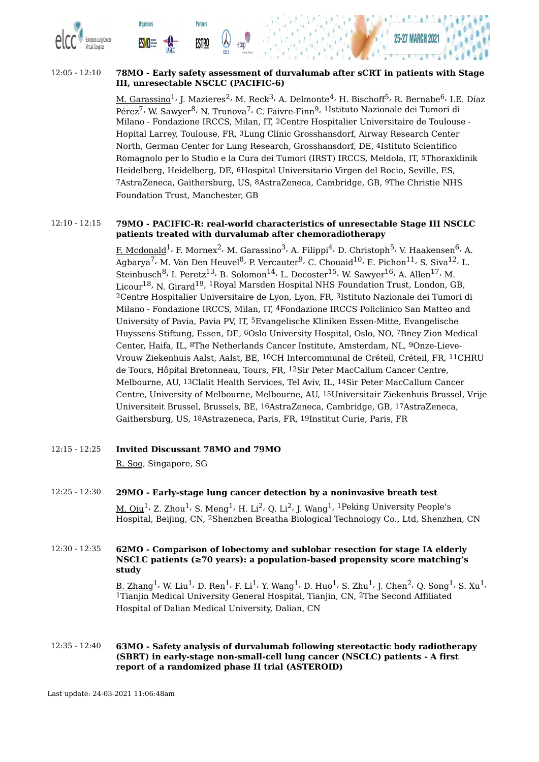12:05 - 12:10 **78MO - Early safety assessment of durvalumab after sCRT in patients with Stage III, unresectable NSCLC (PACIFIC-6)**

M. Garassino[1], J. Mazieres[2], M. Reck[3], A. Delmonte[4], H. Bischoff[5], R. Bernabe[6], I.E. Díaz Pérez[7], W. Sawyer[8], N. Trunova[7], C. Faivre-Finn[9], [1]Istituto Nazionale dei Tumori di Milano - Fondazione IRCCS, Milan, IT, [2]Centre Hospitalier Universitaire de Toulouse - Hopital Larrey, Toulouse, FR, [3]Lung Clinic Grosshansdorf, Airway Research Center North, German Center for Lung Research, Grosshansdorf, DE, [4]Istituto Scientifico Romagnolo per lo Studio e la Cura dei Tumori (IRST) IRCCS, Meldola, IT, [5]Thoraxklinik Heidelberg, Heidelberg, DE, [6]Hospital Universitario Virgen del Rocio, Seville, ES, [7]AstraZeneca, Gaithersburg, US, [8]AstraZeneca, Cambridge, GB, [9]The Christie NHS Foundation Trust, Manchester, GB

12:10 - 12:15 **79MO - PACIFIC-R: real-world characteristics of unresectable Stage III NSCLC patients treated with durvalumab after chemoradiotherapy**

F. Mcdonald[1], F. Mornex[2], M. Garassino[3], A. Filippi[4], D. Christoph[5], V. Haakensen[6], A. Agbarya[7], M. Van Den Heuvel[8], P. Vercauter[9], C. Chouaid[10], E. Pichon[11], S. Siva[12], L. Steinbusch[8], I. Peretz[13], B. Solomon[14], L. Decoster[15], W. Sawyer[16], A. Allen[17], M. Licour[18], N. Girard[19], [1]Royal Marsden Hospital NHS Foundation Trust, London, GB, [2]Centre Hospitalier Universitaire de Lyon, Lyon, FR, [3]Istituto Nazionale dei Tumori di Milano - Fondazione IRCCS, Milan, IT, [4]Fondazione IRCCS Policlinico San Matteo and University of Pavia, Pavia PV, IT, [5]Evangelische Kliniken Essen-Mitte, Evangelische Huyssens-Stiftung, Essen, DE, [6]Oslo University Hospital, Oslo, NO, [7]Bney Zion Medical Center, Haifa, IL, [8]The Netherlands Cancer Institute, Amsterdam, NL, [9]Onze-Lieve-Vrouw Ziekenhuis Aalst, Aalst, BE, [10]CH Intercommunal de Créteil, Créteil, FR, [11]CHRU de Tours, Hôpital Bretonneau, Tours, FR, [12]Sir Peter MacCallum Cancer Centre, Melbourne, AU, [13]Clalit Health Services, Tel Aviv, IL, [14]Sir Peter MacCallum Cancer Centre, University of Melbourne, Melbourne, AU, [15]Universitair Ziekenhuis Brussel, Vrije Universiteit Brussel, Brussels, BE, [16]AstraZeneca, Cambridge, GB, [17]AstraZeneca, Gaithersburg, US, [18]Astrazeneca, Paris, FR, [19]Institut Curie, Paris, FR

12:15 - 12:25 **Invited Discussant 78MO and 79MO**

R. Soo, Singapore, SG

12:25 - 12:30 **29MO - Early-stage lung cancer detection by a noninvasive breath test**

M. Qiu[1], Z. Zhou[1], S. Meng[1], H. Li[2], Q. Li[2], J. Wang[1], [1]Peking University People's Hospital, Beijing, CN, [2]Shenzhen Breatha Biological Technology Co., Ltd, Shenzhen, CN

12:30 - 12:35 **62MO - Comparison of lobectomy and sublobar resection for stage IA elderly NSCLC patients (≥70 years): a population-based propensity score matching's study**

B. Zhang[1], W. Liu[1], D. Ren[1], F. Li[1], Y. Wang[1], D. Huo[1], S. Zhu[1], J. Chen[2], Q. Song[1], S. Xu[1], [1]Tianjin Medical University General Hospital, Tianjin, CN, [2]The Second Affiliated Hospital of Dalian Medical University, Dalian, CN

12:35 - 12:40 **63MO - Safety analysis of durvalumab following stereotactic body radiotherapy (SBRT) in early-stage non-small-cell lung cancer (NSCLC) patients - A first report of a randomized phase II trial (ASTEROID)**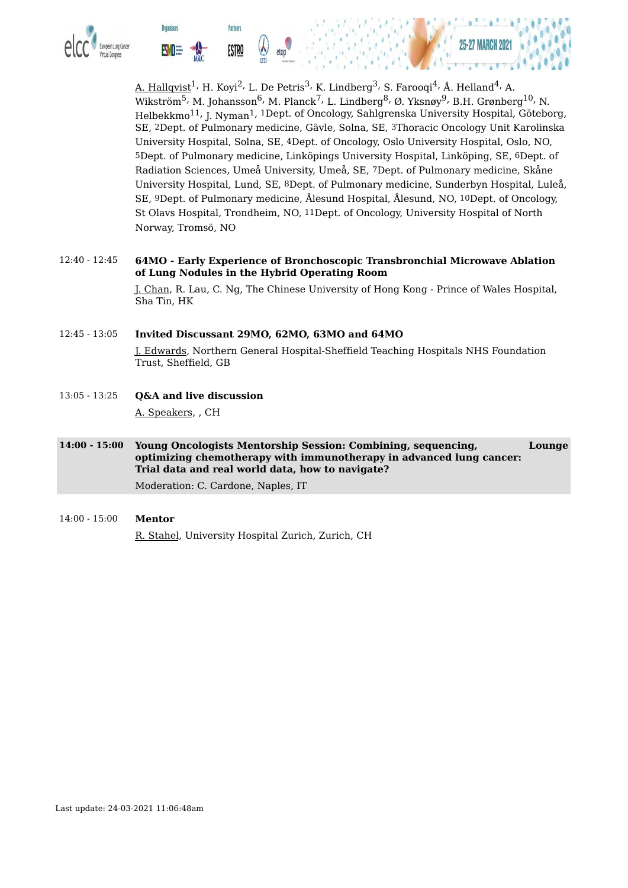A. Hallqvist[1], H. Koyi[2], L. De Petris[3], K. Lindberg[3], S. Farooqi[4], Å. Helland[4], A. Wikström[5], M. Johansson[6], M. Planck[7], L. Lindberg[8], Ø. Yksnøy[9], B.H. Grønberg[10], N. Helbekkmo[11], J. Nyman[1], [1]Dept. of Oncology, Sahlgrenska University Hospital, Göteborg, SE, [2]Dept. of Pulmonary medicine, Gävle, Solna, SE, [3]Thoracic Oncology Unit Karolinska University Hospital, Solna, SE, [4]Dept. of Oncology, Oslo University Hospital, Oslo, NO, [5]Dept. of Pulmonary medicine, Linköpings University Hospital, Linköping, SE, [6]Dept. of Radiation Sciences, Umeå University, Umeå, SE, [7]Dept. of Pulmonary medicine, Skåne University Hospital, Lund, SE, [8]Dept. of Pulmonary medicine, Sunderbyn Hospital, Luleå, SE, [9]Dept. of Pulmonary medicine, Ålesund Hospital, Ålesund, NO, [10]Dept. of Oncology, St Olavs Hospital, Trondheim, NO, [11]Dept. of Oncology, University Hospital of North Norway, Tromsö, NO

12:40 - 12:45 **64MO - Early Experience of Bronchoscopic Transbronchial Microwave Ablation of Lung Nodules in the Hybrid Operating Room**

J. Chan, R. Lau, C. Ng, The Chinese University of Hong Kong - Prince of Wales Hospital, Sha Tin, HK

12:45 - 13:05 **Invited Discussant 29MO, 62MO, 63MO and 64MO**

J. Edwards, Northern General Hospital-Sheffield Teaching Hospitals NHS Foundation Trust, Sheffield, GB

13:05 - 13:25 **Q&A and live discussion**

A. Speakers, , CH

**14:00 - 15:00 Young Oncologists Mentorship Session: Combining, sequencing, optimizing chemotherapy with immunotherapy in advanced lung cancer: Trial data and real world data, how to navigate?** **Lounge**

Moderation: C. Cardone, Naples, IT

14:00 - 15:00 **Mentor**

R. Stahel, University Hospital Zurich, Zurich, CH

Last update: 24-03-2021 11:06:48am